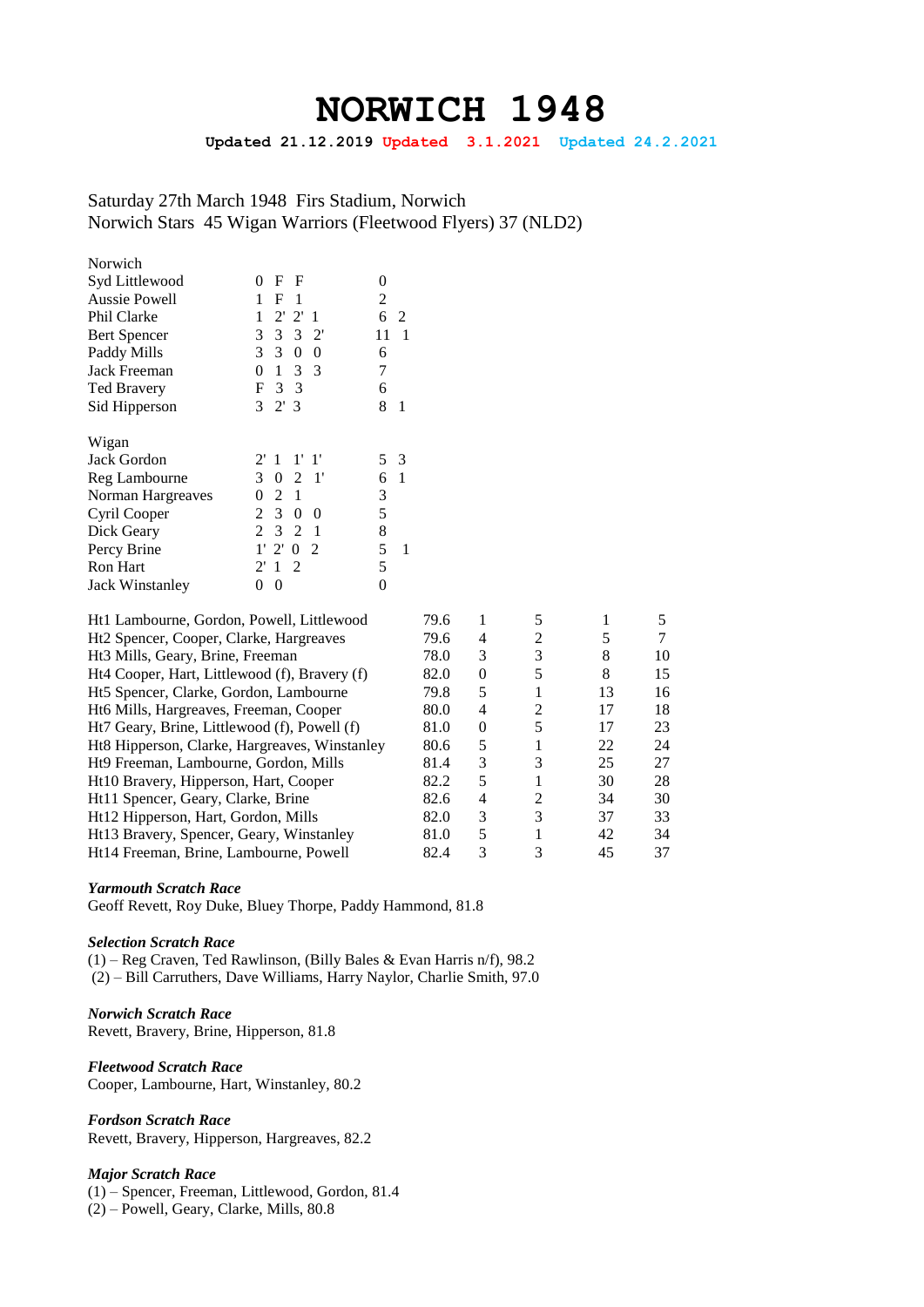# NORWICH 1948

**Updated 21.12.2019 Updated 3.1.2021 Updated 24.2.2021**

Saturday 27th March 1948 Firs Stadium, Norwich
Norwich Stars 45 Wigan Warriors (Fleetwood Flyers) 37 (NLD2)

| Norwich | | | |
|---|---|---|---|
| Syd Littlewood | 0 F F | 0 | |
| Aussie Powell | 1 F 1 | 2 | |
| Phil Clarke | 1 2' 2' 1 | 6 | 2 |
| Bert Spencer | 3 3 3 2' | 11 | 1 |
| Paddy Mills | 3 3 0 0 | 6 | |
| Jack Freeman | 0 1 3 3 | 7 | |
| Ted Bravery | F 3 3 | 6 | |
| Sid Hipperson | 3 2' 3 | 8 | 1 |

| Wigan | | | | |
|---|---|---|---|---|
| Jack Gordon | 2' 1 1' 1' | 5 | 3 | |
| Reg Lambourne | 3 0 2 1' | 6 | 1 | |
| Norman Hargreaves | 0 2 1 | 3 | | |
| Cyril Cooper | 2 3 0 0 | 5 | | |
| Dick Geary | 2 3 2 1 | 8 | | |
| Percy Brine | 1' 2' 0 2 | 5 | | 1 |
| Ron Hart | 2' 1 2 | 5 | | |
| Jack Winstanley | 0 0 | 0 | | |

| Heat | Time | | | | |
|---|---|---|---|---|---|
| Ht1 Lambourne, Gordon, Powell, Littlewood | 79.6 | 1 | 5 | 1 | 5 |
| Ht2 Spencer, Cooper, Clarke, Hargreaves | 79.6 | 4 | 2 | 5 | 7 |
| Ht3 Mills, Geary, Brine, Freeman | 78.0 | 3 | 3 | 8 | 10 |
| Ht4 Cooper, Hart, Littlewood (f), Bravery (f) | 82.0 | 0 | 5 | 8 | 15 |
| Ht5 Spencer, Clarke, Gordon, Lambourne | 79.8 | 5 | 1 | 13 | 16 |
| Ht6 Mills, Hargreaves, Freeman, Cooper | 80.0 | 4 | 2 | 17 | 18 |
| Ht7 Geary, Brine, Littlewood (f), Powell (f) | 81.0 | 0 | 5 | 17 | 23 |
| Ht8 Hipperson, Clarke, Hargreaves, Winstanley | 80.6 | 5 | 1 | 22 | 24 |
| Ht9 Freeman, Lambourne, Gordon, Mills | 81.4 | 3 | 3 | 25 | 27 |
| Ht10 Bravery, Hipperson, Hart, Cooper | 82.2 | 5 | 1 | 30 | 28 |
| Ht11 Spencer, Geary, Clarke, Brine | 82.6 | 4 | 2 | 34 | 30 |
| Ht12 Hipperson, Hart, Gordon, Mills | 82.0 | 3 | 3 | 37 | 33 |
| Ht13 Bravery, Spencer, Geary, Winstanley | 81.0 | 5 | 1 | 42 | 34 |
| Ht14 Freeman, Brine, Lambourne, Powell | 82.4 | 3 | 3 | 45 | 37 |

***Yarmouth Scratch Race***
Geoff Revett, Roy Duke, Bluey Thorpe, Paddy Hammond, 81.8

***Selection Scratch Race***
(1) – Reg Craven, Ted Rawlinson, (Billy Bales & Evan Harris n/f), 98.2
(2) – Bill Carruthers, Dave Williams, Harry Naylor, Charlie Smith, 97.0

***Norwich Scratch Race***
Revett, Bravery, Brine, Hipperson, 81.8

***Fleetwood Scratch Race***
Cooper, Lambourne, Hart, Winstanley, 80.2

***Fordson Scratch Race***
Revett, Bravery, Hipperson, Hargreaves, 82.2

***Major Scratch Race***
(1) – Spencer, Freeman, Littlewood, Gordon, 81.4
(2) – Powell, Geary, Clarke, Mills, 80.8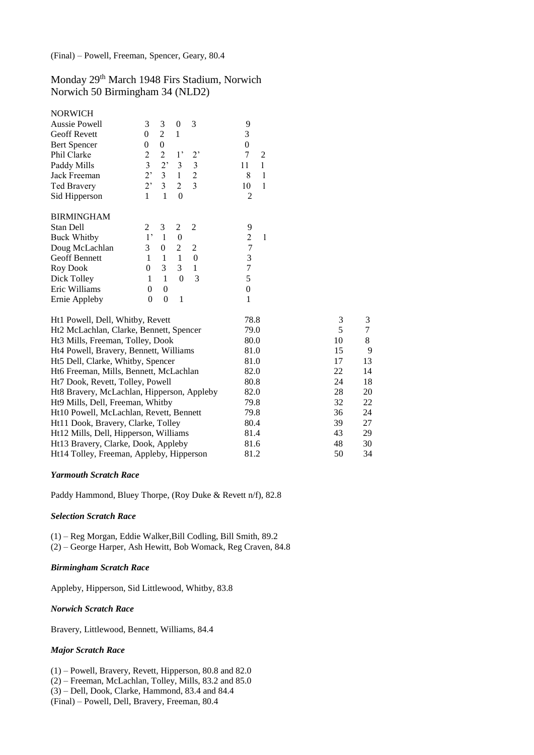(Final) – Powell, Freeman, Spencer, Geary, 80.4

Monday 29th March 1948 Firs Stadium, Norwich
Norwich 50 Birmingham 34 (NLD2)

| NORWICH | | | | | | |
|---|---|---|---|---|---|---|
| Aussie Powell | 3 | 3 | 0 | 3 | 9 | |
| Geoff Revett | 0 | 2 | 1 | | 3 | |
| Bert Spencer | 0 | 0 | | | 0 | |
| Phil Clarke | 2 | 2 | 1’ | 2’ | 7 | 2 |
| Paddy Mills | 3 | 2’ | 3 | 3 | 11 | 1 |
| Jack Freeman | 2’ | 3 | 1 | 2 | 8 | 1 |
| Ted Bravery | 2’ | 3 | 2 | 3 | 10 | 1 |
| Sid Hipperson | 1 | 1 | 0 | | 2 | |

| BIRMINGHAM | | | | | | |
|---|---|---|---|---|---|---|
| Stan Dell | 2 | 3 | 2 | 2 | 9 | |
| Buck Whitby | 1’ | 1 | 0 | | 2 | 1 |
| Doug McLachlan | 3 | 0 | 2 | 2 | 7 | |
| Geoff Bennett | 1 | 1 | 1 | 0 | 3 | |
| Roy Dook | 0 | 3 | 3 | 1 | 7 | |
| Dick Tolley | 1 | 1 | 0 | 3 | 5 | |
| Eric Williams | 0 | 0 | | | 0 | |
| Ernie Appleby | 0 | 0 | 1 | | 1 | |

| Heat | Time | Norwich | Birmingham |
|---|---|---|---|
| Ht1 Powell, Dell, Whitby, Revett | 78.8 | 3 | 3 |
| Ht2 McLachlan, Clarke, Bennett, Spencer | 79.0 | 5 | 7 |
| Ht3 Mills, Freeman, Tolley, Dook | 80.0 | 10 | 8 |
| Ht4 Powell, Bravery, Bennett, Williams | 81.0 | 15 | 9 |
| Ht5 Dell, Clarke, Whitby, Spencer | 81.0 | 17 | 13 |
| Ht6 Freeman, Mills, Bennett, McLachlan | 82.0 | 22 | 14 |
| Ht7 Dook, Revett, Tolley, Powell | 80.8 | 24 | 18 |
| Ht8 Bravery, McLachlan, Hipperson, Appleby | 82.0 | 28 | 20 |
| Ht9 Mills, Dell, Freeman, Whitby | 79.8 | 32 | 22 |
| Ht10 Powell, McLachlan, Revett, Bennett | 79.8 | 36 | 24 |
| Ht11 Dook, Bravery, Clarke, Tolley | 80.4 | 39 | 27 |
| Ht12 Mills, Dell, Hipperson, Williams | 81.4 | 43 | 29 |
| Ht13 Bravery, Clarke, Dook, Appleby | 81.6 | 48 | 30 |
| Ht14 Tolley, Freeman, Appleby, Hipperson | 81.2 | 50 | 34 |

***Yarmouth Scratch Race***

Paddy Hammond, Bluey Thorpe, (Roy Duke & Revett n/f), 82.8

***Selection Scratch Race***

(1) – Reg Morgan, Eddie Walker,Bill Codling, Bill Smith, 89.2
(2) – George Harper, Ash Hewitt, Bob Womack, Reg Craven, 84.8

***Birmingham Scratch Race***

Appleby, Hipperson, Sid Littlewood, Whitby, 83.8

***Norwich Scratch Race***

Bravery, Littlewood, Bennett, Williams, 84.4

***Major Scratch Race***

(1) – Powell, Bravery, Revett, Hipperson, 80.8 and 82.0
(2) – Freeman, McLachlan, Tolley, Mills, 83.2 and 85.0
(3) – Dell, Dook, Clarke, Hammond, 83.4 and 84.4
(Final) – Powell, Dell, Bravery, Freeman, 80.4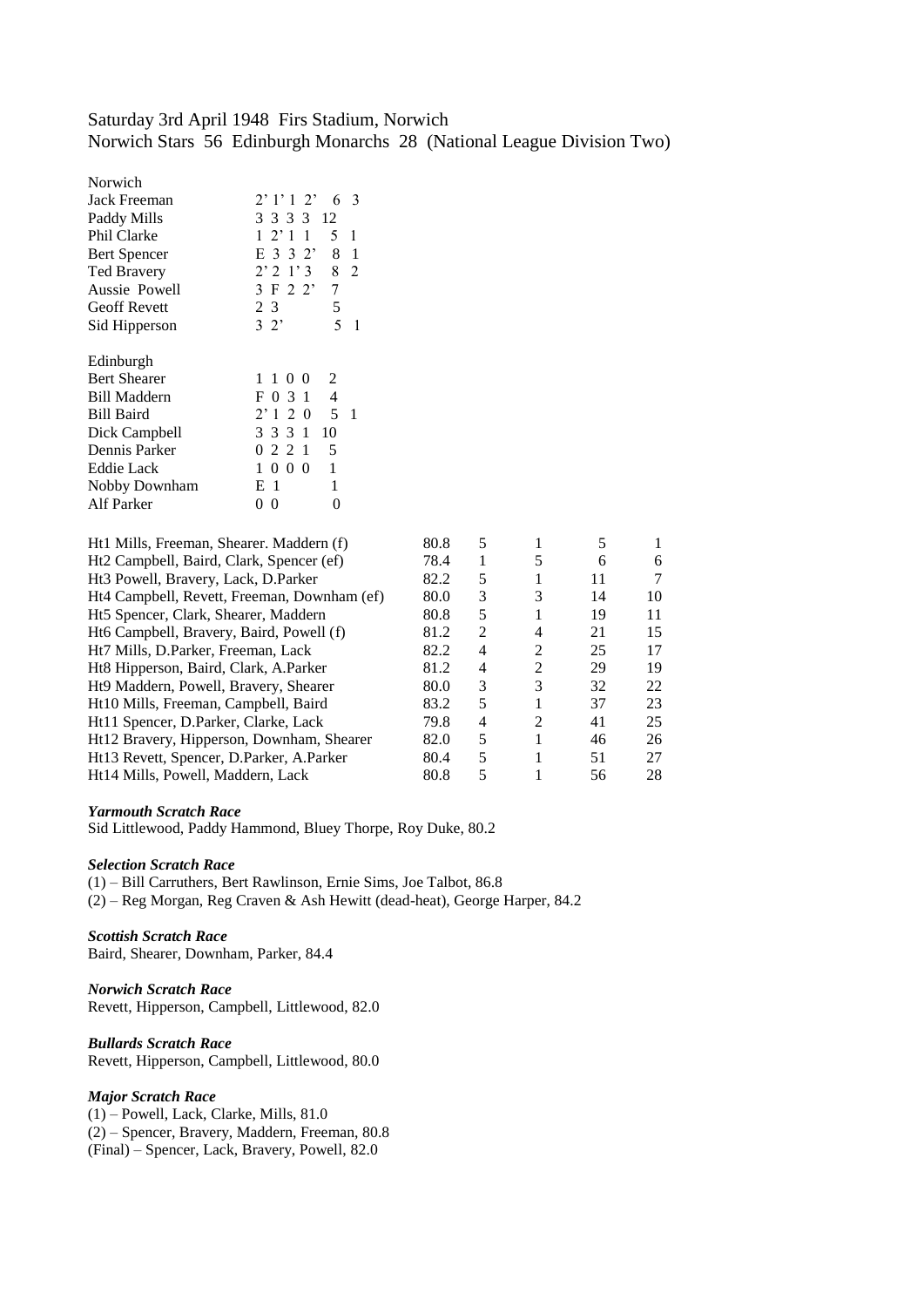Saturday 3rd April 1948 Firs Stadium, Norwich
Norwich Stars 56 Edinburgh Monarchs 28 (National League Division Two)

| Norwich | | | |
|---|---|---|---|
| Jack Freeman | 2' 1' 1 2' | 6 | 3 |
| Paddy Mills | 3 3 3 3 | 12 | |
| Phil Clarke | 1 2' 1 1 | 5 | 1 |
| Bert Spencer | E 3 3 2' | 8 | 1 |
| Ted Bravery | 2' 2 1' 3 | 8 | 2 |
| Aussie Powell | 3 F 2 2' | 7 | |
| Geoff Revett | 2 3 | 5 | |
| Sid Hipperson | 3 2' | 5 | 1 |

| Edinburgh | | | |
|---|---|---|---|
| Bert Shearer | 1 1 0 0 | 2 | |
| Bill Maddern | F 0 3 1 | 4 | |
| Bill Baird | 2' 1 2 0 | 5 | 1 |
| Dick Campbell | 3 3 3 1 | 10 | |
| Dennis Parker | 0 2 2 1 | 5 | |
| Eddie Lack | 1 0 0 0 | 1 | |
| Nobby Downham | E 1 | 1 | |
| Alf Parker | 0 0 | 0 | |

| Heat | Time | | | | |
|---|---|---|---|---|---|
| Ht1 Mills, Freeman, Shearer. Maddern (f) | 80.8 | 5 | 1 | 5 | 1 |
| Ht2 Campbell, Baird, Clark, Spencer (ef) | 78.4 | 1 | 5 | 6 | 6 |
| Ht3 Powell, Bravery, Lack, D.Parker | 82.2 | 5 | 1 | 11 | 7 |
| Ht4 Campbell, Revett, Freeman, Downham (ef) | 80.0 | 3 | 3 | 14 | 10 |
| Ht5 Spencer, Clark, Shearer, Maddern | 80.8 | 5 | 1 | 19 | 11 |
| Ht6 Campbell, Bravery, Baird, Powell (f) | 81.2 | 2 | 4 | 21 | 15 |
| Ht7 Mills, D.Parker, Freeman, Lack | 82.2 | 4 | 2 | 25 | 17 |
| Ht8 Hipperson, Baird, Clark, A.Parker | 81.2 | 4 | 2 | 29 | 19 |
| Ht9 Maddern, Powell, Bravery, Shearer | 80.0 | 3 | 3 | 32 | 22 |
| Ht10 Mills, Freeman, Campbell, Baird | 83.2 | 5 | 1 | 37 | 23 |
| Ht11 Spencer, D.Parker, Clarke, Lack | 79.8 | 4 | 2 | 41 | 25 |
| Ht12 Bravery, Hipperson, Downham, Shearer | 82.0 | 5 | 1 | 46 | 26 |
| Ht13 Revett, Spencer, D.Parker, A.Parker | 80.4 | 5 | 1 | 51 | 27 |
| Ht14 Mills, Powell, Maddern, Lack | 80.8 | 5 | 1 | 56 | 28 |

***Yarmouth Scratch Race***
Sid Littlewood, Paddy Hammond, Bluey Thorpe, Roy Duke, 80.2

***Selection Scratch Race***
(1) – Bill Carruthers, Bert Rawlinson, Ernie Sims, Joe Talbot, 86.8
(2) – Reg Morgan, Reg Craven & Ash Hewitt (dead-heat), George Harper, 84.2

***Scottish Scratch Race***
Baird, Shearer, Downham, Parker, 84.4

***Norwich Scratch Race***
Revett, Hipperson, Campbell, Littlewood, 82.0

***Bullards Scratch Race***
Revett, Hipperson, Campbell, Littlewood, 80.0

***Major Scratch Race***
(1) – Powell, Lack, Clarke, Mills, 81.0
(2) – Spencer, Bravery, Maddern, Freeman, 80.8
(Final) – Spencer, Lack, Bravery, Powell, 82.0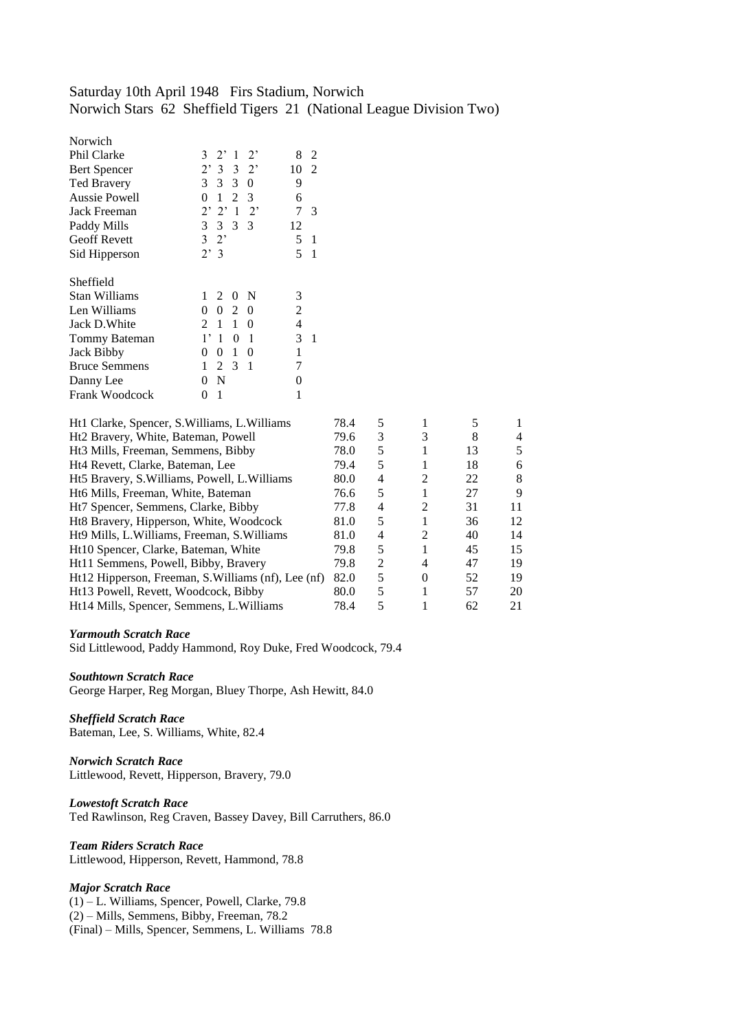Saturday 10th April 1948 Firs Stadium, Norwich
Norwich Stars 62 Sheffield Tigers 21 (National League Division Two)

| Norwich | | | |
|---|---|---|---|
| Phil Clarke | 3 2’ 1 2’ | 8 | 2 |
| Bert Spencer | 2’ 3 3 2’ | 10 | 2 |
| Ted Bravery | 3 3 3 0 | 9 | |
| Aussie Powell | 0 1 2 3 | 6 | |
| Jack Freeman | 2’ 2’ 1 2’ | 7 | 3 |
| Paddy Mills | 3 3 3 3 | 12 | |
| Geoff Revett | 3 2’ | 5 | 1 |
| Sid Hipperson | 2’ 3 | 5 | 1 |

| Sheffield | | | |
|---|---|---|---|
| Stan Williams | 1 2 0 N | 3 | |
| Len Williams | 0 0 2 0 | 2 | |
| Jack D.White | 2 1 1 0 | 4 | |
| Tommy Bateman | 1’ 1 0 1 | 3 | 1 |
| Jack Bibby | 0 0 1 0 | 1 | |
| Bruce Semmens | 1 2 3 1 | 7 | |
| Danny Lee | 0 N | 0 | |
| Frank Woodcock | 0 1 | 1 | |

| Heat | Time | | | | |
|---|---|---|---|---|---|
| Ht1 Clarke, Spencer, S.Williams, L.Williams | 78.4 | 5 | 1 | 5 | 1 |
| Ht2 Bravery, White, Bateman, Powell | 79.6 | 3 | 3 | 8 | 4 |
| Ht3 Mills, Freeman, Semmens, Bibby | 78.0 | 5 | 1 | 13 | 5 |
| Ht4 Revett, Clarke, Bateman, Lee | 79.4 | 5 | 1 | 18 | 6 |
| Ht5 Bravery, S.Williams, Powell, L.Williams | 80.0 | 4 | 2 | 22 | 8 |
| Ht6 Mills, Freeman, White, Bateman | 76.6 | 5 | 1 | 27 | 9 |
| Ht7 Spencer, Semmens, Clarke, Bibby | 77.8 | 4 | 2 | 31 | 11 |
| Ht8 Bravery, Hipperson, White, Woodcock | 81.0 | 5 | 1 | 36 | 12 |
| Ht9 Mills, L.Williams, Freeman, S.Williams | 81.0 | 4 | 2 | 40 | 14 |
| Ht10 Spencer, Clarke, Bateman, White | 79.8 | 5 | 1 | 45 | 15 |
| Ht11 Semmens, Powell, Bibby, Bravery | 79.8 | 2 | 4 | 47 | 19 |
| Ht12 Hipperson, Freeman, S.Williams (nf), Lee (nf) | 82.0 | 5 | 0 | 52 | 19 |
| Ht13 Powell, Revett, Woodcock, Bibby | 80.0 | 5 | 1 | 57 | 20 |
| Ht14 Mills, Spencer, Semmens, L.Williams | 78.4 | 5 | 1 | 62 | 21 |

***Yarmouth Scratch Race***
Sid Littlewood, Paddy Hammond, Roy Duke, Fred Woodcock, 79.4

***Southtown Scratch Race***
George Harper, Reg Morgan, Bluey Thorpe, Ash Hewitt, 84.0

***Sheffield Scratch Race***
Bateman, Lee, S. Williams, White, 82.4

***Norwich Scratch Race***
Littlewood, Revett, Hipperson, Bravery, 79.0

***Lowestoft Scratch Race***
Ted Rawlinson, Reg Craven, Bassey Davey, Bill Carruthers, 86.0

***Team Riders Scratch Race***
Littlewood, Hipperson, Revett, Hammond, 78.8

***Major Scratch Race***
(1) – L. Williams, Spencer, Powell, Clarke, 79.8
(2) – Mills, Semmens, Bibby, Freeman, 78.2
(Final) – Mills, Spencer, Semmens, L. Williams 78.8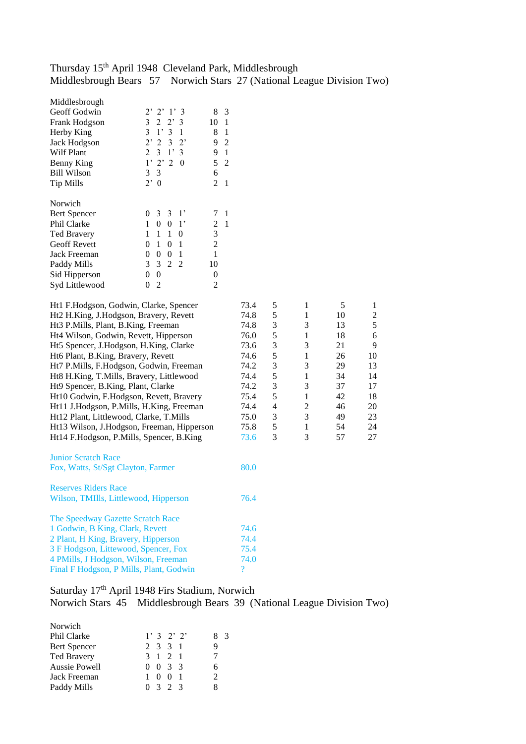Thursday 15th April 1948 Cleveland Park, Middlesbrough
Middlesbrough Bears 57 Norwich Stars 27 (National League Division Two)

| Middlesbrough | | | |
|---|---|---|---|
| Geoff Godwin | 2’ 2’ 1’ 3 | 8 | 3 |
| Frank Hodgson | 3 2 2’ 3 | 10 | 1 |
| Herby King | 3 1’ 3 1 | 8 | 1 |
| Jack Hodgson | 2’ 2 3 2’ | 9 | 2 |
| Wilf Plant | 2 3 1’ 3 | 9 | 1 |
| Benny King | 1’ 2’ 2 0 | 5 | 2 |
| Bill Wilson | 3 3 | 6 | |
| Tip Mills | 2’ 0 | 2 | 1 |

| Norwich | | | |
|---|---|---|---|
| Bert Spencer | 0 3 3 1’ | 7 | 1 |
| Phil Clarke | 1 0 0 1’ | 2 | 1 |
| Ted Bravery | 1 1 1 0 | 3 | |
| Geoff Revett | 0 1 0 1 | 2 | |
| Jack Freeman | 0 0 0 1 | 1 | |
| Paddy Mills | 3 3 2 2 | 10 | |
| Sid Hipperson | 0 0 | 0 | |
| Syd Littlewood | 0 2 | 2 | |

| Heat | Time | | | | |
|---|---|---|---|---|---|
| Ht1 F.Hodgson, Godwin, Clarke, Spencer | 73.4 | 5 | 1 | 5 | 1 |
| Ht2 H.King, J.Hodgson, Bravery, Revett | 74.8 | 5 | 1 | 10 | 2 |
| Ht3 P.Mills, Plant, B.King, Freeman | 74.8 | 3 | 3 | 13 | 5 |
| Ht4 Wilson, Godwin, Revett, Hipperson | 76.0 | 5 | 1 | 18 | 6 |
| Ht5 Spencer, J.Hodgson, H.King, Clarke | 73.6 | 3 | 3 | 21 | 9 |
| Ht6 Plant, B.King, Bravery, Revett | 74.6 | 5 | 1 | 26 | 10 |
| Ht7 P.Mills, F.Hodgson, Godwin, Freeman | 74.2 | 3 | 3 | 29 | 13 |
| Ht8 H.King, T.Mills, Bravery, Littlewood | 74.4 | 5 | 1 | 34 | 14 |
| Ht9 Spencer, B.King, Plant, Clarke | 74.2 | 3 | 3 | 37 | 17 |
| Ht10 Godwin, F.Hodgson, Revett, Bravery | 75.4 | 5 | 1 | 42 | 18 |
| Ht11 J.Hodgson, P.Mills, H.King, Freeman | 74.4 | 4 | 2 | 46 | 20 |
| Ht12 Plant, Littlewood, Clarke, T.Mills | 75.0 | 3 | 3 | 49 | 23 |
| Ht13 Wilson, J.Hodgson, Freeman, Hipperson | 75.8 | 5 | 1 | 54 | 24 |
| Ht14 F.Hodgson, P.Mills, Spencer, B.King | 73.6 | 3 | 3 | 57 | 27 |

Junior Scratch Race
Fox, Watts, St/Sgt Clayton, Farmer 80.0

Reserves Riders Race
Wilson, TMIlls, Littlewood, Hipperson 76.4

The Speedway Gazette Scratch Race
1 Godwin, B King, Clark, Revett 74.6
2 Plant, H King, Bravery, Hipperson 74.4
3 F Hodgson, Littewood, Spencer, Fox 75.4
4 PMills, J Hodgson, Wilson, Freeman 74.0
Final F Hodgson, P Mills, Plant, Godwin ?

Saturday 17th April 1948 Firs Stadium, Norwich
Norwich Stars 45 Middlesbrough Bears 39 (National League Division Two)

| Norwich | | | |
|---|---|---|---|
| Phil Clarke | 1’ 3 2’ 2’ | 8 | 3 |
| Bert Spencer | 2 3 3 1 | 9 | |
| Ted Bravery | 3 1 2 1 | 7 | |
| Aussie Powell | 0 0 3 3 | 6 | |
| Jack Freeman | 1 0 0 1 | 2 | |
| Paddy Mills | 0 3 2 3 | 8 | |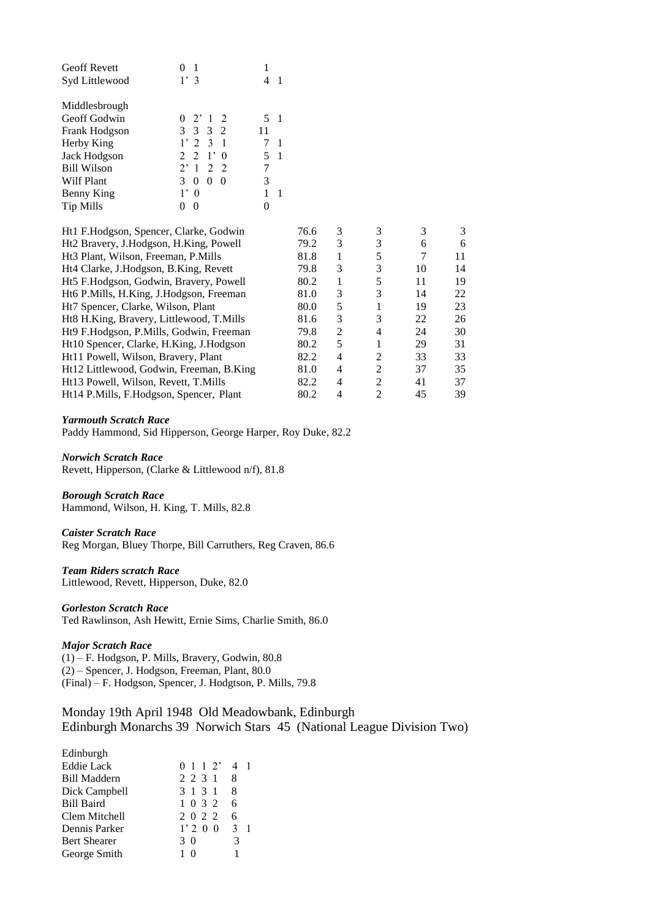| | | |
|---|---|---|
| Geoff Revett | 0 1 | 1 |
| Syd Littlewood | 1' 3 | 4 1 |

Middlesbrough

| | | |
|---|---|---|
| Geoff Godwin | 0 2' 1 2 | 5 1 |
| Frank Hodgson | 3 3 3 2 | 11 |
| Herby King | 1' 2 3 1 | 7 1 |
| Jack Hodgson | 2 2 1' 0 | 5 1 |
| Bill Wilson | 2' 1 2 2 | 7 |
| Wilf Plant | 3 0 0 0 | 3 |
| Benny King | 1' 0 | 1 1 |
| Tip Mills | 0 0 | 0 |

| | | | | | |
|---|---|---|---|---|---|
| Ht1 F.Hodgson, Spencer, Clarke, Godwin | 76.6 | 3 | 3 | 3 | 3 |
| Ht2 Bravery, J.Hodgson, H.King, Powell | 79.2 | 3 | 3 | 6 | 6 |
| Ht3 Plant, Wilson, Freeman, P.Mills | 81.8 | 1 | 5 | 7 | 11 |
| Ht4 Clarke, J.Hodgson, B.King, Revett | 79.8 | 3 | 3 | 10 | 14 |
| Ht5 F.Hodgson, Godwin, Bravery, Powell | 80.2 | 1 | 5 | 11 | 19 |
| Ht6 P.Mills, H.King, J.Hodgson, Freeman | 81.0 | 3 | 3 | 14 | 22 |
| Ht7 Spencer, Clarke, Wilson, Plant | 80.0 | 5 | 1 | 19 | 23 |
| Ht8 H.King, Bravery, Littlewood, T.Mills | 81.6 | 3 | 3 | 22 | 26 |
| Ht9 F.Hodgson, P.Mills, Godwin, Freeman | 79.8 | 2 | 4 | 24 | 30 |
| Ht10 Spencer, Clarke, H.King, J.Hodgson | 80.2 | 5 | 1 | 29 | 31 |
| Ht11 Powell, Wilson, Bravery, Plant | 82.2 | 4 | 2 | 33 | 33 |
| Ht12 Littlewood, Godwin, Freeman, B.King | 81.0 | 4 | 2 | 37 | 35 |
| Ht13 Powell, Wilson, Revett, T.Mills | 82.2 | 4 | 2 | 41 | 37 |
| Ht14 P.Mills, F.Hodgson, Spencer, Plant | 80.2 | 4 | 2 | 45 | 39 |

***Yarmouth Scratch Race***
Paddy Hammond, Sid Hipperson, George Harper, Roy Duke, 82.2

***Norwich Scratch Race***
Revett, Hipperson, (Clarke & Littlewood n/f), 81.8

***Borough Scratch Race***
Hammond, Wilson, H. King, T. Mills, 82.8

***Caister Scratch Race***
Reg Morgan, Bluey Thorpe, Bill Carruthers, Reg Craven, 86.6

***Team Riders scratch Race***
Littlewood, Revett, Hipperson, Duke, 82.0

***Gorleston Scratch Race***
Ted Rawlinson, Ash Hewitt, Ernie Sims, Charlie Smith, 86.0

***Major Scratch Race***
(1) – F. Hodgson, P. Mills, Bravery, Godwin, 80.8
(2) – Spencer, J. Hodgson, Freeman, Plant, 80.0
(Final) – F. Hodgson, Spencer, J. Hodgtson, P. Mills, 79.8

## Monday 19th April 1948 Old Meadowbank, Edinburgh
## Edinburgh Monarchs 39 Norwich Stars 45 (National League Division Two)

Edinburgh

| | | |
|---|---|---|
| Eddie Lack | 0 1 1 2' | 4 1 |
| Bill Maddern | 2 2 3 1 | 8 |
| Dick Campbell | 3 1 3 1 | 8 |
| Bill Baird | 1 0 3 2 | 6 |
| Clem Mitchell | 2 0 2 2 | 6 |
| Dennis Parker | 1' 2 0 0 | 3 1 |
| Bert Shearer | 3 0 | 3 |
| George Smith | 1 0 | 1 |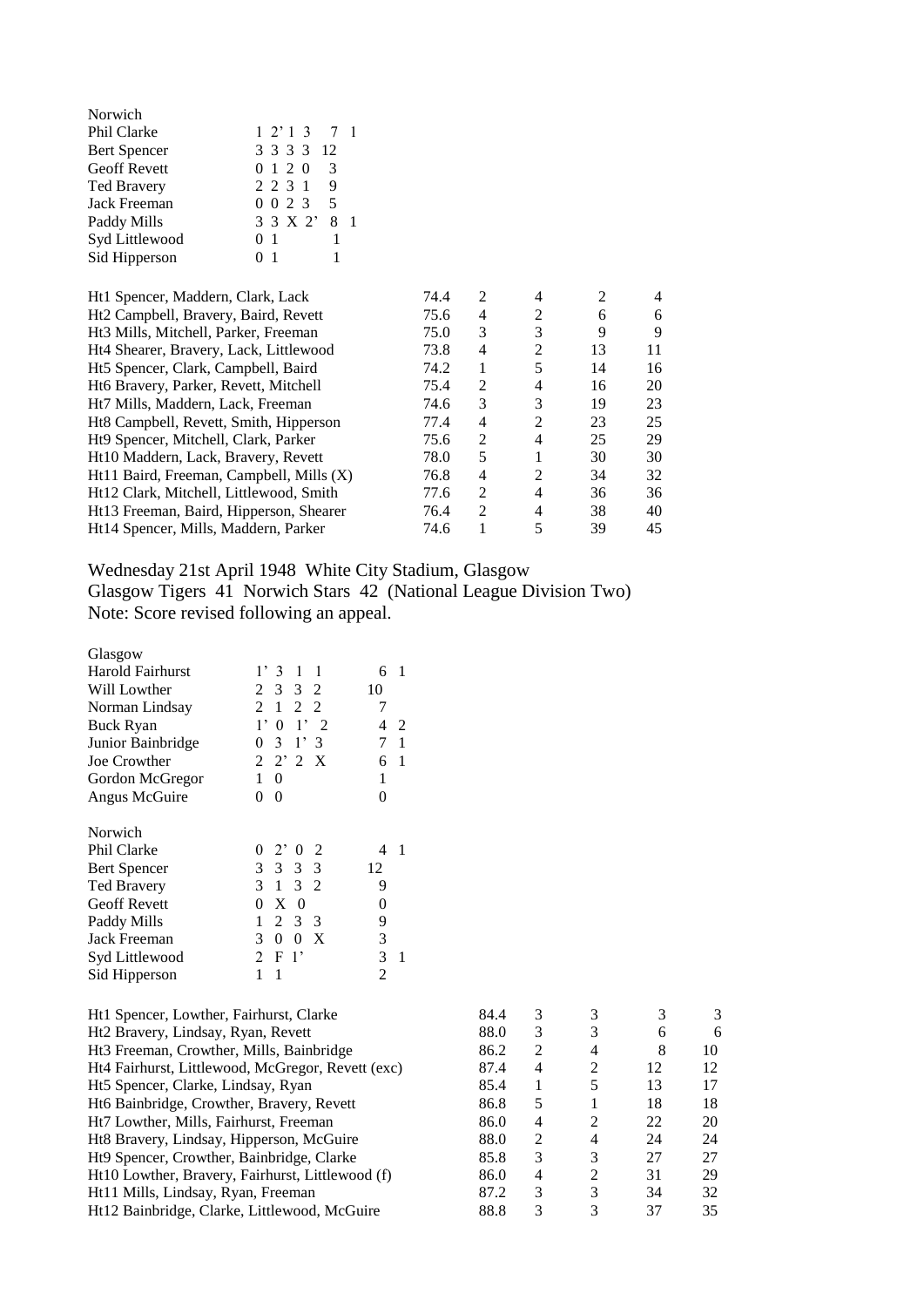| Norwich | | |
|---|---|---|
| Phil Clarke | 1 2' 1 3 | 7 1 |
| Bert Spencer | 3 3 3 3 | 12 |
| Geoff Revett | 0 1 2 0 | 3 |
| Ted Bravery | 2 2 3 1 | 9 |
| Jack Freeman | 0 0 2 3 | 5 |
| Paddy Mills | 3 3 X 2' | 8 1 |
| Syd Littlewood | 0 1 | 1 |
| Sid Hipperson | 0 1 | 1 |

| Heat | Time | | | | |
|---|---|---|---|---|---|
| Ht1 Spencer, Maddern, Clark, Lack | 74.4 | 2 | 4 | 2 | 4 |
| Ht2 Campbell, Bravery, Baird, Revett | 75.6 | 4 | 2 | 6 | 6 |
| Ht3 Mills, Mitchell, Parker, Freeman | 75.0 | 3 | 3 | 9 | 9 |
| Ht4 Shearer, Bravery, Lack, Littlewood | 73.8 | 4 | 2 | 13 | 11 |
| Ht5 Spencer, Clark, Campbell, Baird | 74.2 | 1 | 5 | 14 | 16 |
| Ht6 Bravery, Parker, Revett, Mitchell | 75.4 | 2 | 4 | 16 | 20 |
| Ht7 Mills, Maddern, Lack, Freeman | 74.6 | 3 | 3 | 19 | 23 |
| Ht8 Campbell, Revett, Smith, Hipperson | 77.4 | 4 | 2 | 23 | 25 |
| Ht9 Spencer, Mitchell, Clark, Parker | 75.6 | 2 | 4 | 25 | 29 |
| Ht10 Maddern, Lack, Bravery, Revett | 78.0 | 5 | 1 | 30 | 30 |
| Ht11 Baird, Freeman, Campbell, Mills (X) | 76.8 | 4 | 2 | 34 | 32 |
| Ht12 Clark, Mitchell, Littlewood, Smith | 77.6 | 2 | 4 | 36 | 36 |
| Ht13 Freeman, Baird, Hipperson, Shearer | 76.4 | 2 | 4 | 38 | 40 |
| Ht14 Spencer, Mills, Maddern, Parker | 74.6 | 1 | 5 | 39 | 45 |

Wednesday 21st April 1948 White City Stadium, Glasgow
Glasgow Tigers 41 Norwich Stars 42 (National League Division Two)
Note: Score revised following an appeal.

| Glasgow | | |
|---|---|---|
| Harold Fairhurst | 1' 3 1 1 | 6 1 |
| Will Lowther | 2 3 3 2 | 10 |
| Norman Lindsay | 2 1 2 2 | 7 |
| Buck Ryan | 1' 0 1' 2 | 4 2 |
| Junior Bainbridge | 0 3 1' 3 | 7 1 |
| Joe Crowther | 2 2' 2 X | 6 1 |
| Gordon McGregor | 1 0 | 1 |
| Angus McGuire | 0 0 | 0 |

| Norwich | | |
|---|---|---|
| Phil Clarke | 0 2' 0 2 | 4 1 |
| Bert Spencer | 3 3 3 3 | 12 |
| Ted Bravery | 3 1 3 2 | 9 |
| Geoff Revett | 0 X 0 | 0 |
| Paddy Mills | 1 2 3 3 | 9 |
| Jack Freeman | 3 0 0 X | 3 |
| Syd Littlewood | 2 F 1' | 3 1 |
| Sid Hipperson | 1 1 | 2 |

| Heat | Time | | | | |
|---|---|---|---|---|---|
| Ht1 Spencer, Lowther, Fairhurst, Clarke | 84.4 | 3 | 3 | 3 | 3 |
| Ht2 Bravery, Lindsay, Ryan, Revett | 88.0 | 3 | 3 | 6 | 6 |
| Ht3 Freeman, Crowther, Mills, Bainbridge | 86.2 | 2 | 4 | 8 | 10 |
| Ht4 Fairhurst, Littlewood, McGregor, Revett (exc) | 87.4 | 4 | 2 | 12 | 12 |
| Ht5 Spencer, Clarke, Lindsay, Ryan | 85.4 | 1 | 5 | 13 | 17 |
| Ht6 Bainbridge, Crowther, Bravery, Revett | 86.8 | 5 | 1 | 18 | 18 |
| Ht7 Lowther, Mills, Fairhurst, Freeman | 86.0 | 4 | 2 | 22 | 20 |
| Ht8 Bravery, Lindsay, Hipperson, McGuire | 88.0 | 2 | 4 | 24 | 24 |
| Ht9 Spencer, Crowther, Bainbridge, Clarke | 85.8 | 3 | 3 | 27 | 27 |
| Ht10 Lowther, Bravery, Fairhurst, Littlewood (f) | 86.0 | 4 | 2 | 31 | 29 |
| Ht11 Mills, Lindsay, Ryan, Freeman | 87.2 | 3 | 3 | 34 | 32 |
| Ht12 Bainbridge, Clarke, Littlewood, McGuire | 88.8 | 3 | 3 | 37 | 35 |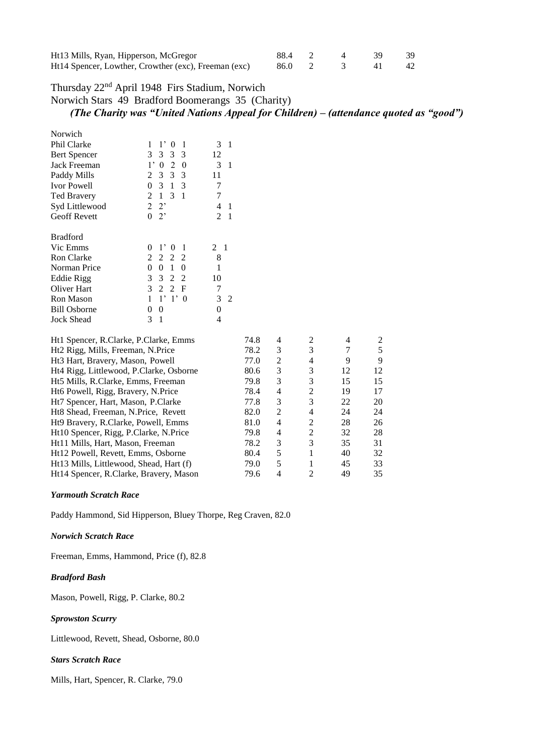| | | | | | |
|---|---|---|---|---|---|
| Ht13 Mills, Ryan, Hipperson, McGregor | 88.4 | 2 | 4 | 39 | 39 |
| Ht14 Spencer, Lowther, Crowther (exc), Freeman (exc) | 86.0 | 2 | 3 | 41 | 42 |

Thursday 22nd April 1948 Firs Stadium, Norwich
Norwich Stars 49 Bradford Boomerangs 35 (Charity)
***(The Charity was "United Nations Appeal for Children) – (attendance quoted as "good")***

| Norwich | | |
|---|---|---|
| Phil Clarke | 1 1' 0 1 | 3 1 |
| Bert Spencer | 3 3 3 3 | 12 |
| Jack Freeman | 1' 0 2 0 | 3 1 |
| Paddy Mills | 2 3 3 3 | 11 |
| Ivor Powell | 0 3 1 3 | 7 |
| Ted Bravery | 2 1 3 1 | 7 |
| Syd Littlewood | 2 2' | 4 1 |
| Geoff Revett | 0 2' | 2 1 |

| Bradford | | |
|---|---|---|
| Vic Emms | 0 1' 0 1 | 2 1 |
| Ron Clarke | 2 2 2 2 | 8 |
| Norman Price | 0 0 1 0 | 1 |
| Eddie Rigg | 3 3 2 2 | 10 |
| Oliver Hart | 3 2 2 F | 7 |
| Ron Mason | 1 1' 1' 0 | 3 2 |
| Bill Osborne | 0 0 | 0 |
| Jock Shead | 3 1 | 4 |

| | | | | | |
|---|---|---|---|---|---|
| Ht1 Spencer, R.Clarke, P.Clarke, Emms | 74.8 | 4 | 2 | 4 | 2 |
| Ht2 Rigg, Mills, Freeman, N.Price | 78.2 | 3 | 3 | 7 | 5 |
| Ht3 Hart, Bravery, Mason, Powell | 77.0 | 2 | 4 | 9 | 9 |
| Ht4 Rigg, Littlewood, P.Clarke, Osborne | 80.6 | 3 | 3 | 12 | 12 |
| Ht5 Mills, R.Clarke, Emms, Freeman | 79.8 | 3 | 3 | 15 | 15 |
| Ht6 Powell, Rigg, Bravery, N.Price | 78.4 | 4 | 2 | 19 | 17 |
| Ht7 Spencer, Hart, Mason, P.Clarke | 77.8 | 3 | 3 | 22 | 20 |
| Ht8 Shead, Freeman, N.Price, Revett | 82.0 | 2 | 4 | 24 | 24 |
| Ht9 Bravery, R.Clarke, Powell, Emms | 81.0 | 4 | 2 | 28 | 26 |
| Ht10 Spencer, Rigg, P.Clarke, N.Price | 79.8 | 4 | 2 | 32 | 28 |
| Ht11 Mills, Hart, Mason, Freeman | 78.2 | 3 | 3 | 35 | 31 |
| Ht12 Powell, Revett, Emms, Osborne | 80.4 | 5 | 1 | 40 | 32 |
| Ht13 Mills, Littlewood, Shead, Hart (f) | 79.0 | 5 | 1 | 45 | 33 |
| Ht14 Spencer, R.Clarke, Bravery, Mason | 79.6 | 4 | 2 | 49 | 35 |

***Yarmouth Scratch Race***

Paddy Hammond, Sid Hipperson, Bluey Thorpe, Reg Craven, 82.0

***Norwich Scratch Race***

Freeman, Emms, Hammond, Price (f), 82.8

***Bradford Bash***

Mason, Powell, Rigg, P. Clarke, 80.2

***Sprowston Scurry***

Littlewood, Revett, Shead, Osborne, 80.0

***Stars Scratch Race***

Mills, Hart, Spencer, R. Clarke, 79.0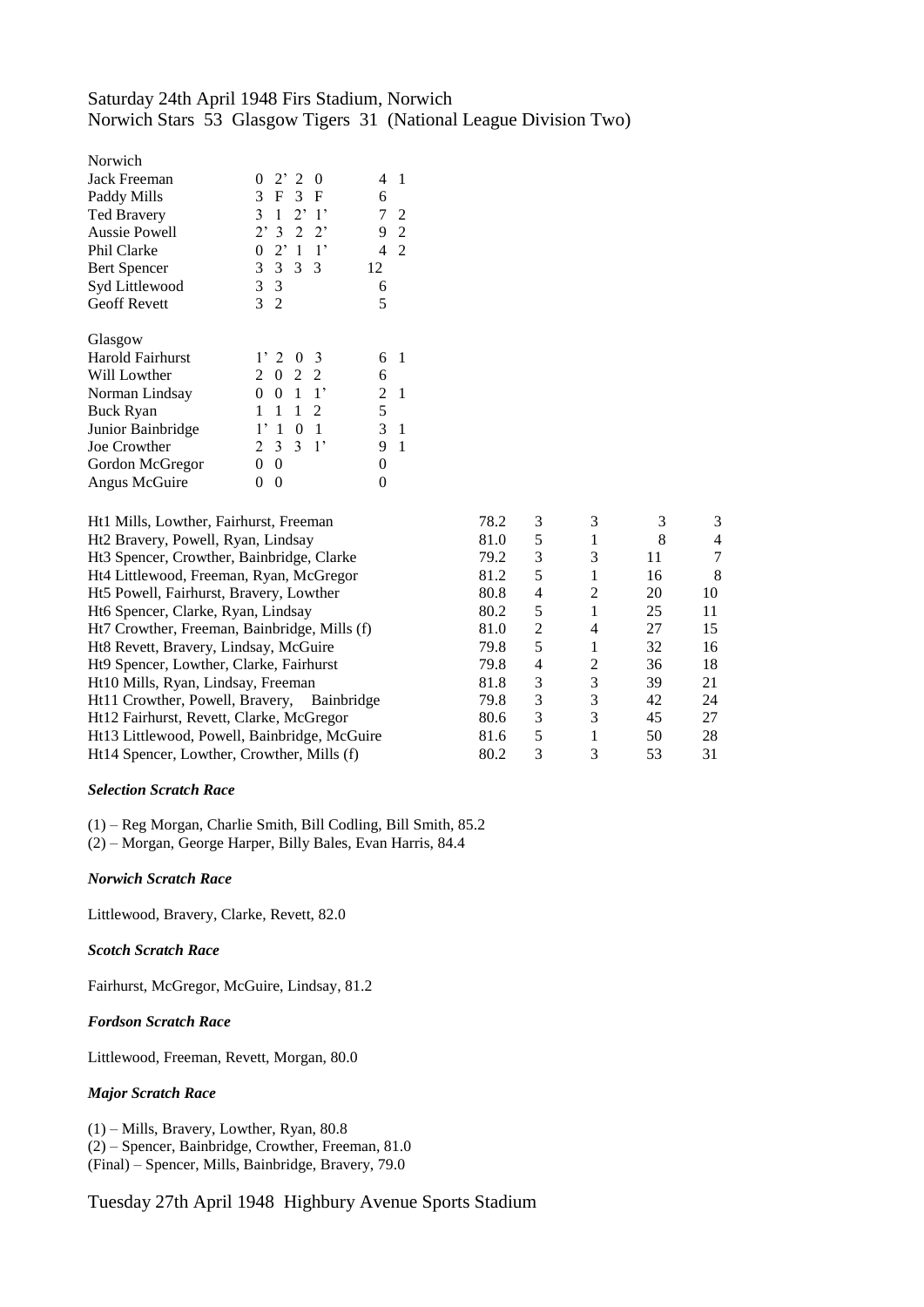Saturday 24th April 1948 Firs Stadium, Norwich
Norwich Stars 53 Glasgow Tigers 31 (National League Division Two)

| Norwich | | | |
|---|---|---|---|
| Jack Freeman | 0 2' 2 0 | 4 | 1 |
| Paddy Mills | 3 F 3 F | 6 | |
| Ted Bravery | 3 1 2' 1' | 7 | 2 |
| Aussie Powell | 2' 3 2 2' | 9 | 2 |
| Phil Clarke | 0 2' 1 1' | 4 | 2 |
| Bert Spencer | 3 3 3 3 | 12 | |
| Syd Littlewood | 3 3 | 6 | |
| Geoff Revett | 3 2 | 5 | |

| Glasgow | | | |
|---|---|---|---|
| Harold Fairhurst | 1' 2 0 3 | 6 | 1 |
| Will Lowther | 2 0 2 2 | 6 | |
| Norman Lindsay | 0 0 1 1' | 2 | 1 |
| Buck Ryan | 1 1 1 2 | 5 | |
| Junior Bainbridge | 1' 1 0 1 | 3 | 1 |
| Joe Crowther | 2 3 3 1' | 9 | 1 |
| Gordon McGregor | 0 0 | 0 | |
| Angus McGuire | 0 0 | 0 | |

| Heat | Time | | | | |
|---|---|---|---|---|---|
| Ht1 Mills, Lowther, Fairhurst, Freeman | 78.2 | 3 | 3 | 3 | 3 |
| Ht2 Bravery, Powell, Ryan, Lindsay | 81.0 | 5 | 1 | 8 | 4 |
| Ht3 Spencer, Crowther, Bainbridge, Clarke | 79.2 | 3 | 3 | 11 | 7 |
| Ht4 Littlewood, Freeman, Ryan, McGregor | 81.2 | 5 | 1 | 16 | 8 |
| Ht5 Powell, Fairhurst, Bravery, Lowther | 80.8 | 4 | 2 | 20 | 10 |
| Ht6 Spencer, Clarke, Ryan, Lindsay | 80.2 | 5 | 1 | 25 | 11 |
| Ht7 Crowther, Freeman, Bainbridge, Mills (f) | 81.0 | 2 | 4 | 27 | 15 |
| Ht8 Revett, Bravery, Lindsay, McGuire | 79.8 | 5 | 1 | 32 | 16 |
| Ht9 Spencer, Lowther, Clarke, Fairhurst | 79.8 | 4 | 2 | 36 | 18 |
| Ht10 Mills, Ryan, Lindsay, Freeman | 81.8 | 3 | 3 | 39 | 21 |
| Ht11 Crowther, Powell, Bravery, Bainbridge | 79.8 | 3 | 3 | 42 | 24 |
| Ht12 Fairhurst, Revett, Clarke, McGregor | 80.6 | 3 | 3 | 45 | 27 |
| Ht13 Littlewood, Powell, Bainbridge, McGuire | 81.6 | 5 | 1 | 50 | 28 |
| Ht14 Spencer, Lowther, Crowther, Mills (f) | 80.2 | 3 | 3 | 53 | 31 |

***Selection Scratch Race***

(1) – Reg Morgan, Charlie Smith, Bill Codling, Bill Smith, 85.2
(2) – Morgan, George Harper, Billy Bales, Evan Harris, 84.4

***Norwich Scratch Race***

Littlewood, Bravery, Clarke, Revett, 82.0

***Scotch Scratch Race***

Fairhurst, McGregor, McGuire, Lindsay, 81.2

***Fordson Scratch Race***

Littlewood, Freeman, Revett, Morgan, 80.0

***Major Scratch Race***

(1) – Mills, Bravery, Lowther, Ryan, 80.8
(2) – Spencer, Bainbridge, Crowther, Freeman, 81.0
(Final) – Spencer, Mills, Bainbridge, Bravery, 79.0

Tuesday 27th April 1948 Highbury Avenue Sports Stadium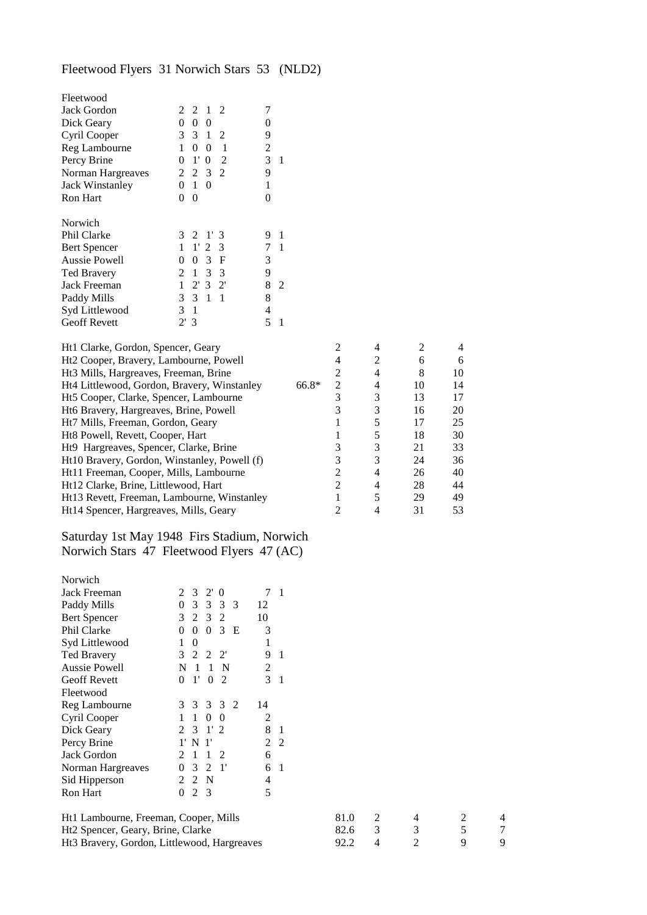Fleetwood Flyers 31 Norwich Stars 53 (NLD2)

| Fleetwood | | | |
|---|---|---|---|
| Jack Gordon | 2 2 1 2 | 7 | |
| Dick Geary | 0 0 0 | 0 | |
| Cyril Cooper | 3 3 1 2 | 9 | |
| Reg Lambourne | 1 0 0 1 | 2 | |
| Percy Brine | 0 1' 0 2 | 3 | 1 |
| Norman Hargreaves | 2 2 3 2 | 9 | |
| Jack Winstanley | 0 1 0 | 1 | |
| Ron Hart | 0 0 | 0 | |

| Norwich | | | |
|---|---|---|---|
| Phil Clarke | 3 2 1' 3 | 9 | 1 |
| Bert Spencer | 1 1' 2 3 | 7 | 1 |
| Aussie Powell | 0 0 3 F | 3 | |
| Ted Bravery | 2 1 3 3 | 9 | |
| Jack Freeman | 1 2' 3 2' | 8 | 2 |
| Paddy Mills | 3 3 1 1 | 8 | |
| Syd Littlewood | 3 1 | 4 | |
| Geoff Revett | 2' 3 | 5 | 1 |

| Heat | Time | | | | |
|---|---|---|---|---|---|
| Ht1 Clarke, Gordon, Spencer, Geary | | 2 | 4 | 2 | 4 |
| Ht2 Cooper, Bravery, Lambourne, Powell | | 4 | 2 | 6 | 6 |
| Ht3 Mills, Hargreaves, Freeman, Brine | | 2 | 4 | 8 | 10 |
| Ht4 Littlewood, Gordon, Bravery, Winstanley | 66.8* | 2 | 4 | 10 | 14 |
| Ht5 Cooper, Clarke, Spencer, Lambourne | | 3 | 3 | 13 | 17 |
| Ht6 Bravery, Hargreaves, Brine, Powell | | 3 | 3 | 16 | 20 |
| Ht7 Mills, Freeman, Gordon, Geary | | 1 | 5 | 17 | 25 |
| Ht8 Powell, Revett, Cooper, Hart | | 1 | 5 | 18 | 30 |
| Ht9 Hargreaves, Spencer, Clarke, Brine | | 3 | 3 | 21 | 33 |
| Ht10 Bravery, Gordon, Winstanley, Powell (f) | | 3 | 3 | 24 | 36 |
| Ht11 Freeman, Cooper, Mills, Lambourne | | 2 | 4 | 26 | 40 |
| Ht12 Clarke, Brine, Littlewood, Hart | | 2 | 4 | 28 | 44 |
| Ht13 Revett, Freeman, Lambourne, Winstanley | | 1 | 5 | 29 | 49 |
| Ht14 Spencer, Hargreaves, Mills, Geary | | 2 | 4 | 31 | 53 |

Saturday 1st May 1948 Firs Stadium, Norwich
Norwich Stars 47 Fleetwood Flyers 47 (AC)

| Norwich | | | |
|---|---|---|---|
| Jack Freeman | 2 3 2' 0 | 7 | 1 |
| Paddy Mills | 0 3 3 3 3 | 12 | |
| Bert Spencer | 3 2 3 2 | 10 | |
| Phil Clarke | 0 0 0 3 E | 3 | |
| Syd Littlewood | 1 0 | 1 | |
| Ted Bravery | 3 2 2 2' | 9 | 1 |
| Aussie Powell | N 1 1 N | 2 | |
| Geoff Revett | 0 1' 0 2 | 3 | 1 |
| **Fleetwood** | | | |
| Reg Lambourne | 3 3 3 3 2 | 14 | |
| Cyril Cooper | 1 1 0 0 | 2 | |
| Dick Geary | 2 3 1' 2 | 8 | 1 |
| Percy Brine | 1' N 1' | 2 | 2 |
| Jack Gordon | 2 1 1 2 | 6 | |
| Norman Hargreaves | 0 3 2 1' | 6 | 1 |
| Sid Hipperson | 2 2 N | 4 | |
| Ron Hart | 0 2 3 | 5 | |

| Heat | Time | | | | |
|---|---|---|---|---|---|
| Ht1 Lambourne, Freeman, Cooper, Mills | 81.0 | 2 | 4 | 2 | 4 |
| Ht2 Spencer, Geary, Brine, Clarke | 82.6 | 3 | 3 | 5 | 7 |
| Ht3 Bravery, Gordon, Littlewood, Hargreaves | 92.2 | 4 | 2 | 9 | 9 |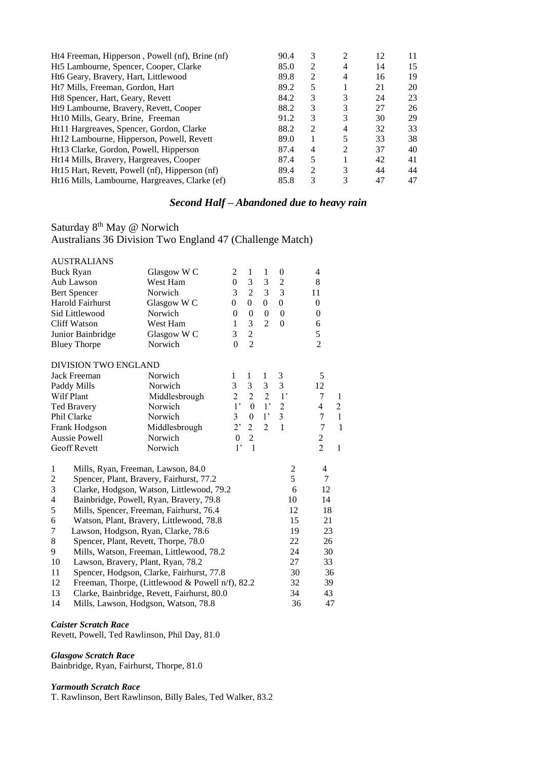| | | | | | |
|---|---|---|---|---|---|
| Ht4 Freeman, Hipperson , Powell (nf), Brine (nf) | 90.4 | 3 | 2 | 12 | 11 |
| Ht5 Lambourne, Spencer, Cooper, Clarke | 85.0 | 2 | 4 | 14 | 15 |
| Ht6 Geary, Bravery, Hart, Littlewood | 89.8 | 2 | 4 | 16 | 19 |
| Ht7 Mills, Freeman, Gordon, Hart | 89.2 | 5 | 1 | 21 | 20 |
| Ht8 Spencer, Hart, Geary, Revett | 84.2 | 3 | 3 | 24 | 23 |
| Ht9 Lambourne, Bravery, Revett, Cooper | 88.2 | 3 | 3 | 27 | 26 |
| Ht10 Mills, Geary, Brine, Freeman | 91.2 | 3 | 3 | 30 | 29 |
| Ht11 Hargreaves, Spencer, Gordon, Clarke | 88.2 | 2 | 4 | 32 | 33 |
| Ht12 Lambourne, Hipperson, Powell, Revett | 89.0 | 1 | 5 | 33 | 38 |
| Ht13 Clarke, Gordon, Powell, Hipperson | 87.4 | 4 | 2 | 37 | 40 |
| Ht14 Mills, Bravery, Hargreaves, Cooper | 87.4 | 5 | 1 | 42 | 41 |
| Ht15 Hart, Revett, Powell (nf), Hipperson (nf) | 89.4 | 2 | 3 | 44 | 44 |
| Ht16 Mills, Lambourne, Hargreaves, Clarke (ef) | 85.8 | 3 | 3 | 47 | 47 |

### *Second Half – Abandoned due to heavy rain*

Saturday 8th May @ Norwich
Australians 36 Division Two England 47 (Challenge Match)

AUSTRALIANS

| | | | | | | | |
|---|---|---|---|---|---|---|---|
| Buck Ryan | Glasgow W C | 2 | 1 | 1 | 0 | 4 | |
| Aub Lawson | West Ham | 0 | 3 | 3 | 2 | 8 | |
| Bert Spencer | Norwich | 3 | 2 | 3 | 3 | 11 | |
| Harold Fairhurst | Glasgow W C | 0 | 0 | 0 | 0 | 0 | |
| Sid Littlewood | Norwich | 0 | 0 | 0 | 0 | 0 | |
| Cliff Watson | West Ham | 1 | 3 | 2 | 0 | 6 | |
| Junior Bainbridge | Glasgow W C | 3 | 2 | | | 5 | |
| Bluey Thorpe | Norwich | 0 | 2 | | | 2 | |

DIVISION TWO ENGLAND

| | | | | | | | |
|---|---|---|---|---|---|---|---|
| Jack Freeman | Norwich | 1 | 1 | 1 | 3 | 5 | |
| Paddy Mills | Norwich | 3 | 3 | 3 | 3 | 12 | |
| Wilf Plant | Middlesbrough | 2 | 2 | 2 | 1’ | 7 | 1 |
| Ted Bravery | Norwich | 1’ | 0 | 1’ | 2 | 4 | 2 |
| Phil Clarke | Norwich | 3 | 0 | 1’ | 3 | 7 | 1 |
| Frank Hodgson | Middlesbrough | 2’ | 2 | 2 | 1 | 7 | 1 |
| Aussie Powell | Norwich | 0 | 2 | | | 2 | |
| Geoff Revett | Norwich | 1’ | 1 | | | 2 | 1 |

| | | | |
|---|---|---|---|
| 1 | Mills, Ryan, Freeman, Lawson, 84.0 | 2 | 4 |
| 2 | Spencer, Plant, Bravery, Fairhurst, 77.2 | 5 | 7 |
| 3 | Clarke, Hodgson, Watson, Littlewood, 79.2 | 6 | 12 |
| 4 | Bainbridge, Powell, Ryan, Bravery, 79.8 | 10 | 14 |
| 5 | Mills, Spencer, Freeman, Fairhurst, 76.4 | 12 | 18 |
| 6 | Watson, Plant, Bravery, Littlewood, 78.8 | 15 | 21 |
| 7 | Lawson, Hodgson, Ryan, Clarke, 78.6 | 19 | 23 |
| 8 | Spencer, Plant, Revett, Thorpe, 78.0 | 22 | 26 |
| 9 | Mills, Watson, Freeman, Littlewood, 78.2 | 24 | 30 |
| 10 | Lawson, Bravery, Plant, Ryan, 78.2 | 27 | 33 |
| 11 | Spencer, Hodgson, Clarke, Fairhurst, 77.8 | 30 | 36 |
| 12 | Freeman, Thorpe, (Littlewood & Powell n/f), 82.2 | 32 | 39 |
| 13 | Clarke, Bainbridge, Revett, Fairhurst, 80.0 | 34 | 43 |
| 14 | Mills, Lawson, Hodgson, Watson, 78.8 | 36 | 47 |

***Caister Scratch Race***
Revett, Powell, Ted Rawlinson, Phil Day, 81.0

***Glasgow Scratch Race***
Bainbridge, Ryan, Fairhurst, Thorpe, 81.0

***Yarmouth Scratch Race***
T. Rawlinson, Bert Rawlinson, Billy Bales, Ted Walker, 83.2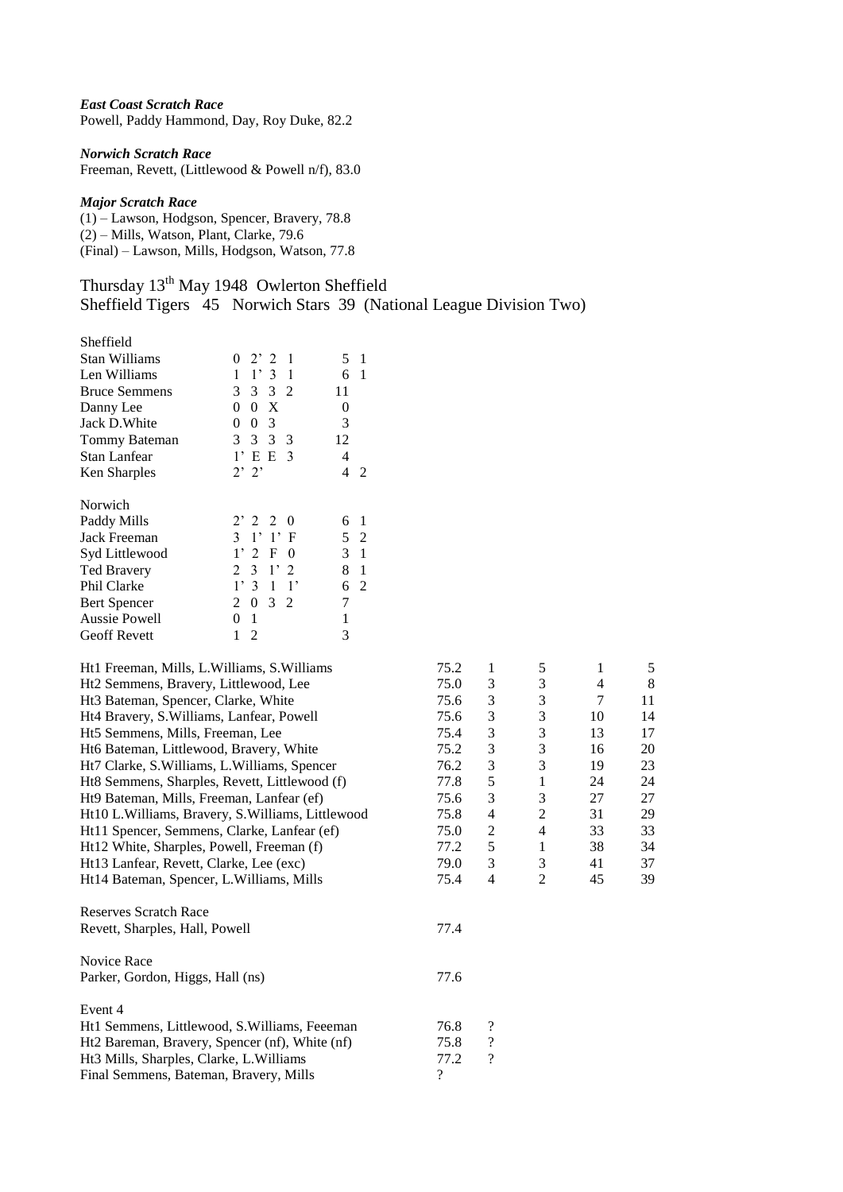***East Coast Scratch Race***
Powell, Paddy Hammond, Day, Roy Duke, 82.2

***Norwich Scratch Race***
Freeman, Revett, (Littlewood & Powell n/f), 83.0

***Major Scratch Race***
(1) – Lawson, Hodgson, Spencer, Bravery, 78.8
(2) – Mills, Watson, Plant, Clarke, 79.6
(Final) – Lawson, Mills, Hodgson, Watson, 77.8

## Thursday 13th May 1948 Owlerton Sheffield
## Sheffield Tigers 45 Norwich Stars 39 (National League Division Two)

| Sheffield | | | |
|---|---|---|---|
| Stan Williams | 0 2' 2 1 | 5 | 1 |
| Len Williams | 1 1' 3 1 | 6 | 1 |
| Bruce Semmens | 3 3 3 2 | 11 | |
| Danny Lee | 0 0 X | 0 | |
| Jack D.White | 0 0 3 | 3 | |
| Tommy Bateman | 3 3 3 3 | 12 | |
| Stan Lanfear | 1' E E 3 | 4 | |
| Ken Sharples | 2' 2' | 4 | 2 |

| Norwich | | | |
|---|---|---|---|
| Paddy Mills | 2' 2 2 0 | 6 | 1 |
| Jack Freeman | 3 1' 1' F | 5 | 2 |
| Syd Littlewood | 1' 2 F 0 | 3 | 1 |
| Ted Bravery | 2 3 1' 2 | 8 | 1 |
| Phil Clarke | 1' 3 1 1' | 6 | 2 |
| Bert Spencer | 2 0 3 2 | 7 | |
| Aussie Powell | 0 1 | 1 | |
| Geoff Revett | 1 2 | 3 | |

| Heat | Time | | | | |
|---|---|---|---|---|---|
| Ht1 Freeman, Mills, L.Williams, S.Williams | 75.2 | 1 | 5 | 1 | 5 |
| Ht2 Semmens, Bravery, Littlewood, Lee | 75.0 | 3 | 3 | 4 | 8 |
| Ht3 Bateman, Spencer, Clarke, White | 75.6 | 3 | 3 | 7 | 11 |
| Ht4 Bravery, S.Williams, Lanfear, Powell | 75.6 | 3 | 3 | 10 | 14 |
| Ht5 Semmens, Mills, Freeman, Lee | 75.4 | 3 | 3 | 13 | 17 |
| Ht6 Bateman, Littlewood, Bravery, White | 75.2 | 3 | 3 | 16 | 20 |
| Ht7 Clarke, S.Williams, L.Williams, Spencer | 76.2 | 3 | 3 | 19 | 23 |
| Ht8 Semmens, Sharples, Revett, Littlewood (f) | 77.8 | 5 | 1 | 24 | 24 |
| Ht9 Bateman, Mills, Freeman, Lanfear (ef) | 75.6 | 3 | 3 | 27 | 27 |
| Ht10 L.Williams, Bravery, S.Williams, Littlewood | 75.8 | 4 | 2 | 31 | 29 |
| Ht11 Spencer, Semmens, Clarke, Lanfear (ef) | 75.0 | 2 | 4 | 33 | 33 |
| Ht12 White, Sharples, Powell, Freeman (f) | 77.2 | 5 | 1 | 38 | 34 |
| Ht13 Lanfear, Revett, Clarke, Lee (exc) | 79.0 | 3 | 3 | 41 | 37 |
| Ht14 Bateman, Spencer, L.Williams, Mills | 75.4 | 4 | 2 | 45 | 39 |

Reserves Scratch Race
Revett, Sharples, Hall, Powell 77.4

Novice Race
Parker, Gordon, Higgs, Hall (ns) 77.6

Event 4

| | | |
|---|---|---|
| Ht1 Semmens, Littlewood, S.Williams, Feeeman | 76.8 | ? |
| Ht2 Bareman, Bravery, Spencer (nf), White (nf) | 75.8 | ? |
| Ht3 Mills, Sharples, Clarke, L.Williams | 77.2 | ? |
| Final Semmens, Bateman, Bravery, Mills | ? | |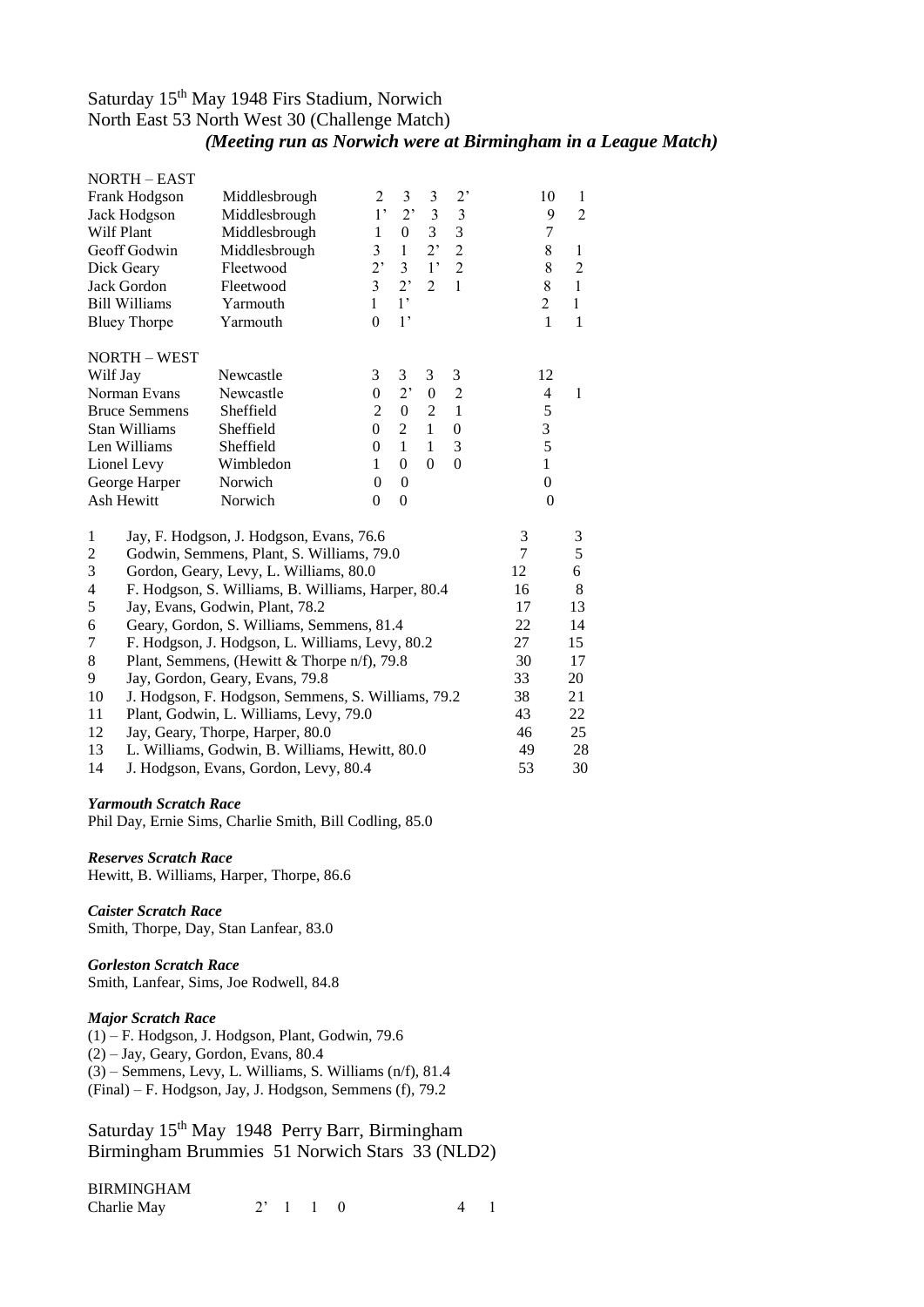Saturday 15th May 1948 Firs Stadium, Norwich
North East 53 North West 30 (Challenge Match)
***(Meeting run as Norwich were at Birmingham in a League Match)***

| NORTH – EAST | | | | | | | |
|---|---|---|---|---|---|---|---|
| Frank Hodgson | Middlesbrough | 2 | 3 | 3 | 2' | 10 | 1 |
| Jack Hodgson | Middlesbrough | 1' | 2' | 3 | 3 | 9 | 2 |
| Wilf Plant | Middlesbrough | 1 | 0 | 3 | 3 | 7 | |
| Geoff Godwin | Middlesbrough | 3 | 1 | 2' | 2 | 8 | 1 |
| Dick Geary | Fleetwood | 2' | 3 | 1' | 2 | 8 | 2 |
| Jack Gordon | Fleetwood | 3 | 2' | 2 | 1 | 8 | 1 |
| Bill Williams | Yarmouth | 1 | 1' | | | 2 | 1 |
| Bluey Thorpe | Yarmouth | 0 | 1' | | | 1 | 1 |

| NORTH – WEST | | | | | | | |
|---|---|---|---|---|---|---|---|
| Wilf Jay | Newcastle | 3 | 3 | 3 | 3 | 12 | |
| Norman Evans | Newcastle | 0 | 2' | 0 | 2 | 4 | 1 |
| Bruce Semmens | Sheffield | 2 | 0 | 2 | 1 | 5 | |
| Stan Williams | Sheffield | 0 | 2 | 1 | 0 | 3 | |
| Len Williams | Sheffield | 0 | 1 | 1 | 3 | 5 | |
| Lionel Levy | Wimbledon | 1 | 0 | 0 | 0 | 1 | |
| George Harper | Norwich | 0 | 0 | | | 0 | |
| Ash Hewitt | Norwich | 0 | 0 | | | 0 | |

| | | | |
|---|---|---|---|
| 1 | Jay, F. Hodgson, J. Hodgson, Evans, 76.6 | 3 | 3 |
| 2 | Godwin, Semmens, Plant, S. Williams, 79.0 | 7 | 5 |
| 3 | Gordon, Geary, Levy, L. Williams, 80.0 | 12 | 6 |
| 4 | F. Hodgson, S. Williams, B. Williams, Harper, 80.4 | 16 | 8 |
| 5 | Jay, Evans, Godwin, Plant, 78.2 | 17 | 13 |
| 6 | Geary, Gordon, S. Williams, Semmens, 81.4 | 22 | 14 |
| 7 | F. Hodgson, J. Hodgson, L. Williams, Levy, 80.2 | 27 | 15 |
| 8 | Plant, Semmens, (Hewitt & Thorpe n/f), 79.8 | 30 | 17 |
| 9 | Jay, Gordon, Geary, Evans, 79.8 | 33 | 20 |
| 10 | J. Hodgson, F. Hodgson, Semmens, S. Williams, 79.2 | 38 | 21 |
| 11 | Plant, Godwin, L. Williams, Levy, 79.0 | 43 | 22 |
| 12 | Jay, Geary, Thorpe, Harper, 80.0 | 46 | 25 |
| 13 | L. Williams, Godwin, B. Williams, Hewitt, 80.0 | 49 | 28 |
| 14 | J. Hodgson, Evans, Gordon, Levy, 80.4 | 53 | 30 |

***Yarmouth Scratch Race***
Phil Day, Ernie Sims, Charlie Smith, Bill Codling, 85.0

***Reserves Scratch Race***
Hewitt, B. Williams, Harper, Thorpe, 86.6

***Caister Scratch Race***
Smith, Thorpe, Day, Stan Lanfear, 83.0

***Gorleston Scratch Race***
Smith, Lanfear, Sims, Joe Rodwell, 84.8

***Major Scratch Race***
(1) – F. Hodgson, J. Hodgson, Plant, Godwin, 79.6
(2) – Jay, Geary, Gordon, Evans, 80.4
(3) – Semmens, Levy, L. Williams, S. Williams (n/f), 81.4
(Final) – F. Hodgson, Jay, J. Hodgson, Semmens (f), 79.2

Saturday 15th May 1948 Perry Barr, Birmingham
Birmingham Brummies 51 Norwich Stars 33 (NLD2)

| BIRMINGHAM | | | | | | |
|---|---|---|---|---|---|---|
| Charlie May | 2' | 1 | 1 | 0 | 4 | 1 |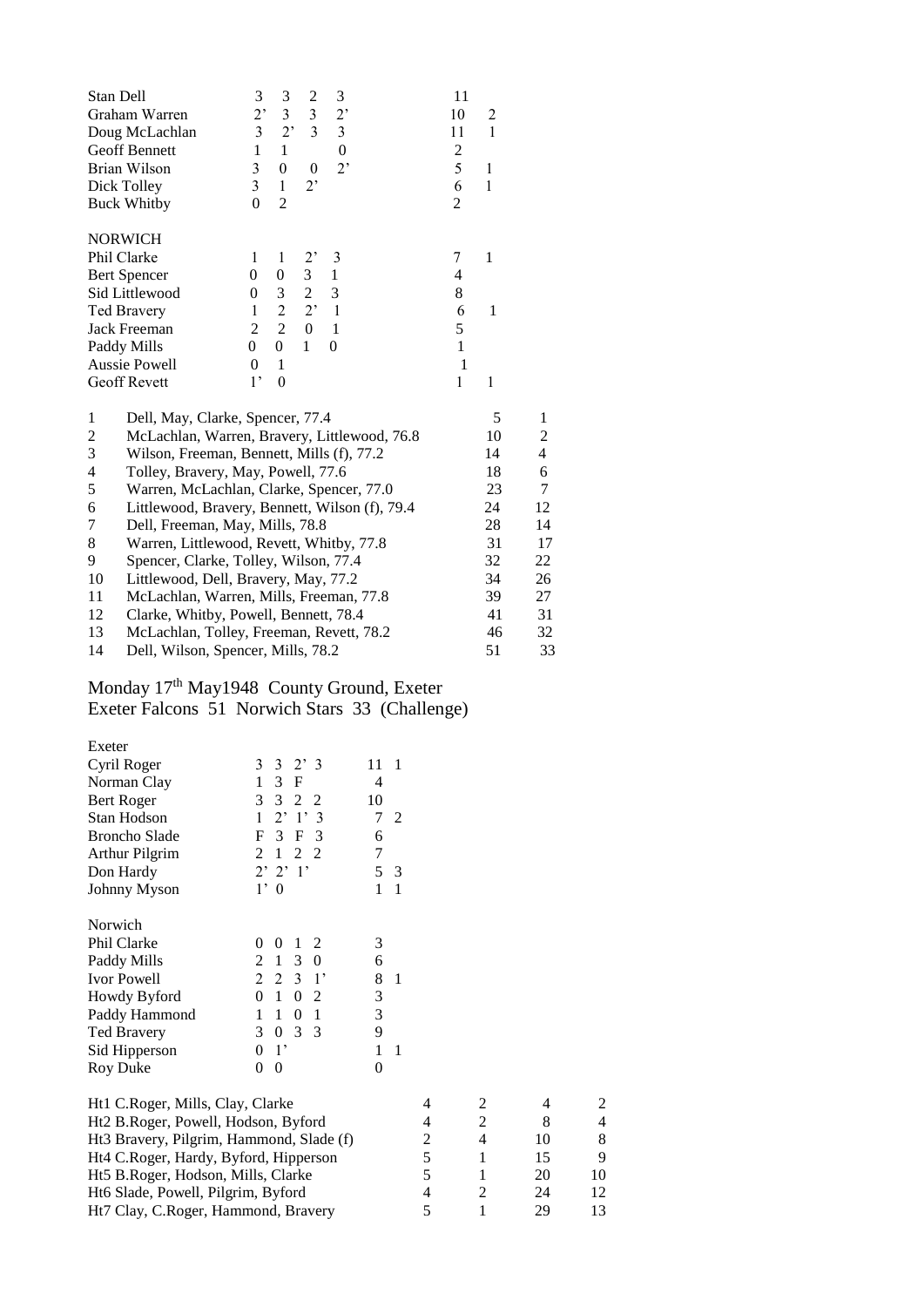| | | | | | | | |
|---|---|---|---|---|---|---|---|
| Stan Dell | 3 | 3 | 2 | 3 | 11 | | |
| Graham Warren | 2’ | 3 | 3 | 2’ | 10 | 2 | |
| Doug McLachlan | 3 | 2’ | 3 | 3 | 11 | 1 | |
| Geoff Bennett | 1 | 1 | | 0 | 2 | | |
| Brian Wilson | 3 | 0 | 0 | 2’ | 5 | 1 | |
| Dick Tolley | 3 | 1 | 2’ | | 6 | 1 | |
| Buck Whitby | 0 | 2 | | | 2 | | |

| | | | | | | |
|---|---|---|---|---|---|---|
| **NORWICH** | | | | | | |
| Phil Clarke | 1 | 1 | 2’ | 3 | 7 | 1 |
| Bert Spencer | 0 | 0 | 3 | 1 | 4 | |
| Sid Littlewood | 0 | 3 | 2 | 3 | 8 | |
| Ted Bravery | 1 | 2 | 2’ | 1 | 6 | 1 |
| Jack Freeman | 2 | 2 | 0 | 1 | 5 | |
| Paddy Mills | 0 | 0 | 1 | 0 | 1 | |
| Aussie Powell | 0 | 1 | | | 1 | |
| Geoff Revett | 1’ | 0 | | | 1 | 1 |

| | | | |
|---|---|---|---|
| 1 | Dell, May, Clarke, Spencer, 77.4 | 5 | 1 |
| 2 | McLachlan, Warren, Bravery, Littlewood, 76.8 | 10 | 2 |
| 3 | Wilson, Freeman, Bennett, Mills (f), 77.2 | 14 | 4 |
| 4 | Tolley, Bravery, May, Powell, 77.6 | 18 | 6 |
| 5 | Warren, McLachlan, Clarke, Spencer, 77.0 | 23 | 7 |
| 6 | Littlewood, Bravery, Bennett, Wilson (f), 79.4 | 24 | 12 |
| 7 | Dell, Freeman, May, Mills, 78.8 | 28 | 14 |
| 8 | Warren, Littlewood, Revett, Whitby, 77.8 | 31 | 17 |
| 9 | Spencer, Clarke, Tolley, Wilson, 77.4 | 32 | 22 |
| 10 | Littlewood, Dell, Bravery, May, 77.2 | 34 | 26 |
| 11 | McLachlan, Warren, Mills, Freeman, 77.8 | 39 | 27 |
| 12 | Clarke, Whitby, Powell, Bennett, 78.4 | 41 | 31 |
| 13 | McLachlan, Tolley, Freeman, Revett, 78.2 | 46 | 32 |
| 14 | Dell, Wilson, Spencer, Mills, 78.2 | 51 | 33 |

## Monday 17th May1948 County Ground, Exeter
## Exeter Falcons 51 Norwich Stars 33 (Challenge)

| | | | | | | |
|---|---|---|---|---|---|---|
| **Exeter** | | | | | | |
| Cyril Roger | 3 | 3 | 2’ | 3 | 11 | 1 |
| Norman Clay | 1 | 3 | F | | 4 | |
| Bert Roger | 3 | 3 | 2 | 2 | 10 | |
| Stan Hodson | 1 | 2’ | 1’ | 3 | 7 | 2 |
| Broncho Slade | F | 3 | F | 3 | 6 | |
| Arthur Pilgrim | 2 | 1 | 2 | 2 | 7 | |
| Don Hardy | 2’ | 2’ | 1’ | | 5 | 3 |
| Johnny Myson | 1’ | 0 | | | 1 | 1 |

| | | | | | | |
|---|---|---|---|---|---|---|
| **Norwich** | | | | | | |
| Phil Clarke | 0 | 0 | 1 | 2 | 3 | |
| Paddy Mills | 2 | 1 | 3 | 0 | 6 | |
| Ivor Powell | 2 | 2 | 3 | 1’ | 8 | 1 |
| Howdy Byford | 0 | 1 | 0 | 2 | 3 | |
| Paddy Hammond | 1 | 1 | 0 | 1 | 3 | |
| Ted Bravery | 3 | 0 | 3 | 3 | 9 | |
| Sid Hipperson | 0 | 1’ | | | 1 | 1 |
| Roy Duke | 0 | 0 | | | 0 | |

| | | | | |
|---|---|---|---|---|
| Ht1 C.Roger, Mills, Clay, Clarke | 4 | 2 | 4 | 2 |
| Ht2 B.Roger, Powell, Hodson, Byford | 4 | 2 | 8 | 4 |
| Ht3 Bravery, Pilgrim, Hammond, Slade (f) | 2 | 4 | 10 | 8 |
| Ht4 C.Roger, Hardy, Byford, Hipperson | 5 | 1 | 15 | 9 |
| Ht5 B.Roger, Hodson, Mills, Clarke | 5 | 1 | 20 | 10 |
| Ht6 Slade, Powell, Pilgrim, Byford | 4 | 2 | 24 | 12 |
| Ht7 Clay, C.Roger, Hammond, Bravery | 5 | 1 | 29 | 13 |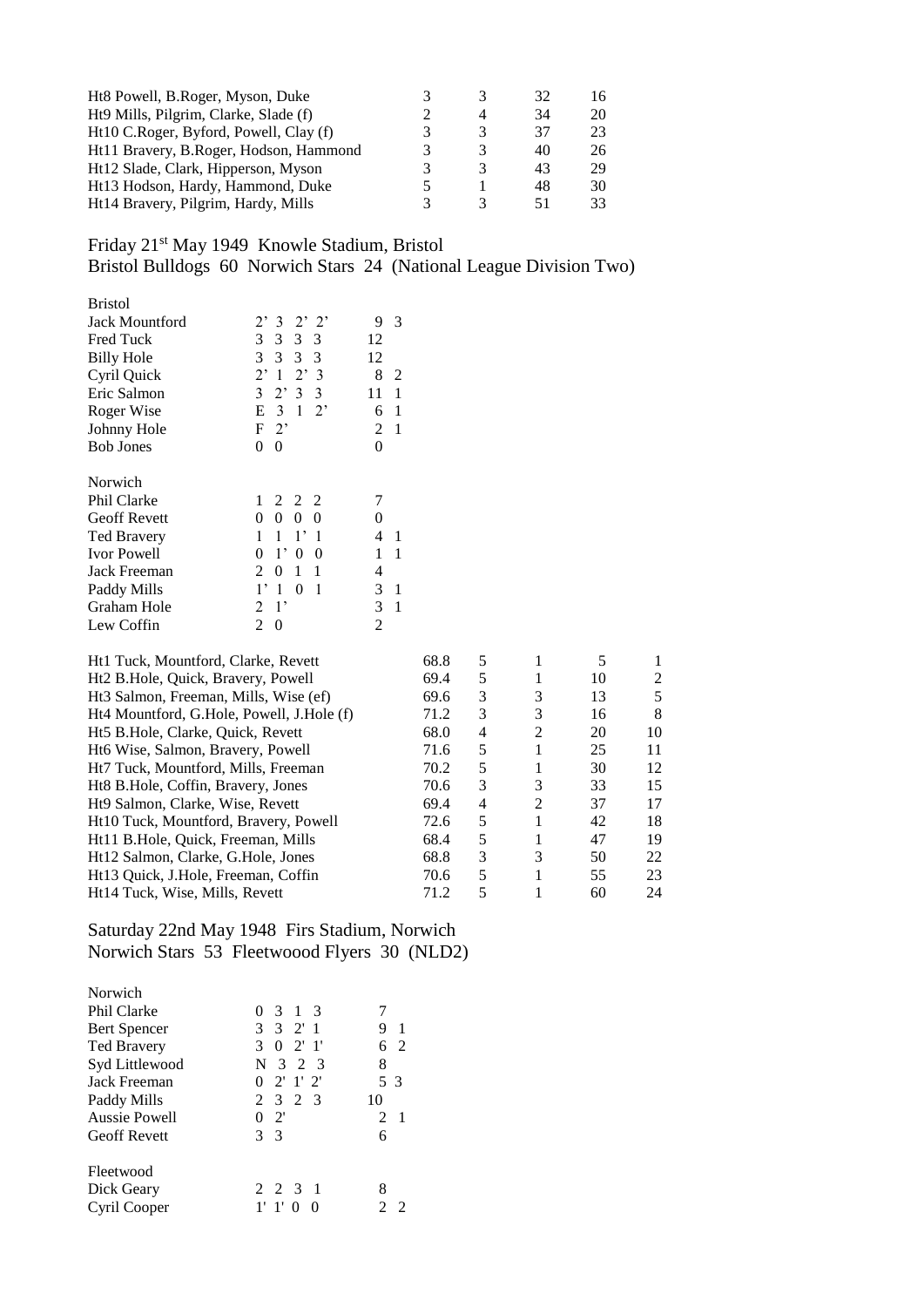| | | | | |
|---|---|---|---|---|
| Ht8 Powell, B.Roger, Myson, Duke | 3 | 3 | 32 | 16 |
| Ht9 Mills, Pilgrim, Clarke, Slade (f) | 2 | 4 | 34 | 20 |
| Ht10 C.Roger, Byford, Powell, Clay (f) | 3 | 3 | 37 | 23 |
| Ht11 Bravery, B.Roger, Hodson, Hammond | 3 | 3 | 40 | 26 |
| Ht12 Slade, Clark, Hipperson, Myson | 3 | 3 | 43 | 29 |
| Ht13 Hodson, Hardy, Hammond, Duke | 5 | 1 | 48 | 30 |
| Ht14 Bravery, Pilgrim, Hardy, Mills | 3 | 3 | 51 | 33 |

## Friday 21st May 1949 Knowle Stadium, Bristol
## Bristol Bulldogs 60 Norwich Stars 24 (National League Division Two)

| Bristol | | | |
|---|---|---|---|
| Jack Mountford | 2’ 3 2’ 2’ | 9 | 3 |
| Fred Tuck | 3 3 3 3 | 12 | |
| Billy Hole | 3 3 3 3 | 12 | |
| Cyril Quick | 2’ 1 2’ 3 | 8 | 2 |
| Eric Salmon | 3 2’ 3 3 | 11 | 1 |
| Roger Wise | E 3 1 2’ | 6 | 1 |
| Johnny Hole | F 2’ | 2 | 1 |
| Bob Jones | 0 0 | 0 | |

| Norwich | | | |
|---|---|---|---|
| Phil Clarke | 1 2 2 2 | 7 | |
| Geoff Revett | 0 0 0 0 | 0 | |
| Ted Bravery | 1 1 1’ 1 | 4 | 1 |
| Ivor Powell | 0 1’ 0 0 | 1 | 1 |
| Jack Freeman | 2 0 1 1 | 4 | |
| Paddy Mills | 1’ 1 0 1 | 3 | 1 |
| Graham Hole | 2 1’ | 3 | 1 |
| Lew Coffin | 2 0 | 2 | |

| | | | | | |
|---|---|---|---|---|---|
| Ht1 Tuck, Mountford, Clarke, Revett | 68.8 | 5 | 1 | 5 | 1 |
| Ht2 B.Hole, Quick, Bravery, Powell | 69.4 | 5 | 1 | 10 | 2 |
| Ht3 Salmon, Freeman, Mills, Wise (ef) | 69.6 | 3 | 3 | 13 | 5 |
| Ht4 Mountford, G.Hole, Powell, J.Hole (f) | 71.2 | 3 | 3 | 16 | 8 |
| Ht5 B.Hole, Clarke, Quick, Revett | 68.0 | 4 | 2 | 20 | 10 |
| Ht6 Wise, Salmon, Bravery, Powell | 71.6 | 5 | 1 | 25 | 11 |
| Ht7 Tuck, Mountford, Mills, Freeman | 70.2 | 5 | 1 | 30 | 12 |
| Ht8 B.Hole, Coffin, Bravery, Jones | 70.6 | 3 | 3 | 33 | 15 |
| Ht9 Salmon, Clarke, Wise, Revett | 69.4 | 4 | 2 | 37 | 17 |
| Ht10 Tuck, Mountford, Bravery, Powell | 72.6 | 5 | 1 | 42 | 18 |
| Ht11 B.Hole, Quick, Freeman, Mills | 68.4 | 5 | 1 | 47 | 19 |
| Ht12 Salmon, Clarke, G.Hole, Jones | 68.8 | 3 | 3 | 50 | 22 |
| Ht13 Quick, J.Hole, Freeman, Coffin | 70.6 | 5 | 1 | 55 | 23 |
| Ht14 Tuck, Wise, Mills, Revett | 71.2 | 5 | 1 | 60 | 24 |

## Saturday 22nd May 1948 Firs Stadium, Norwich
## Norwich Stars 53 Fleetwoood Flyers 30 (NLD2)

| Norwich | | | |
|---|---|---|---|
| Phil Clarke | 0 3 1 3 | 7 | |
| Bert Spencer | 3 3 2' 1 | 9 | 1 |
| Ted Bravery | 3 0 2' 1' | 6 | 2 |
| Syd Littlewood | N 3 2 3 | 8 | |
| Jack Freeman | 0 2' 1' 2' | 5 | 3 |
| Paddy Mills | 2 3 2 3 | 10 | |
| Aussie Powell | 0 2' | 2 | 1 |
| Geoff Revett | 3 3 | 6 | |

| Fleetwood | | | |
|---|---|---|---|
| Dick Geary | 2 2 3 1 | 8 | |
| Cyril Cooper | 1' 1' 0 0 | 2 | 2 |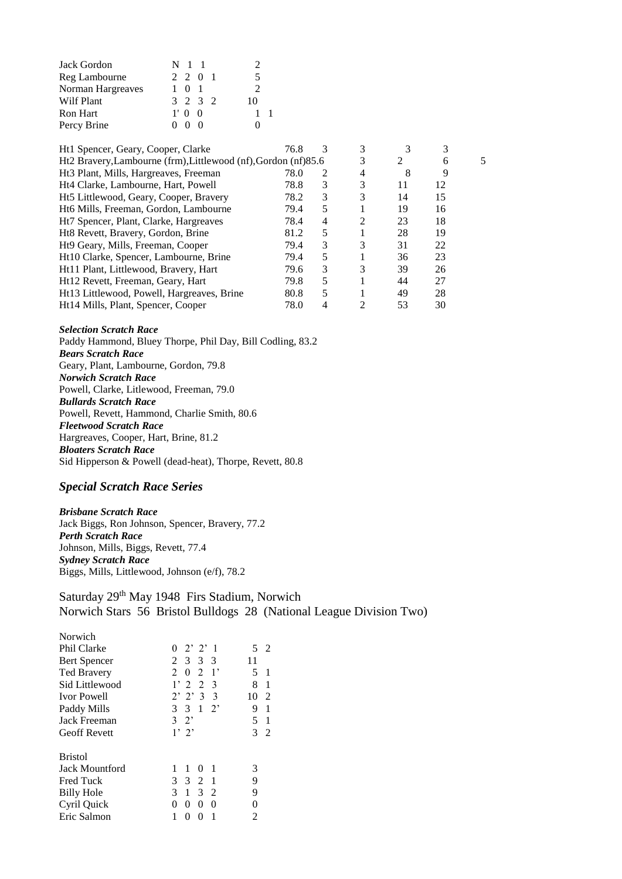| | | |
|---|---|---|
| Jack Gordon | N 1 1 | 2 |
| Reg Lambourne | 2 2 0 1 | 5 |
| Norman Hargreaves | 1 0 1 | 2 |
| Wilf Plant | 3 2 3 2 | 10 |
| Ron Hart | 1' 0 0 | 1 1 |
| Percy Brine | 0 0 0 | 0 |

| | | | | | | |
|---|---|---|---|---|---|---|
| Ht1 Spencer, Geary, Cooper, Clarke | 76.8 | 3 | 3 | 3 | 3 | |
| Ht2 Bravery,Lambourne (frm),Littlewood (nf),Gordon (nf) | 85.6 | | 3 | 2 | 6 | 5 |
| Ht3 Plant, Mills, Hargreaves, Freeman | 78.0 | 2 | 4 | 8 | 9 | |
| Ht4 Clarke, Lambourne, Hart, Powell | 78.8 | 3 | 3 | 11 | 12 | |
| Ht5 Littlewood, Geary, Cooper, Bravery | 78.2 | 3 | 3 | 14 | 15 | |
| Ht6 Mills, Freeman, Gordon, Lambourne | 79.4 | 5 | 1 | 19 | 16 | |
| Ht7 Spencer, Plant, Clarke, Hargreaves | 78.4 | 4 | 2 | 23 | 18 | |
| Ht8 Revett, Bravery, Gordon, Brine | 81.2 | 5 | 1 | 28 | 19 | |
| Ht9 Geary, Mills, Freeman, Cooper | 79.4 | 3 | 3 | 31 | 22 | |
| Ht10 Clarke, Spencer, Lambourne, Brine | 79.4 | 5 | 1 | 36 | 23 | |
| Ht11 Plant, Littlewood, Bravery, Hart | 79.6 | 3 | 3 | 39 | 26 | |
| Ht12 Revett, Freeman, Geary, Hart | 79.8 | 5 | 1 | 44 | 27 | |
| Ht13 Littlewood, Powell, Hargreaves, Brine | 80.8 | 5 | 1 | 49 | 28 | |
| Ht14 Mills, Plant, Spencer, Cooper | 78.0 | 4 | 2 | 53 | 30 | |

***Selection Scratch Race***
Paddy Hammond, Bluey Thorpe, Phil Day, Bill Codling, 83.2
***Bears Scratch Race***
Geary, Plant, Lambourne, Gordon, 79.8
***Norwich Scratch Race***
Powell, Clarke, Litlewood, Freeman, 79.0
***Bullards Scratch Race***
Powell, Revett, Hammond, Charlie Smith, 80.6
***Fleetwood Scratch Race***
Hargreaves, Cooper, Hart, Brine, 81.2
***Bloaters Scratch Race***
Sid Hipperson & Powell (dead-heat), Thorpe, Revett, 80.8

## *Special Scratch Race Series*

***Brisbane Scratch Race***
Jack Biggs, Ron Johnson, Spencer, Bravery, 77.2
***Perth Scratch Race***
Johnson, Mills, Biggs, Revett, 77.4
***Sydney Scratch Race***
Biggs, Mills, Littlewood, Johnson (e/f), 78.2

### Saturday 29th May 1948 Firs Stadium, Norwich
### Norwich Stars 56 Bristol Bulldogs 28 (National League Division Two)

| Norwich | | |
|---|---|---|
| Phil Clarke | 0 2' 2' 1 | 5 2 |
| Bert Spencer | 2 3 3 3 | 11 |
| Ted Bravery | 2 0 2 1' | 5 1 |
| Sid Littlewood | 1' 2 2 3 | 8 1 |
| Ivor Powell | 2' 2' 3 3 | 10 2 |
| Paddy Mills | 3 3 1 2' | 9 1 |
| Jack Freeman | 3 2' | 5 1 |
| Geoff Revett | 1' 2' | 3 2 |

| Bristol | | |
|---|---|---|
| Jack Mountford | 1 1 0 1 | 3 |
| Fred Tuck | 3 3 2 1 | 9 |
| Billy Hole | 3 1 3 2 | 9 |
| Cyril Quick | 0 0 0 0 | 0 |
| Eric Salmon | 1 0 0 1 | 2 |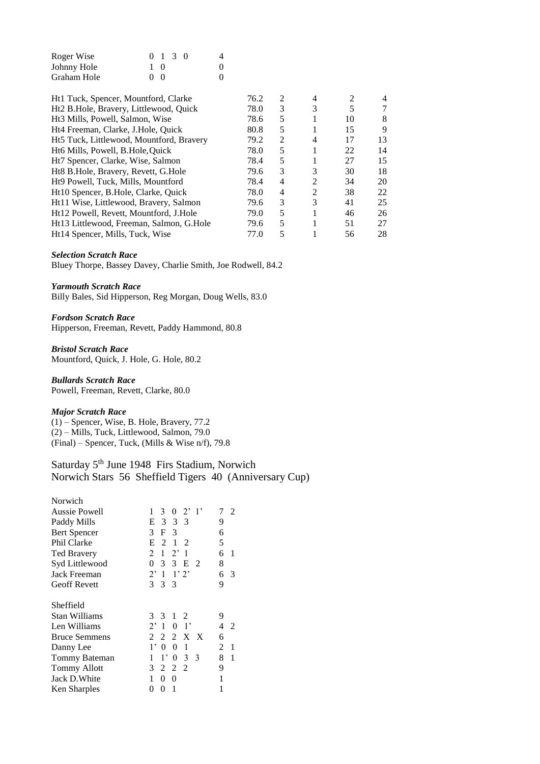| | | |
|---|---|---|
| Roger Wise | 0 1 3 0 | 4 |
| Johnny Hole | 1 0 | 0 |
| Graham Hole | 0 0 | 0 |

| | | | | | |
|---|---|---|---|---|---|
| Ht1 Tuck, Spencer, Mountford, Clarke | 76.2 | 2 | 4 | 2 | 4 |
| Ht2 B.Hole, Bravery, Littlewood, Quick | 78.0 | 3 | 3 | 5 | 7 |
| Ht3 Mills, Powell, Salmon, Wise | 78.6 | 5 | 1 | 10 | 8 |
| Ht4 Freeman, Clarke, J.Hole, Quick | 80.8 | 5 | 1 | 15 | 9 |
| Ht5 Tuck, Littlewood, Mountford, Bravery | 79.2 | 2 | 4 | 17 | 13 |
| Ht6 Mills, Powell, B.Hole,Quick | 78.0 | 5 | 1 | 22 | 14 |
| Ht7 Spencer, Clarke, Wise, Salmon | 78.4 | 5 | 1 | 27 | 15 |
| Ht8 B.Hole, Bravery, Revett, G.Hole | 79.6 | 3 | 3 | 30 | 18 |
| Ht9 Powell, Tuck, Mills, Mountford | 78.4 | 4 | 2 | 34 | 20 |
| Ht10 Spencer, B.Hole, Clarke, Quick | 78.0 | 4 | 2 | 38 | 22 |
| Ht11 Wise, Littlewood, Bravery, Salmon | 79.6 | 3 | 3 | 41 | 25 |
| Ht12 Powell, Revett, Mountford, J.Hole | 79.0 | 5 | 1 | 46 | 26 |
| Ht13 Littlewood, Freeman, Salmon, G.Hole | 79.6 | 5 | 1 | 51 | 27 |
| Ht14 Spencer, Mills, Tuck, Wise | 77.0 | 5 | 1 | 56 | 28 |

***Selection Scratch Race***
Bluey Thorpe, Bassey Davey, Charlie Smith, Joe Rodwell, 84.2

***Yarmouth Scratch Race***
Billy Bales, Sid Hipperson, Reg Morgan, Doug Wells, 83.0

***Fordson Scratch Race***
Hipperson, Freeman, Revett, Paddy Hammond, 80.8

***Bristol Scratch Race***
Mountford, Quick, J. Hole, G. Hole, 80.2

***Bullards Scratch Race***
Powell, Freeman, Revett, Clarke, 80.0

***Major Scratch Race***
(1) – Spencer, Wise, B. Hole, Bravery, 77.2
(2) – Mills, Tuck, Littlewood, Salmon, 79.0
(Final) – Spencer, Tuck, (Mills & Wise n/f), 79.8

## Saturday 5th June 1948 Firs Stadium, Norwich
## Norwich Stars 56 Sheffield Tigers 40 (Anniversary Cup)

| | | | |
|---|---|---|---|
| Norwich | | | |
| Aussie Powell | 1 3 0 2' 1' | 7 | 2 |
| Paddy Mills | E 3 3 3 | 9 | |
| Bert Spencer | 3 F 3 | 6 | |
| Phil Clarke | E 2 1 2 | 5 | |
| Ted Bravery | 2 1 2' 1 | 6 | 1 |
| Syd Littlewood | 0 3 3 E 2 | 8 | |
| Jack Freeman | 2' 1 1' 2' | 6 | 3 |
| Geoff Revett | 3 3 3 | 9 | |
| | | | |
| Sheffield | | | |
| Stan Williams | 3 3 1 2 | 9 | |
| Len Williams | 2' 1 0 1' | 4 | 2 |
| Bruce Semmens | 2 2 2 X X | 6 | |
| Danny Lee | 1' 0 0 1 | 2 | 1 |
| Tommy Bateman | 1 1' 0 3 3 | 8 | 1 |
| Tommy Allott | 3 2 2 2 | 9 | |
| Jack D.White | 1 0 0 | 1 | |
| Ken Sharples | 0 0 1 | 1 | |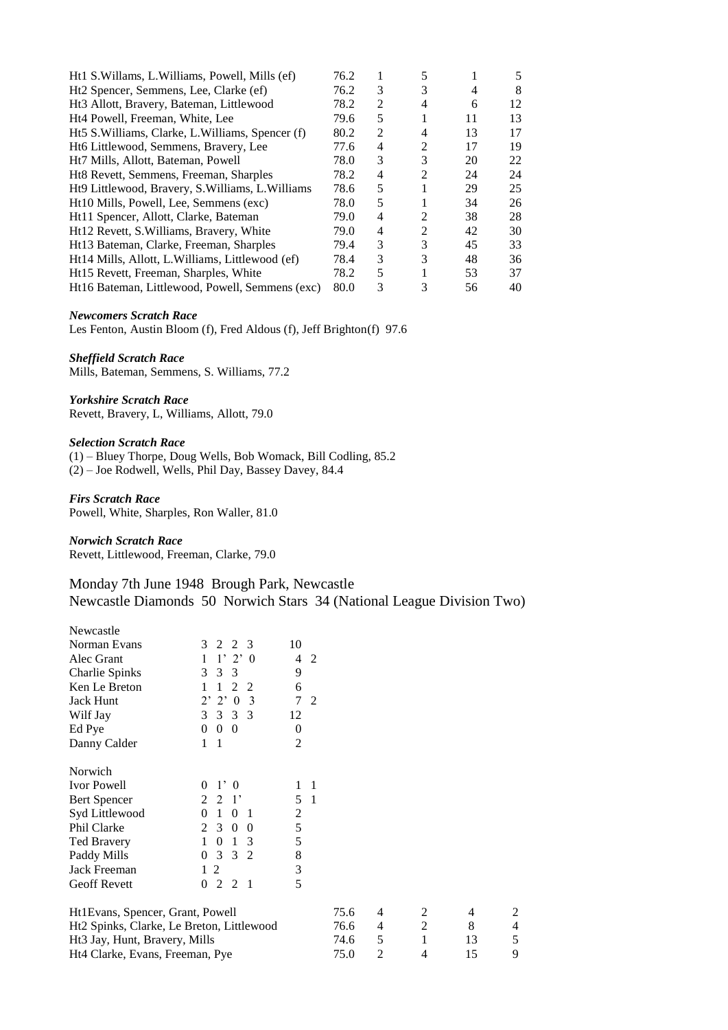| | | | | | |
|---|---|---|---|---|---|
| Ht1 S.Willams, L.Williams, Powell, Mills (ef) | 76.2 | 1 | 5 | 1 | 5 |
| Ht2 Spencer, Semmens, Lee, Clarke (ef) | 76.2 | 3 | 3 | 4 | 8 |
| Ht3 Allott, Bravery, Bateman, Littlewood | 78.2 | 2 | 4 | 6 | 12 |
| Ht4 Powell, Freeman, White, Lee | 79.6 | 5 | 1 | 11 | 13 |
| Ht5 S.Williams, Clarke, L.Williams, Spencer (f) | 80.2 | 2 | 4 | 13 | 17 |
| Ht6 Littlewood, Semmens, Bravery, Lee | 77.6 | 4 | 2 | 17 | 19 |
| Ht7 Mills, Allott, Bateman, Powell | 78.0 | 3 | 3 | 20 | 22 |
| Ht8 Revett, Semmens, Freeman, Sharples | 78.2 | 4 | 2 | 24 | 24 |
| Ht9 Littlewood, Bravery, S.Williams, L.Williams | 78.6 | 5 | 1 | 29 | 25 |
| Ht10 Mills, Powell, Lee, Semmens (exc) | 78.0 | 5 | 1 | 34 | 26 |
| Ht11 Spencer, Allott, Clarke, Bateman | 79.0 | 4 | 2 | 38 | 28 |
| Ht12 Revett, S.Williams, Bravery, White | 79.0 | 4 | 2 | 42 | 30 |
| Ht13 Bateman, Clarke, Freeman, Sharples | 79.4 | 3 | 3 | 45 | 33 |
| Ht14 Mills, Allott, L.Williams, Littlewood (ef) | 78.4 | 3 | 3 | 48 | 36 |
| Ht15 Revett, Freeman, Sharples, White | 78.2 | 5 | 1 | 53 | 37 |
| Ht16 Bateman, Littlewood, Powell, Semmens (exc) | 80.0 | 3 | 3 | 56 | 40 |

***Newcomers Scratch Race***
Les Fenton, Austin Bloom (f), Fred Aldous (f), Jeff Brighton(f) 97.6

***Sheffield Scratch Race***
Mills, Bateman, Semmens, S. Williams, 77.2

***Yorkshire Scratch Race***
Revett, Bravery, L, Williams, Allott, 79.0

***Selection Scratch Race***
(1) – Bluey Thorpe, Doug Wells, Bob Womack, Bill Codling, 85.2
(2) – Joe Rodwell, Wells, Phil Day, Bassey Davey, 84.4

***Firs Scratch Race***
Powell, White, Sharples, Ron Waller, 81.0

***Norwich Scratch Race***
Revett, Littlewood, Freeman, Clarke, 79.0

## Monday 7th June 1948 Brough Park, Newcastle
## Newcastle Diamonds 50 Norwich Stars 34 (National League Division Two)

| Newcastle | | | |
|---|---|---|---|
| Norman Evans | 3 2 2 3 | 10 | |
| Alec Grant | 1 1' 2' 0 | 4 | 2 |
| Charlie Spinks | 3 3 3 | 9 | |
| Ken Le Breton | 1 1 2 2 | 6 | |
| Jack Hunt | 2' 2' 0 3 | 7 | 2 |
| Wilf Jay | 3 3 3 3 | 12 | |
| Ed Pye | 0 0 0 | 0 | |
| Danny Calder | 1 1 | 2 | |

| Norwich | | | |
|---|---|---|---|
| Ivor Powell | 0 1' 0 | 1 | 1 |
| Bert Spencer | 2 2 1' | 5 | 1 |
| Syd Littlewood | 0 1 0 1 | 2 | |
| Phil Clarke | 2 3 0 0 | 5 | |
| Ted Bravery | 1 0 1 3 | 5 | |
| Paddy Mills | 0 3 3 2 | 8 | |
| Jack Freeman | 1 2 | 3 | |
| Geoff Revett | 0 2 2 1 | 5 | |

| | | | | | |
|---|---|---|---|---|---|
| Ht1Evans, Spencer, Grant, Powell | 75.6 | 4 | 2 | 4 | 2 |
| Ht2 Spinks, Clarke, Le Breton, Littlewood | 76.6 | 4 | 2 | 8 | 4 |
| Ht3 Jay, Hunt, Bravery, Mills | 74.6 | 5 | 1 | 13 | 5 |
| Ht4 Clarke, Evans, Freeman, Pye | 75.0 | 2 | 4 | 15 | 9 |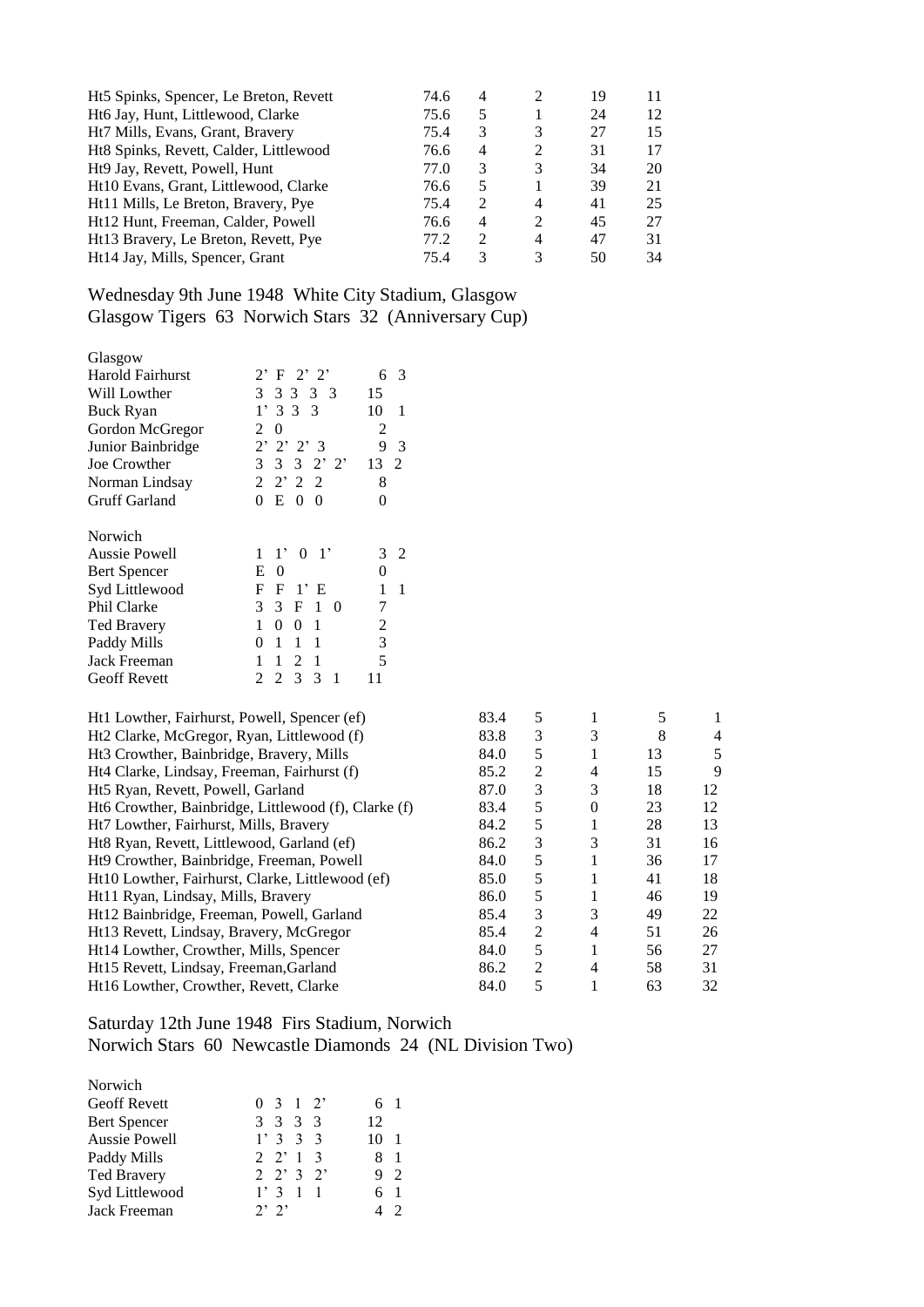| | | | | | |
|---|---|---|---|---|---|
| Ht5 Spinks, Spencer, Le Breton, Revett | 74.6 | 4 | 2 | 19 | 11 |
| Ht6 Jay, Hunt, Littlewood, Clarke | 75.6 | 5 | 1 | 24 | 12 |
| Ht7 Mills, Evans, Grant, Bravery | 75.4 | 3 | 3 | 27 | 15 |
| Ht8 Spinks, Revett, Calder, Littlewood | 76.6 | 4 | 2 | 31 | 17 |
| Ht9 Jay, Revett, Powell, Hunt | 77.0 | 3 | 3 | 34 | 20 |
| Ht10 Evans, Grant, Littlewood, Clarke | 76.6 | 5 | 1 | 39 | 21 |
| Ht11 Mills, Le Breton, Bravery, Pye | 75.4 | 2 | 4 | 41 | 25 |
| Ht12 Hunt, Freeman, Calder, Powell | 76.6 | 4 | 2 | 45 | 27 |
| Ht13 Bravery, Le Breton, Revett, Pye | 77.2 | 2 | 4 | 47 | 31 |
| Ht14 Jay, Mills, Spencer, Grant | 75.4 | 3 | 3 | 50 | 34 |

## Wednesday 9th June 1948 White City Stadium, Glasgow
## Glasgow Tigers 63 Norwich Stars 32 (Anniversary Cup)

| Glasgow | | | |
|---|---|---|---|
| Harold Fairhurst | 2' F 2' 2' | 6 | 3 |
| Will Lowther | 3 3 3 3 3 | 15 | |
| Buck Ryan | 1' 3 3 3 | 10 | 1 |
| Gordon McGregor | 2 0 | 2 | |
| Junior Bainbridge | 2' 2' 2' 3 | 9 | 3 |
| Joe Crowther | 3 3 3 2' 2' | 13 | 2 |
| Norman Lindsay | 2 2' 2 2 | 8 | |
| Gruff Garland | 0 E 0 0 | 0 | |

| Norwich | | | |
|---|---|---|---|
| Aussie Powell | 1 1' 0 1' | 3 | 2 |
| Bert Spencer | E 0 | 0 | |
| Syd Littlewood | F F 1' E | 1 | 1 |
| Phil Clarke | 3 3 F 1 0 | 7 | |
| Ted Bravery | 1 0 0 1 | 2 | |
| Paddy Mills | 0 1 1 1 | 3 | |
| Jack Freeman | 1 1 2 1 | 5 | |
| Geoff Revett | 2 2 3 3 1 | 11 | |

| | | | | | |
|---|---|---|---|---|---|
| Ht1 Lowther, Fairhurst, Powell, Spencer (ef) | 83.4 | 5 | 1 | 5 | 1 |
| Ht2 Clarke, McGregor, Ryan, Littlewood (f) | 83.8 | 3 | 3 | 8 | 4 |
| Ht3 Crowther, Bainbridge, Bravery, Mills | 84.0 | 5 | 1 | 13 | 5 |
| Ht4 Clarke, Lindsay, Freeman, Fairhurst (f) | 85.2 | 2 | 4 | 15 | 9 |
| Ht5 Ryan, Revett, Powell, Garland | 87.0 | 3 | 3 | 18 | 12 |
| Ht6 Crowther, Bainbridge, Littlewood (f), Clarke (f) | 83.4 | 5 | 0 | 23 | 12 |
| Ht7 Lowther, Fairhurst, Mills, Bravery | 84.2 | 5 | 1 | 28 | 13 |
| Ht8 Ryan, Revett, Littlewood, Garland (ef) | 86.2 | 3 | 3 | 31 | 16 |
| Ht9 Crowther, Bainbridge, Freeman, Powell | 84.0 | 5 | 1 | 36 | 17 |
| Ht10 Lowther, Fairhurst, Clarke, Littlewood (ef) | 85.0 | 5 | 1 | 41 | 18 |
| Ht11 Ryan, Lindsay, Mills, Bravery | 86.0 | 5 | 1 | 46 | 19 |
| Ht12 Bainbridge, Freeman, Powell, Garland | 85.4 | 3 | 3 | 49 | 22 |
| Ht13 Revett, Lindsay, Bravery, McGregor | 85.4 | 2 | 4 | 51 | 26 |
| Ht14 Lowther, Crowther, Mills, Spencer | 84.0 | 5 | 1 | 56 | 27 |
| Ht15 Revett, Lindsay, Freeman,Garland | 86.2 | 2 | 4 | 58 | 31 |
| Ht16 Lowther, Crowther, Revett, Clarke | 84.0 | 5 | 1 | 63 | 32 |

## Saturday 12th June 1948 Firs Stadium, Norwich
## Norwich Stars 60 Newcastle Diamonds 24 (NL Division Two)

| Norwich | | | |
|---|---|---|---|
| Geoff Revett | 0 3 1 2' | 6 | 1 |
| Bert Spencer | 3 3 3 3 | 12 | |
| Aussie Powell | 1' 3 3 3 | 10 | 1 |
| Paddy Mills | 2 2' 1 3 | 8 | 1 |
| Ted Bravery | 2 2' 3 2' | 9 | 2 |
| Syd Littlewood | 1' 3 1 1 | 6 | 1 |
| Jack Freeman | 2' 2' | 4 | 2 |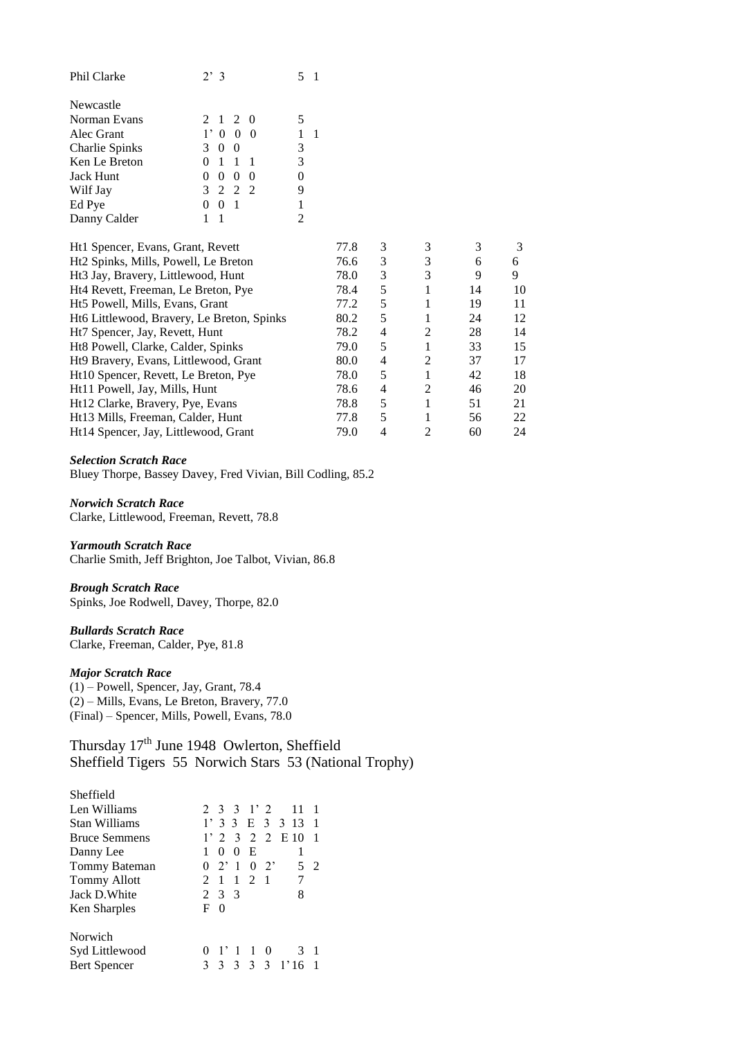| | | | |
|---|---|---|---|
| Phil Clarke | 2' 3 | 5 | 1 |

| Newcastle | | | |
|---|---|---|---|
| Norman Evans | 2 1 2 0 | 5 | |
| Alec Grant | 1' 0 0 0 | 1 | 1 |
| Charlie Spinks | 3 0 0 | 3 | |
| Ken Le Breton | 0 1 1 1 | 3 | |
| Jack Hunt | 0 0 0 0 | 0 | |
| Wilf Jay | 3 2 2 2 | 9 | |
| Ed Pye | 0 0 1 | 1 | |
| Danny Calder | 1 1 | 2 | |

| Heat | Time | | | | |
|---|---|---|---|---|---|
| Ht1 Spencer, Evans, Grant, Revett | 77.8 | 3 | 3 | 3 | 3 |
| Ht2 Spinks, Mills, Powell, Le Breton | 76.6 | 3 | 3 | 6 | 6 |
| Ht3 Jay, Bravery, Littlewood, Hunt | 78.0 | 3 | 3 | 9 | 9 |
| Ht4 Revett, Freeman, Le Breton, Pye | 78.4 | 5 | 1 | 14 | 10 |
| Ht5 Powell, Mills, Evans, Grant | 77.2 | 5 | 1 | 19 | 11 |
| Ht6 Littlewood, Bravery, Le Breton, Spinks | 80.2 | 5 | 1 | 24 | 12 |
| Ht7 Spencer, Jay, Revett, Hunt | 78.2 | 4 | 2 | 28 | 14 |
| Ht8 Powell, Clarke, Calder, Spinks | 79.0 | 5 | 1 | 33 | 15 |
| Ht9 Bravery, Evans, Littlewood, Grant | 80.0 | 4 | 2 | 37 | 17 |
| Ht10 Spencer, Revett, Le Breton, Pye | 78.0 | 5 | 1 | 42 | 18 |
| Ht11 Powell, Jay, Mills, Hunt | 78.6 | 4 | 2 | 46 | 20 |
| Ht12 Clarke, Bravery, Pye, Evans | 78.8 | 5 | 1 | 51 | 21 |
| Ht13 Mills, Freeman, Calder, Hunt | 77.8 | 5 | 1 | 56 | 22 |
| Ht14 Spencer, Jay, Littlewood, Grant | 79.0 | 4 | 2 | 60 | 24 |

***Selection Scratch Race***
Bluey Thorpe, Bassey Davey, Fred Vivian, Bill Codling, 85.2

***Norwich Scratch Race***
Clarke, Littlewood, Freeman, Revett, 78.8

***Yarmouth Scratch Race***
Charlie Smith, Jeff Brighton, Joe Talbot, Vivian, 86.8

***Brough Scratch Race***
Spinks, Joe Rodwell, Davey, Thorpe, 82.0

***Bullards Scratch Race***
Clarke, Freeman, Calder, Pye, 81.8

***Major Scratch Race***
(1) – Powell, Spencer, Jay, Grant, 78.4
(2) – Mills, Evans, Le Breton, Bravery, 77.0
(Final) – Spencer, Mills, Powell, Evans, 78.0

## Thursday 17th June 1948 Owlerton, Sheffield
## Sheffield Tigers 55 Norwich Stars 53 (National Trophy)

| Sheffield | | | |
|---|---|---|---|
| Len Williams | 2 3 3 1' 2 | 11 | 1 |
| Stan Williams | 1' 3 3 E 3 3 | 13 | 1 |
| Bruce Semmens | 1' 2 3 2 2 E | 10 | 1 |
| Danny Lee | 1 0 0 E | 1 | |
| Tommy Bateman | 0 2' 1 0 2' | 5 | 2 |
| Tommy Allott | 2 1 1 2 1 | 7 | |
| Jack D.White | 2 3 3 | 8 | |
| Ken Sharples | F 0 | | |

| Norwich | | | |
|---|---|---|---|
| Syd Littlewood | 0 1' 1 1 0 | 3 | 1 |
| Bert Spencer | 3 3 3 3 3 1' | 16 | 1 |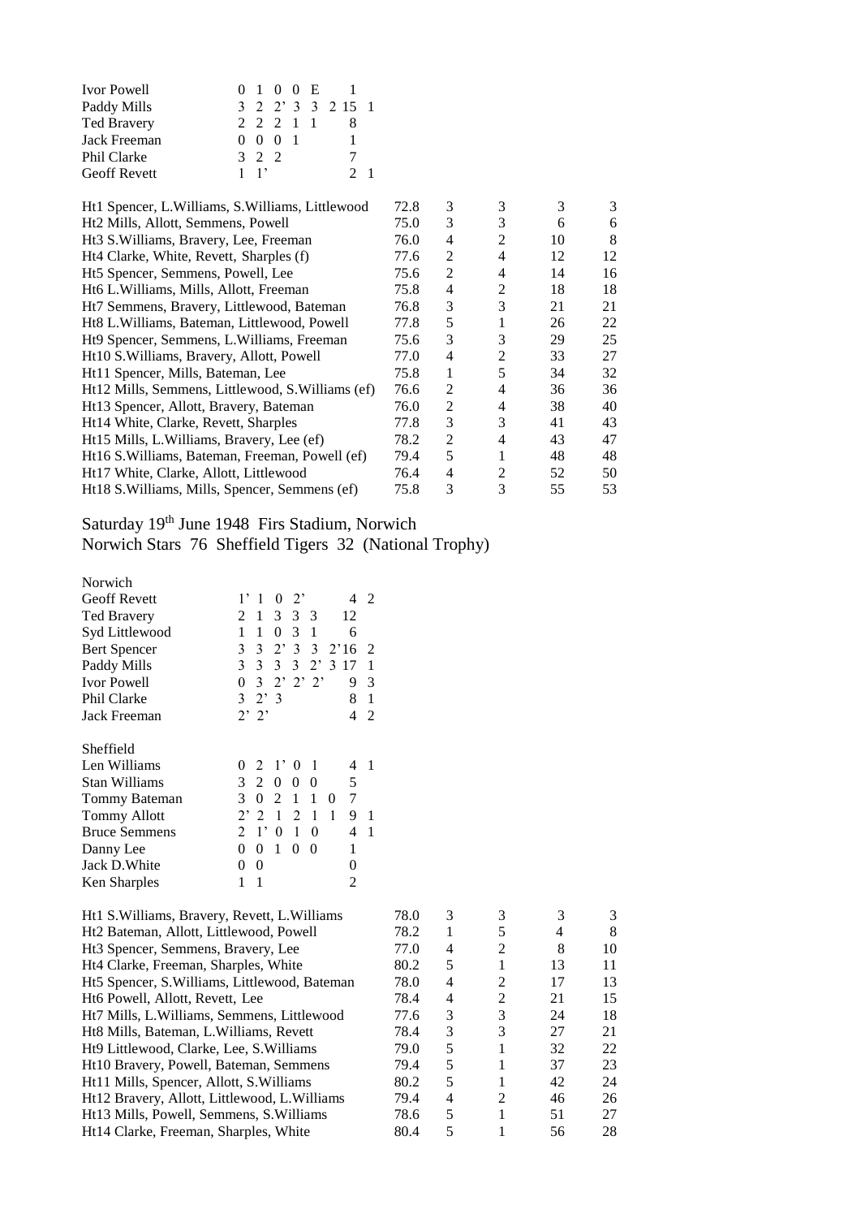| | | | |
|---|---|---|---|
| Ivor Powell | 0 1 0 0 E | 1 | |
| Paddy Mills | 3 2 2' 3 3 2 | 15 | 1 |
| Ted Bravery | 2 2 2 1 1 | 8 | |
| Jack Freeman | 0 0 0 1 | 1 | |
| Phil Clarke | 3 2 2 | 7 | |
| Geoff Revett | 1 1' | 2 | 1 |

| Heat | Time | | | | |
|---|---|---|---|---|---|
| Ht1 Spencer, L.Williams, S.Williams, Littlewood | 72.8 | 3 | 3 | 3 | 3 |
| Ht2 Mills, Allott, Semmens, Powell | 75.0 | 3 | 3 | 6 | 6 |
| Ht3 S.Williams, Bravery, Lee, Freeman | 76.0 | 4 | 2 | 10 | 8 |
| Ht4 Clarke, White, Revett, Sharples (f) | 77.6 | 2 | 4 | 12 | 12 |
| Ht5 Spencer, Semmens, Powell, Lee | 75.6 | 2 | 4 | 14 | 16 |
| Ht6 L.Williams, Mills, Allott, Freeman | 75.8 | 4 | 2 | 18 | 18 |
| Ht7 Semmens, Bravery, Littlewood, Bateman | 76.8 | 3 | 3 | 21 | 21 |
| Ht8 L.Williams, Bateman, Littlewood, Powell | 77.8 | 5 | 1 | 26 | 22 |
| Ht9 Spencer, Semmens, L.Williams, Freeman | 75.6 | 3 | 3 | 29 | 25 |
| Ht10 S.Williams, Bravery, Allott, Powell | 77.0 | 4 | 2 | 33 | 27 |
| Ht11 Spencer, Mills, Bateman, Lee | 75.8 | 1 | 5 | 34 | 32 |
| Ht12 Mills, Semmens, Littlewood, S.Williams (ef) | 76.6 | 2 | 4 | 36 | 36 |
| Ht13 Spencer, Allott, Bravery, Bateman | 76.0 | 2 | 4 | 38 | 40 |
| Ht14 White, Clarke, Revett, Sharples | 77.8 | 3 | 3 | 41 | 43 |
| Ht15 Mills, L.Williams, Bravery, Lee (ef) | 78.2 | 2 | 4 | 43 | 47 |
| Ht16 S.Williams, Bateman, Freeman, Powell (ef) | 79.4 | 5 | 1 | 48 | 48 |
| Ht17 White, Clarke, Allott, Littlewood | 76.4 | 4 | 2 | 52 | 50 |
| Ht18 S.Williams, Mills, Spencer, Semmens (ef) | 75.8 | 3 | 3 | 55 | 53 |

## Saturday 19th June 1948 Firs Stadium, Norwich
## Norwich Stars 76 Sheffield Tigers 32 (National Trophy)

| Norwich | | | |
|---|---|---|---|
| Geoff Revett | 1' 1 0 2' | 4 | 2 |
| Ted Bravery | 2 1 3 3 3 | 12 | |
| Syd Littlewood | 1 1 0 3 1 | 6 | |
| Bert Spencer | 3 3 2' 3 3 2' | 16 | 2 |
| Paddy Mills | 3 3 3 3 2' 3 | 17 | 1 |
| Ivor Powell | 0 3 2' 2' 2' | 9 | 3 |
| Phil Clarke | 3 2' 3 | 8 | 1 |
| Jack Freeman | 2' 2' | 4 | 2 |

| Sheffield | | | |
|---|---|---|---|
| Len Williams | 0 2 1' 0 1 | 4 | 1 |
| Stan Williams | 3 2 0 0 0 | 5 | |
| Tommy Bateman | 3 0 2 1 1 0 | 7 | |
| Tommy Allott | 2' 2 1 2 1 1 | 9 | 1 |
| Bruce Semmens | 2 1' 0 1 0 | 4 | 1 |
| Danny Lee | 0 0 1 0 0 | 1 | |
| Jack D.White | 0 0 | 0 | |
| Ken Sharples | 1 1 | 2 | |

| Heat | Time | | | | |
|---|---|---|---|---|---|
| Ht1 S.Williams, Bravery, Revett, L.Williams | 78.0 | 3 | 3 | 3 | 3 |
| Ht2 Bateman, Allott, Littlewood, Powell | 78.2 | 1 | 5 | 4 | 8 |
| Ht3 Spencer, Semmens, Bravery, Lee | 77.0 | 4 | 2 | 8 | 10 |
| Ht4 Clarke, Freeman, Sharples, White | 80.2 | 5 | 1 | 13 | 11 |
| Ht5 Spencer, S.Williams, Littlewood, Bateman | 78.0 | 4 | 2 | 17 | 13 |
| Ht6 Powell, Allott, Revett, Lee | 78.4 | 4 | 2 | 21 | 15 |
| Ht7 Mills, L.Williams, Semmens, Littlewood | 77.6 | 3 | 3 | 24 | 18 |
| Ht8 Mills, Bateman, L.Williams, Revett | 78.4 | 3 | 3 | 27 | 21 |
| Ht9 Littlewood, Clarke, Lee, S.Williams | 79.0 | 5 | 1 | 32 | 22 |
| Ht10 Bravery, Powell, Bateman, Semmens | 79.4 | 5 | 1 | 37 | 23 |
| Ht11 Mills, Spencer, Allott, S.Williams | 80.2 | 5 | 1 | 42 | 24 |
| Ht12 Bravery, Allott, Littlewood, L.Williams | 79.4 | 4 | 2 | 46 | 26 |
| Ht13 Mills, Powell, Semmens, S.Williams | 78.6 | 5 | 1 | 51 | 27 |
| Ht14 Clarke, Freeman, Sharples, White | 80.4 | 5 | 1 | 56 | 28 |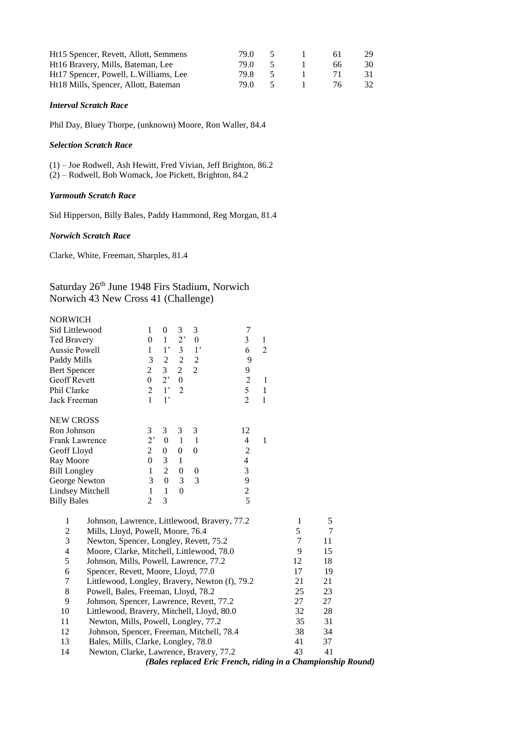| | | | | |
|---|---|---|---|---|
| Ht15 Spencer, Revett, Allott, Semmens | 79.0 | 5 | 1 | 61 | 29 |
| Ht16 Bravery, Mills, Bateman, Lee | 79.0 | 5 | 1 | 66 | 30 |
| Ht17 Spencer, Powell, L.Williams, Lee | 79.8 | 5 | 1 | 71 | 31 |
| Ht18 Mills, Spencer, Allott, Bateman | 79.0 | 5 | 1 | 76 | 32 |

***Interval Scratch Race***

Phil Day, Bluey Thorpe, (unknown) Moore, Ron Waller, 84.4

***Selection Scratch Race***

(1) – Joe Rodwell, Ash Hewitt, Fred Vivian, Jeff Brighton, 86.2
(2) – Rodwell, Bob Womack, Joe Pickett, Brighton, 84.2

***Yarmouth Scratch Race***

Sid Hipperson, Billy Bales, Paddy Hammond, Reg Morgan, 81.4

***Norwich Scratch Race***

Clarke, White, Freeman, Sharples, 81.4

## Saturday 26th June 1948 Firs Stadium, Norwich
## Norwich 43 New Cross 41 (Challenge)

| NORWICH | | | | | | |
|---|---|---|---|---|---|---|
| Sid Littlewood | 1 | 0 | 3 | 3 | 7 | |
| Ted Bravery | 0 | 1 | 2’ | 0 | 3 | 1 |
| Aussie Powell | 1 | 1’ | 3 | 1’ | 6 | 2 |
| Paddy Mills | 3 | 2 | 2 | 2 | 9 | |
| Bert Spencer | 2 | 3 | 2 | 2 | 9 | |
| Geoff Revett | 0 | 2’ | 0 | | 2 | 1 |
| Phil Clarke | 2 | 1’ | 2 | | 5 | 1 |
| Jack Freeman | 1 | 1’ | | | 2 | 1 |

| NEW CROSS | | | | | | |
|---|---|---|---|---|---|---|
| Ron Johnson | 3 | 3 | 3 | 3 | 12 | |
| Frank Lawrence | 2’ | 0 | 1 | 1 | 4 | 1 |
| Geoff Lloyd | 2 | 0 | 0 | 0 | 2 | |
| Ray Moore | 0 | 3 | 1 | | 4 | |
| Bill Longley | 1 | 2 | 0 | 0 | 3 | |
| George Newton | 3 | 0 | 3 | 3 | 9 | |
| Lindsey Mitchell | 1 | 1 | 0 | | 2 | |
| Billy Bales | 2 | 3 | | | 5 | |

| | | | |
|---|---|---|---|
| 1 | Johnson, Lawrence, Littlewood, Bravery, 77.2 | 1 | 5 |
| 2 | Mills, Lloyd, Powell, Moore, 76.4 | 5 | 7 |
| 3 | Newton, Spencer, Longley, Revett, 75.2 | 7 | 11 |
| 4 | Moore, Clarke, Mitchell, Littlewood, 78.0 | 9 | 15 |
| 5 | Johnson, Mills, Powell, Lawrence, 77.2 | 12 | 18 |
| 6 | Spencer, Revett, Moore, Lloyd, 77.0 | 17 | 19 |
| 7 | Littlewood, Longley, Bravery, Newton (f), 79.2 | 21 | 21 |
| 8 | Powell, Bales, Freeman, Lloyd, 78.2 | 25 | 23 |
| 9 | Johnson, Spencer, Lawrence, Revett, 77.2 | 27 | 27 |
| 10 | Littlewood, Bravery, Mitchell, Lloyd, 80.0 | 32 | 28 |
| 11 | Newton, Mills, Powell, Longley, 77.2 | 35 | 31 |
| 12 | Johnson, Spencer, Freeman, Mitchell, 78.4 | 38 | 34 |
| 13 | Bales, Mills, Clarke, Longley, 78.0 | 41 | 37 |
| 14 | Newton, Clarke, Lawrence, Bravery, 77.2 | 43 | 41 |

***(Bales replaced Eric French, riding in a Championship Round)***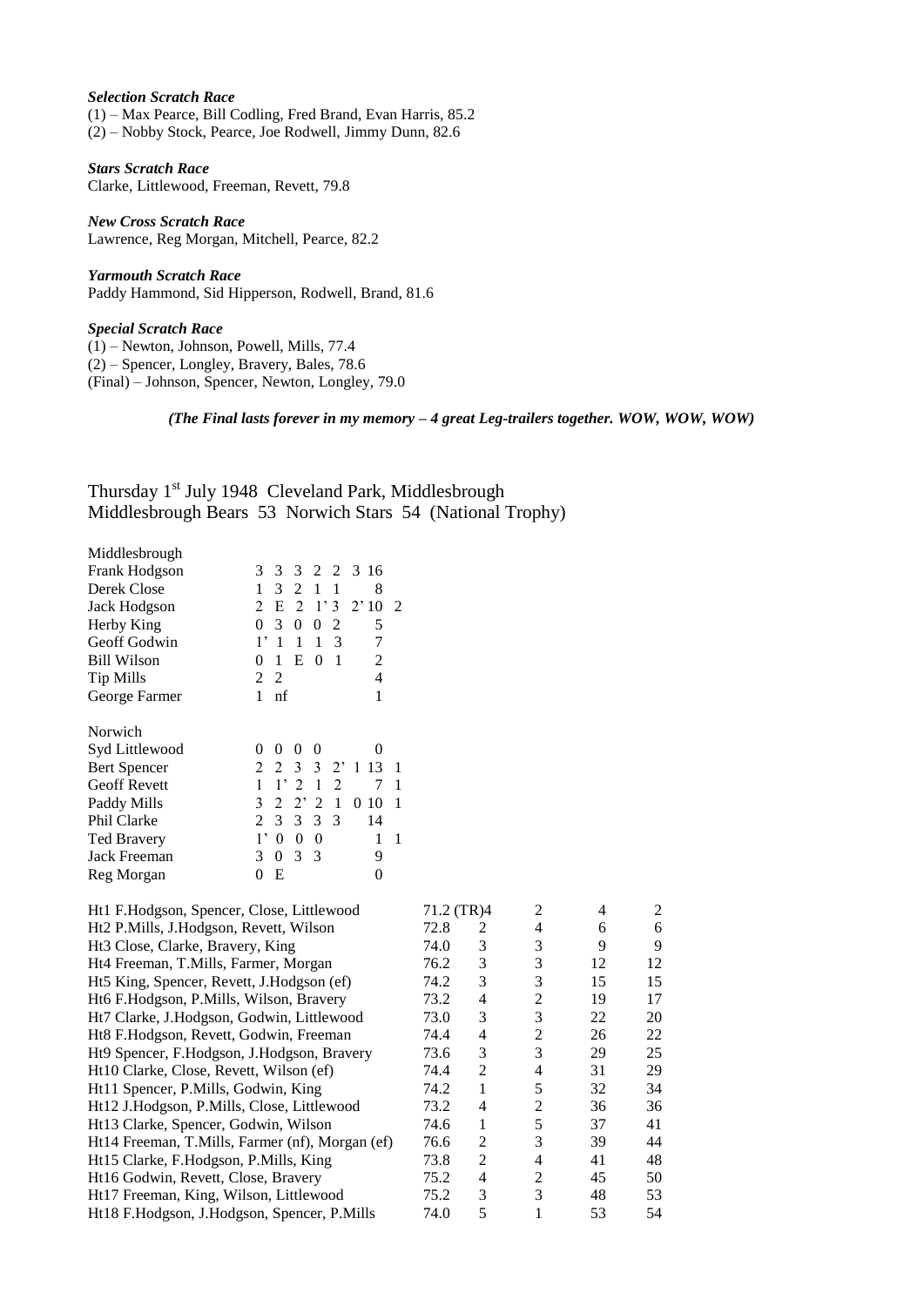***Selection Scratch Race***
(1) – Max Pearce, Bill Codling, Fred Brand, Evan Harris, 85.2
(2) – Nobby Stock, Pearce, Joe Rodwell, Jimmy Dunn, 82.6

***Stars Scratch Race***
Clarke, Littlewood, Freeman, Revett, 79.8

***New Cross Scratch Race***
Lawrence, Reg Morgan, Mitchell, Pearce, 82.2

***Yarmouth Scratch Race***
Paddy Hammond, Sid Hipperson, Rodwell, Brand, 81.6

***Special Scratch Race***
(1) – Newton, Johnson, Powell, Mills, 77.4
(2) – Spencer, Longley, Bravery, Bales, 78.6
(Final) – Johnson, Spencer, Newton, Longley, 79.0

***(The Final lasts forever in my memory – 4 great Leg-trailers together. WOW, WOW, WOW)***

## Thursday 1st July 1948 Cleveland Park, Middlesbrough
## Middlesbrough Bears 53 Norwich Stars 54 (National Trophy)

| Middlesbrough | | | | | | | | |
|---|---|---|---|---|---|---|---|---|
| Frank Hodgson | 3 | 3 | 3 | 2 | 2 | 3 | 16 | |
| Derek Close | 1 | 3 | 2 | 1 | 1 | | 8 | |
| Jack Hodgson | 2 | E | 2 | 1' | 3 | 2' | 10 | 2 |
| Herby King | 0 | 3 | 0 | 0 | 2 | | 5 | |
| Geoff Godwin | 1' | 1 | 1 | 1 | 3 | | 7 | |
| Bill Wilson | 0 | 1 | E | 0 | 1 | | 2 | |
| Tip Mills | 2 | 2 | | | | | 4 | |
| George Farmer | 1 | nf | | | | | 1 | |

| Norwich | | | | | | | | |
|---|---|---|---|---|---|---|---|---|
| Syd Littlewood | 0 | 0 | 0 | 0 | | | 0 | |
| Bert Spencer | 2 | 2 | 3 | 3 | 2' | 1 | 13 | 1 |
| Geoff Revett | 1 | 1' | 2 | 1 | 2 | | 7 | 1 |
| Paddy Mills | 3 | 2 | 2' | 2 | 1 | 0 | 10 | 1 |
| Phil Clarke | 2 | 3 | 3 | 3 | 3 | | 14 | |
| Ted Bravery | 1' | 0 | 0 | 0 | | | 1 | 1 |
| Jack Freeman | 3 | 0 | 3 | 3 | | | 9 | |
| Reg Morgan | 0 | E | | | | | 0 | |

| Heat | Time | | | | |
|---|---|---|---|---|---|
| Ht1 F.Hodgson, Spencer, Close, Littlewood | 71.2 (TR) | 4 | 2 | 4 | 2 |
| Ht2 P.Mills, J.Hodgson, Revett, Wilson | 72.8 | 2 | 4 | 6 | 6 |
| Ht3 Close, Clarke, Bravery, King | 74.0 | 3 | 3 | 9 | 9 |
| Ht4 Freeman, T.Mills, Farmer, Morgan | 76.2 | 3 | 3 | 12 | 12 |
| Ht5 King, Spencer, Revett, J.Hodgson (ef) | 74.2 | 3 | 3 | 15 | 15 |
| Ht6 F.Hodgson, P.Mills, Wilson, Bravery | 73.2 | 4 | 2 | 19 | 17 |
| Ht7 Clarke, J.Hodgson, Godwin, Littlewood | 73.0 | 3 | 3 | 22 | 20 |
| Ht8 F.Hodgson, Revett, Godwin, Freeman | 74.4 | 4 | 2 | 26 | 22 |
| Ht9 Spencer, F.Hodgson, J.Hodgson, Bravery | 73.6 | 3 | 3 | 29 | 25 |
| Ht10 Clarke, Close, Revett, Wilson (ef) | 74.4 | 2 | 4 | 31 | 29 |
| Ht11 Spencer, P.Mills, Godwin, King | 74.2 | 1 | 5 | 32 | 34 |
| Ht12 J.Hodgson, P.Mills, Close, Littlewood | 73.2 | 4 | 2 | 36 | 36 |
| Ht13 Clarke, Spencer, Godwin, Wilson | 74.6 | 1 | 5 | 37 | 41 |
| Ht14 Freeman, T.Mills, Farmer (nf), Morgan (ef) | 76.6 | 2 | 3 | 39 | 44 |
| Ht15 Clarke, F.Hodgson, P.Mills, King | 73.8 | 2 | 4 | 41 | 48 |
| Ht16 Godwin, Revett, Close, Bravery | 75.2 | 4 | 2 | 45 | 50 |
| Ht17 Freeman, King, Wilson, Littlewood | 75.2 | 3 | 3 | 48 | 53 |
| Ht18 F.Hodgson, J.Hodgson, Spencer, P.Mills | 74.0 | 5 | 1 | 53 | 54 |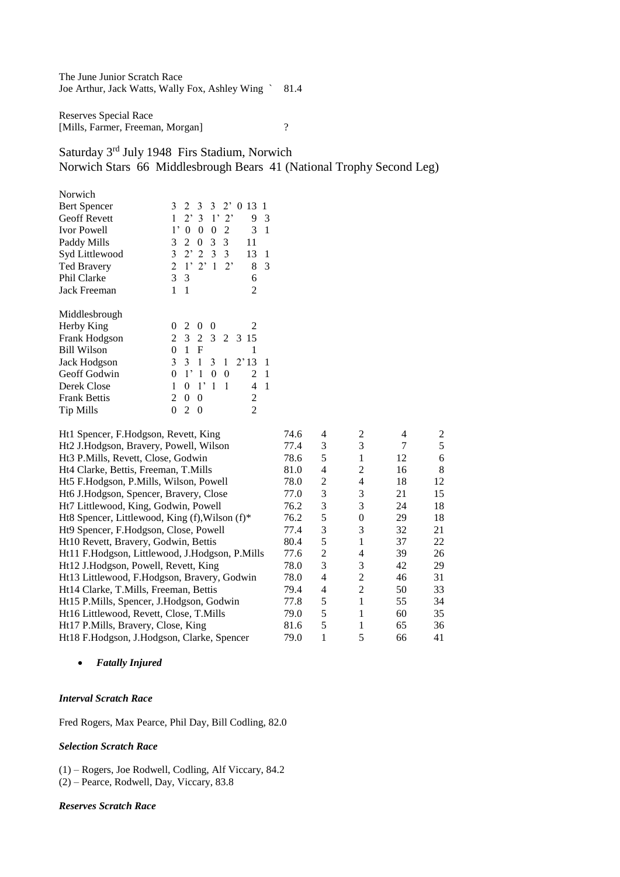The June Junior Scratch Race
Joe Arthur, Jack Watts, Wally Fox, Ashley Wing ` 81.4

Reserves Special Race
[Mills, Farmer, Freeman, Morgan] ?

## Saturday 3rd July 1948 Firs Stadium, Norwich
## Norwich Stars 66 Middlesbrough Bears 41 (National Trophy Second Leg)

| Norwich | | | |
|---|---|---|---|
| Bert Spencer | 3 2 3 3 2' 0 | 13 | 1 |
| Geoff Revett | 1 2' 3 1' 2' | 9 | 3 |
| Ivor Powell | 1' 0 0 0 2 | 3 | 1 |
| Paddy Mills | 3 2 0 3 3 | 11 | |
| Syd Littlewood | 3 2' 2 3 3 | 13 | 1 |
| Ted Bravery | 2 1' 2' 1 2' | 8 | 3 |
| Phil Clarke | 3 3 | 6 | |
| Jack Freeman | 1 1 | 2 | |

| Middlesbrough | | | |
|---|---|---|---|
| Herby King | 0 2 0 0 | 2 | |
| Frank Hodgson | 2 3 2 3 2 3 | 15 | |
| Bill Wilson | 0 1 F | 1 | |
| Jack Hodgson | 3 3 1 3 1 2' | 13 | 1 |
| Geoff Godwin | 0 1' 1 0 0 | 2 | 1 |
| Derek Close | 1 0 1' 1 1 | 4 | 1 |
| Frank Bettis | 2 0 0 | 2 | |
| Tip Mills | 0 2 0 | 2 | |

| Heat | Time | | | | |
|---|---|---|---|---|---|
| Ht1 Spencer, F.Hodgson, Revett, King | 74.6 | 4 | 2 | 4 | 2 |
| Ht2 J.Hodgson, Bravery, Powell, Wilson | 77.4 | 3 | 3 | 7 | 5 |
| Ht3 P.Mills, Revett, Close, Godwin | 78.6 | 5 | 1 | 12 | 6 |
| Ht4 Clarke, Bettis, Freeman, T.Mills | 81.0 | 4 | 2 | 16 | 8 |
| Ht5 F.Hodgson, P.Mills, Wilson, Powell | 78.0 | 2 | 4 | 18 | 12 |
| Ht6 J.Hodgson, Spencer, Bravery, Close | 77.0 | 3 | 3 | 21 | 15 |
| Ht7 Littlewood, King, Godwin, Powell | 76.2 | 3 | 3 | 24 | 18 |
| Ht8 Spencer, Littlewood, King (f), Wilson (f)* | 76.2 | 5 | 0 | 29 | 18 |
| Ht9 Spencer, F.Hodgson, Close, Powell | 77.4 | 3 | 3 | 32 | 21 |
| Ht10 Revett, Bravery, Godwin, Bettis | 80.4 | 5 | 1 | 37 | 22 |
| Ht11 F.Hodgson, Littlewood, J.Hodgson, P.Mills | 77.6 | 2 | 4 | 39 | 26 |
| Ht12 J.Hodgson, Powell, Revett, King | 78.0 | 3 | 3 | 42 | 29 |
| Ht13 Littlewood, F.Hodgson, Bravery, Godwin | 78.0 | 4 | 2 | 46 | 31 |
| Ht14 Clarke, T.Mills, Freeman, Bettis | 79.4 | 4 | 2 | 50 | 33 |
| Ht15 P.Mills, Spencer, J.Hodgson, Godwin | 77.8 | 5 | 1 | 55 | 34 |
| Ht16 Littlewood, Revett, Close, T.Mills | 79.0 | 5 | 1 | 60 | 35 |
| Ht17 P.Mills, Bravery, Close, King | 81.6 | 5 | 1 | 65 | 36 |
| Ht18 F.Hodgson, J.Hodgson, Clarke, Spencer | 79.0 | 1 | 5 | 66 | 41 |

- ***Fatally Injured***

***Interval Scratch Race***

Fred Rogers, Max Pearce, Phil Day, Bill Codling, 82.0

***Selection Scratch Race***

(1) – Rogers, Joe Rodwell, Codling, Alf Viccary, 84.2
(2) – Pearce, Rodwell, Day, Viccary, 83.8

***Reserves Scratch Race***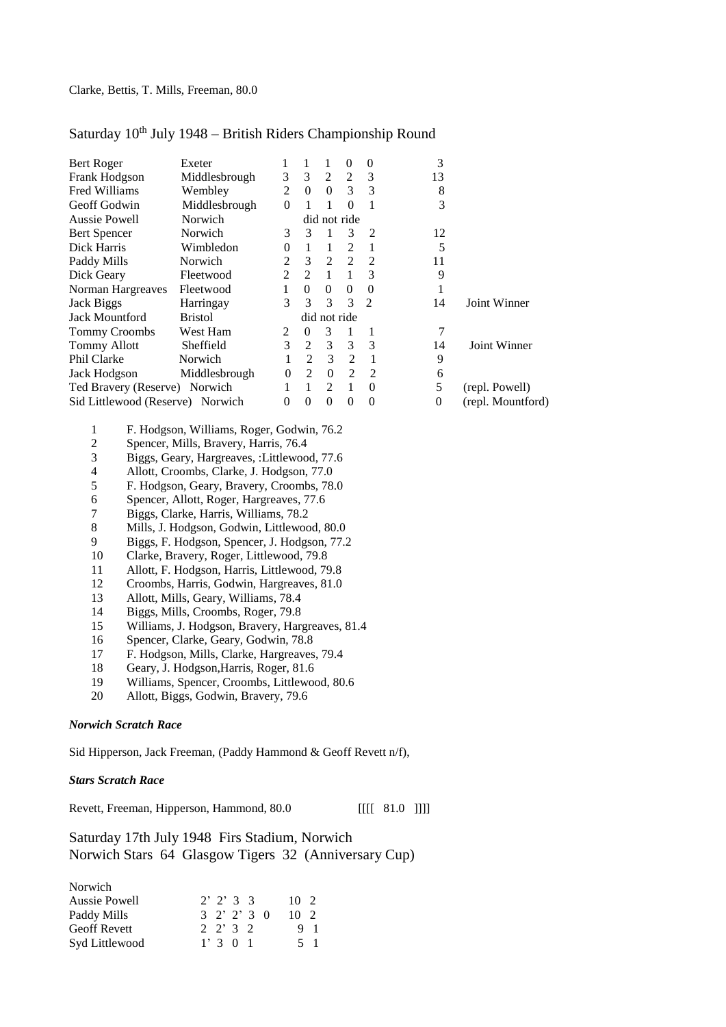Clarke, Bettis, T. Mills, Freeman, 80.0

## Saturday 10th July 1948 – British Riders Championship Round

| Rider | Team | | | | | | Total | |
|---|---|---|---|---|---|---|---|---|
| Bert Roger | Exeter | 1 | 1 | 1 | 0 | 0 | 3 | |
| Frank Hodgson | Middlesbrough | 3 | 3 | 2 | 2 | 3 | 13 | |
| Fred Williams | Wembley | 2 | 0 | 0 | 3 | 3 | 8 | |
| Geoff Godwin | Middlesbrough | 0 | 1 | 1 | 0 | 1 | 3 | |
| Aussie Powell | Norwich | did not ride | | | | | | |
| Bert Spencer | Norwich | 3 | 3 | 1 | 3 | 2 | 12 | |
| Dick Harris | Wimbledon | 0 | 1 | 1 | 2 | 1 | 5 | |
| Paddy Mills | Norwich | 2 | 3 | 2 | 2 | 2 | 11 | |
| Dick Geary | Fleetwood | 2 | 2 | 1 | 1 | 3 | 9 | |
| Norman Hargreaves | Fleetwood | 1 | 0 | 0 | 0 | 0 | 1 | |
| Jack Biggs | Harringay | 3 | 3 | 3 | 3 | 2 | 14 | Joint Winner |
| Jack Mountford | Bristol | did not ride | | | | | | |
| Tommy Croombs | West Ham | 2 | 0 | 3 | 1 | 1 | 7 | |
| Tommy Allott | Sheffield | 3 | 2 | 3 | 3 | 3 | 14 | Joint Winner |
| Phil Clarke | Norwich | 1 | 2 | 3 | 2 | 1 | 9 | |
| Jack Hodgson | Middlesbrough | 0 | 2 | 0 | 2 | 2 | 6 | |
| Ted Bravery (Reserve) | Norwich | 1 | 1 | 2 | 1 | 0 | 5 | (repl. Powell) |
| Sid Littlewood (Reserve) | Norwich | 0 | 0 | 0 | 0 | 0 | 0 | (repl. Mountford) |

1. F. Hodgson, Williams, Roger, Godwin, 76.2
2. Spencer, Mills, Bravery, Harris, 76.4
3. Biggs, Geary, Hargreaves, :Littlewood, 77.6
4. Allott, Croombs, Clarke, J. Hodgson, 77.0
5. F. Hodgson, Geary, Bravery, Croombs, 78.0
6. Spencer, Allott, Roger, Hargreaves, 77.6
7. Biggs, Clarke, Harris, Williams, 78.2
8. Mills, J. Hodgson, Godwin, Littlewood, 80.0
9. Biggs, F. Hodgson, Spencer, J. Hodgson, 77.2
10. Clarke, Bravery, Roger, Littlewood, 79.8
11. Allott, F. Hodgson, Harris, Littlewood, 79.8
12. Croombs, Harris, Godwin, Hargreaves, 81.0
13. Allott, Mills, Geary, Williams, 78.4
14. Biggs, Mills, Croombs, Roger, 79.8
15. Williams, J. Hodgson, Bravery, Hargreaves, 81.4
16. Spencer, Clarke, Geary, Godwin, 78.8
17. F. Hodgson, Mills, Clarke, Hargreaves, 79.4
18. Geary, J. Hodgson,Harris, Roger, 81.6
19. Williams, Spencer, Croombs, Littlewood, 80.6
20. Allott, Biggs, Godwin, Bravery, 79.6

***Norwich Scratch Race***

Sid Hipperson, Jack Freeman, (Paddy Hammond & Geoff Revett n/f),

***Stars Scratch Race***

Revett, Freeman, Hipperson, Hammond, 80.0 [[[[ 81.0 ]]]]

## Saturday 17th July 1948 Firs Stadium, Norwich
## Norwich Stars 64 Glasgow Tigers 32 (Anniversary Cup)

Norwich

| | | | |
|---|---|---|---|
| Aussie Powell | 2' 2' 3 3 | 10 | 2 |
| Paddy Mills | 3 2' 2' 3 0 | 10 | 2 |
| Geoff Revett | 2 2' 3 2 | 9 | 1 |
| Syd Littlewood | 1' 3 0 1 | 5 | 1 |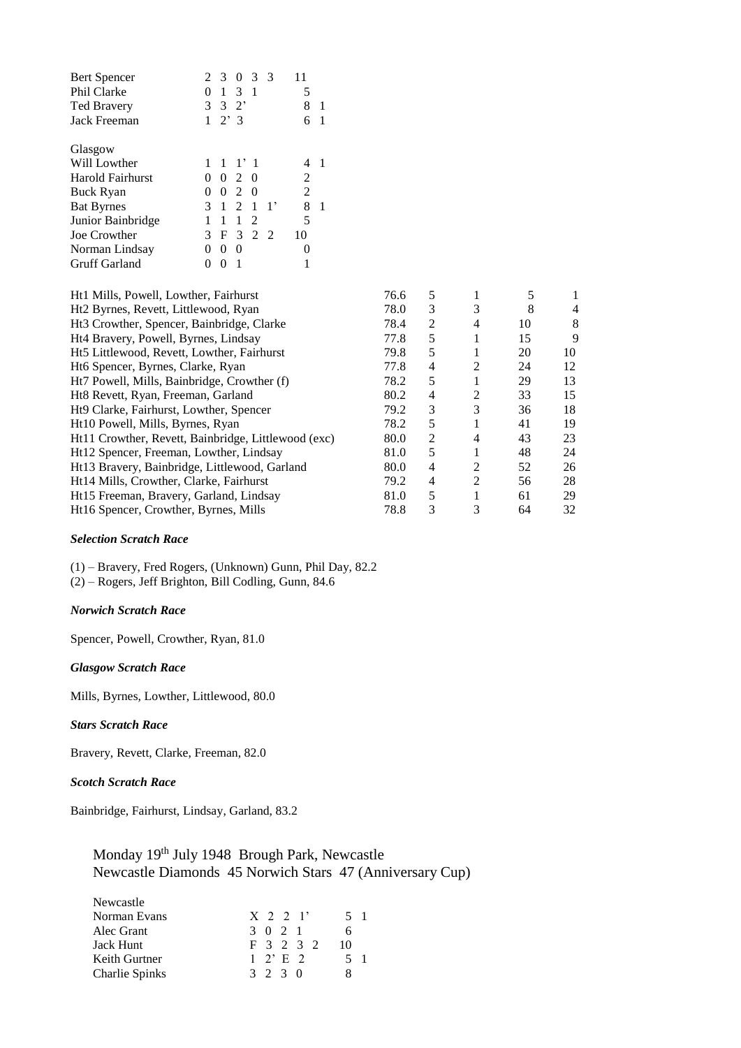| | | | |
|---|---|---|---|
| Bert Spencer | 2 3 0 3 3 | 11 | |
| Phil Clarke | 0 1 3 1 | 5 | |
| Ted Bravery | 3 3 2’ | 8 | 1 |
| Jack Freeman | 1 2’ 3 | 6 | 1 |

| Glasgow | | | |
|---|---|---|---|
| Will Lowther | 1 1 1’ 1 | 4 | 1 |
| Harold Fairhurst | 0 0 2 0 | 2 | |
| Buck Ryan | 0 0 2 0 | 2 | |
| Bat Byrnes | 3 1 2 1 1’ | 8 | 1 |
| Junior Bainbridge | 1 1 1 2 | 5 | |
| Joe Crowther | 3 F 3 2 2 | 10 | |
| Norman Lindsay | 0 0 0 | 0 | |
| Gruff Garland | 0 0 1 | 1 | |

| | | | | | |
|---|---|---|---|---|---|
| Ht1 Mills, Powell, Lowther, Fairhurst | 76.6 | 5 | 1 | 5 | 1 |
| Ht2 Byrnes, Revett, Littlewood, Ryan | 78.0 | 3 | 3 | 8 | 4 |
| Ht3 Crowther, Spencer, Bainbridge, Clarke | 78.4 | 2 | 4 | 10 | 8 |
| Ht4 Bravery, Powell, Byrnes, Lindsay | 77.8 | 5 | 1 | 15 | 9 |
| Ht5 Littlewood, Revett, Lowther, Fairhurst | 79.8 | 5 | 1 | 20 | 10 |
| Ht6 Spencer, Byrnes, Clarke, Ryan | 77.8 | 4 | 2 | 24 | 12 |
| Ht7 Powell, Mills, Bainbridge, Crowther (f) | 78.2 | 5 | 1 | 29 | 13 |
| Ht8 Revett, Ryan, Freeman, Garland | 80.2 | 4 | 2 | 33 | 15 |
| Ht9 Clarke, Fairhurst, Lowther, Spencer | 79.2 | 3 | 3 | 36 | 18 |
| Ht10 Powell, Mills, Byrnes, Ryan | 78.2 | 5 | 1 | 41 | 19 |
| Ht11 Crowther, Revett, Bainbridge, Littlewood (exc) | 80.0 | 2 | 4 | 43 | 23 |
| Ht12 Spencer, Freeman, Lowther, Lindsay | 81.0 | 5 | 1 | 48 | 24 |
| Ht13 Bravery, Bainbridge, Littlewood, Garland | 80.0 | 4 | 2 | 52 | 26 |
| Ht14 Mills, Crowther, Clarke, Fairhurst | 79.2 | 4 | 2 | 56 | 28 |
| Ht15 Freeman, Bravery, Garland, Lindsay | 81.0 | 5 | 1 | 61 | 29 |
| Ht16 Spencer, Crowther, Byrnes, Mills | 78.8 | 3 | 3 | 64 | 32 |

***Selection Scratch Race***

(1) – Bravery, Fred Rogers, (Unknown) Gunn, Phil Day, 82.2
(2) – Rogers, Jeff Brighton, Bill Codling, Gunn, 84.6

***Norwich Scratch Race***

Spencer, Powell, Crowther, Ryan, 81.0

***Glasgow Scratch Race***

Mills, Byrnes, Lowther, Littlewood, 80.0

***Stars Scratch Race***

Bravery, Revett, Clarke, Freeman, 82.0

***Scotch Scratch Race***

Bainbridge, Fairhurst, Lindsay, Garland, 83.2

## Monday 19th July 1948 Brough Park, Newcastle
## Newcastle Diamonds 45 Norwich Stars 47 (Anniversary Cup)

| Newcastle | | | |
|---|---|---|---|
| Norman Evans | X 2 2 1’ | 5 | 1 |
| Alec Grant | 3 0 2 1 | 6 | |
| Jack Hunt | F 3 2 3 2 | 10 | |
| Keith Gurtner | 1 2’ E 2 | 5 | 1 |
| Charlie Spinks | 3 2 3 0 | 8 | |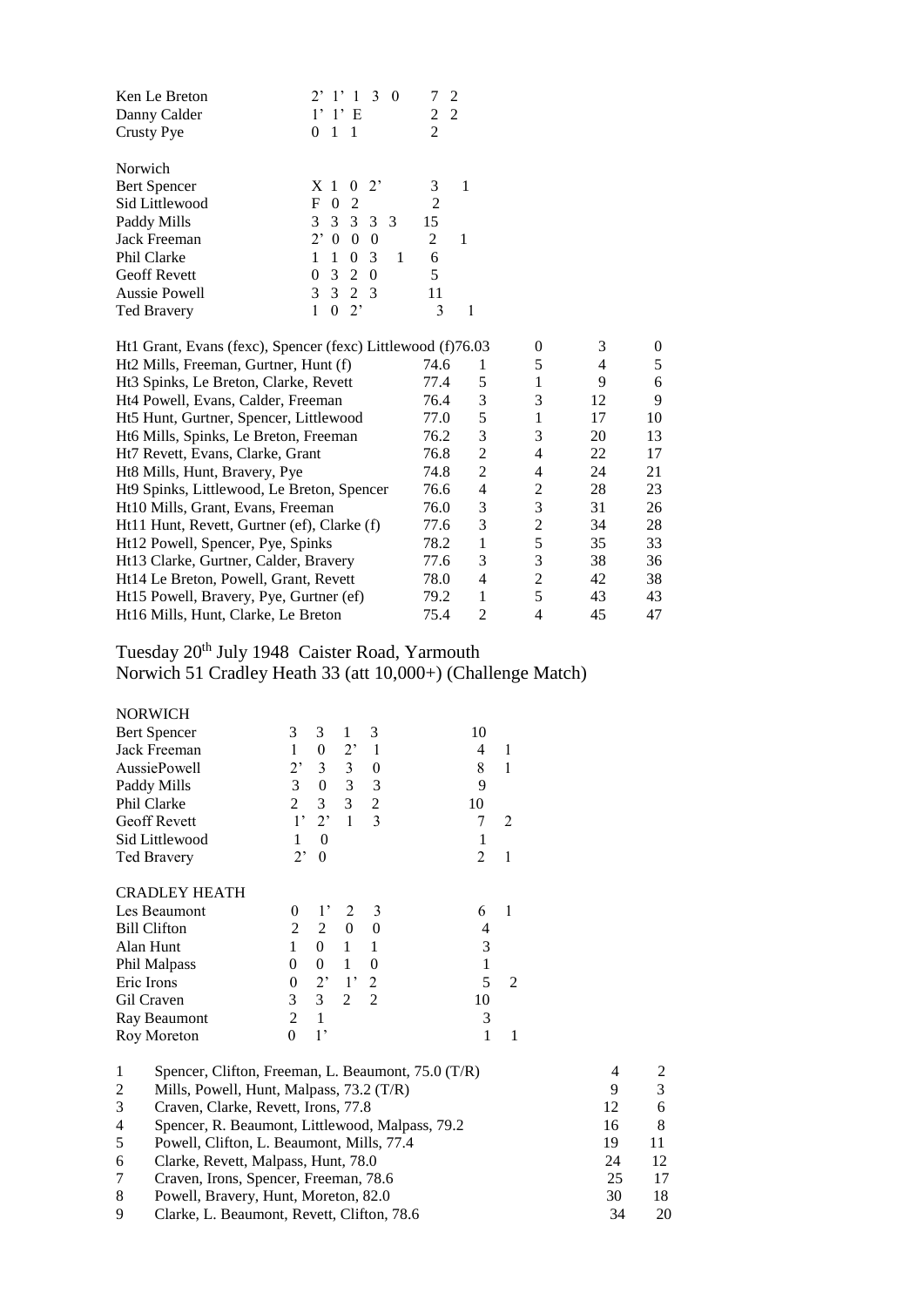| | | | |
|---|---|---|---|
| Ken Le Breton | 2' 1' 1 3 0 | 7 | 2 |
| Danny Calder | 1' 1' E | 2 | 2 |
| Crusty Pye | 0 1 1 | 2 | |

| Norwich | | | |
|---|---|---|---|
| Bert Spencer | X 1 0 2' | 3 | 1 |
| Sid Littlewood | F 0 2 | 2 | |
| Paddy Mills | 3 3 3 3 3 | 15 | |
| Jack Freeman | 2' 0 0 0 | 2 | 1 |
| Phil Clarke | 1 1 0 3 1 | 6 | |
| Geoff Revett | 0 3 2 0 | 5 | |
| Aussie Powell | 3 3 2 3 | 11 | |
| Ted Bravery | 1 0 2' | 3 | 1 |

| Heat | Time | | | | |
|---|---|---|---|---|---|
| Ht1 Grant, Evans (fexc), Spencer (fexc) Littlewood (f) | 76.03 | 0 | | 3 | 0 |
| Ht2 Mills, Freeman, Gurtner, Hunt (f) | 74.6 | 1 | 5 | 4 | 5 |
| Ht3 Spinks, Le Breton, Clarke, Revett | 77.4 | 5 | 1 | 9 | 6 |
| Ht4 Powell, Evans, Calder, Freeman | 76.4 | 3 | 3 | 12 | 9 |
| Ht5 Hunt, Gurtner, Spencer, Littlewood | 77.0 | 5 | 1 | 17 | 10 |
| Ht6 Mills, Spinks, Le Breton, Freeman | 76.2 | 3 | 3 | 20 | 13 |
| Ht7 Revett, Evans, Clarke, Grant | 76.8 | 2 | 4 | 22 | 17 |
| Ht8 Mills, Hunt, Bravery, Pye | 74.8 | 2 | 4 | 24 | 21 |
| Ht9 Spinks, Littlewood, Le Breton, Spencer | 76.6 | 4 | 2 | 28 | 23 |
| Ht10 Mills, Grant, Evans, Freeman | 76.0 | 3 | 3 | 31 | 26 |
| Ht11 Hunt, Revett, Gurtner (ef), Clarke (f) | 77.6 | 3 | 2 | 34 | 28 |
| Ht12 Powell, Spencer, Pye, Spinks | 78.2 | 1 | 5 | 35 | 33 |
| Ht13 Clarke, Gurtner, Calder, Bravery | 77.6 | 3 | 3 | 38 | 36 |
| Ht14 Le Breton, Powell, Grant, Revett | 78.0 | 4 | 2 | 42 | 38 |
| Ht15 Powell, Bravery, Pye, Gurtner (ef) | 79.2 | 1 | 5 | 43 | 43 |
| Ht16 Mills, Hunt, Clarke, Le Breton | 75.4 | 2 | 4 | 45 | 47 |

## Tuesday 20th July 1948 Caister Road, Yarmouth
## Norwich 51 Cradley Heath 33 (att 10,000+) (Challenge Match)

| NORWICH | | | | | | |
|---|---|---|---|---|---|---|
| Bert Spencer | 3 | 3 | 1 | 3 | 10 | |
| Jack Freeman | 1 | 0 | 2' | 1 | 4 | 1 |
| AussiePowell | 2' | 3 | 3 | 0 | 8 | 1 |
| Paddy Mills | 3 | 0 | 3 | 3 | 9 | |
| Phil Clarke | 2 | 3 | 3 | 2 | 10 | |
| Geoff Revett | 1' | 2' | 1 | 3 | 7 | 2 |
| Sid Littlewood | 1 | 0 | | | 1 | |
| Ted Bravery | 2' | 0 | | | 2 | 1 |

| CRADLEY HEATH | | | | | | |
|---|---|---|---|---|---|---|
| Les Beaumont | 0 | 1' | 2 | 3 | 6 | 1 |
| Bill Clifton | 2 | 2 | 0 | 0 | 4 | |
| Alan Hunt | 1 | 0 | 1 | 1 | 3 | |
| Phil Malpass | 0 | 0 | 1 | 0 | 1 | |
| Eric Irons | 0 | 2' | 1' | 2 | 5 | 2 |
| Gil Craven | 3 | 3 | 2 | 2 | 10 | |
| Ray Beaumont | 2 | 1 | | | 3 | |
| Roy Moreton | 0 | 1' | | | 1 | 1 |

| Heat | | | |
|---|---|---|---|
| 1 | Spencer, Clifton, Freeman, L. Beaumont, 75.0 (T/R) | 4 | 2 |
| 2 | Mills, Powell, Hunt, Malpass, 73.2 (T/R) | 9 | 3 |
| 3 | Craven, Clarke, Revett, Irons, 77.8 | 12 | 6 |
| 4 | Spencer, R. Beaumont, Littlewood, Malpass, 79.2 | 16 | 8 |
| 5 | Powell, Clifton, L. Beaumont, Mills, 77.4 | 19 | 11 |
| 6 | Clarke, Revett, Malpass, Hunt, 78.0 | 24 | 12 |
| 7 | Craven, Irons, Spencer, Freeman, 78.6 | 25 | 17 |
| 8 | Powell, Bravery, Hunt, Moreton, 82.0 | 30 | 18 |
| 9 | Clarke, L. Beaumont, Revett, Clifton, 78.6 | 34 | 20 |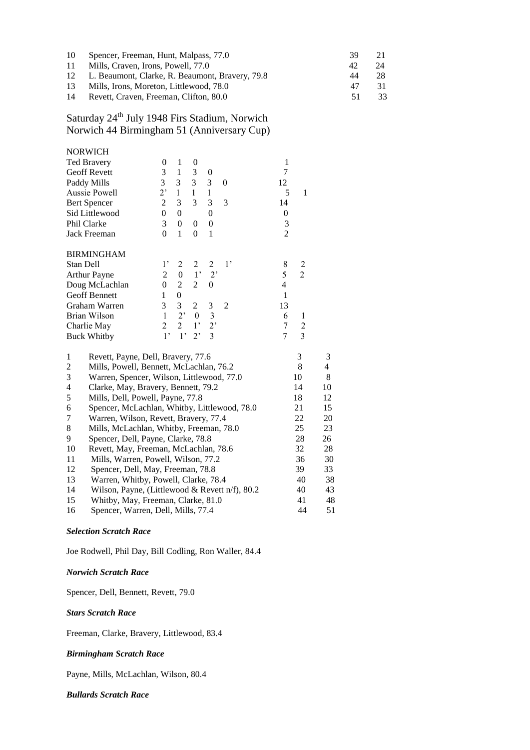| | | | |
|---|---|---|---|
| 10 | Spencer, Freeman, Hunt, Malpass, 77.0 | 39 | 21 |
| 11 | Mills, Craven, Irons, Powell, 77.0 | 42 | 24 |
| 12 | L. Beaumont, Clarke, R. Beaumont, Bravery, 79.8 | 44 | 28 |
| 13 | Mills, Irons, Moreton, Littlewood, 78.0 | 47 | 31 |
| 14 | Revett, Craven, Freeman, Clifton, 80.0 | 51 | 33 |

## Saturday 24th July 1948 Firs Stadium, Norwich
## Norwich 44 Birmingham 51 (Anniversary Cup)

| NORWICH | | | | | | | |
|---|---|---|---|---|---|---|---|
| Ted Bravery | 0 | 1 | 0 | | | 1 | |
| Geoff Revett | 3 | 1 | 3 | 0 | | 7 | |
| Paddy Mills | 3 | 3 | 3 | 3 | 0 | 12 | |
| Aussie Powell | 2’ | 1 | 1 | 1 | | 5 | 1 |
| Bert Spencer | 2 | 3 | 3 | 3 | 3 | 14 | |
| Sid Littlewood | 0 | 0 | | 0 | | 0 | |
| Phil Clarke | 3 | 0 | 0 | 0 | | 3 | |
| Jack Freeman | 0 | 1 | 0 | 1 | | 2 | |

| BIRMINGHAM | | | | | | | |
|---|---|---|---|---|---|---|---|
| Stan Dell | 1’ | 2 | 2 | 2 | 1’ | 8 | 2 |
| Arthur Payne | 2 | 0 | 1’ | 2’ | | 5 | 2 |
| Doug McLachlan | 0 | 2 | 2 | 0 | | 4 | |
| Geoff Bennett | 1 | 0 | | | | 1 | |
| Graham Warren | 3 | 3 | 2 | 3 | 2 | 13 | |
| Brian Wilson | 1 | 2’ | 0 | 3 | | 6 | 1 |
| Charlie May | 2 | 2 | 1’ | 2’ | | 7 | 2 |
| Buck Whitby | 1’ | 1’ | 2’ | 3 | | 7 | 3 |

| | | | |
|---|---|---|---|
| 1 | Revett, Payne, Dell, Bravery, 77.6 | 3 | 3 |
| 2 | Mills, Powell, Bennett, McLachlan, 76.2 | 8 | 4 |
| 3 | Warren, Spencer, Wilson, Littlewood, 77.0 | 10 | 8 |
| 4 | Clarke, May, Bravery, Bennett, 79.2 | 14 | 10 |
| 5 | Mills, Dell, Powell, Payne, 77.8 | 18 | 12 |
| 6 | Spencer, McLachlan, Whitby, Littlewood, 78.0 | 21 | 15 |
| 7 | Warren, Wilson, Revett, Bravery, 77.4 | 22 | 20 |
| 8 | Mills, McLachlan, Whitby, Freeman, 78.0 | 25 | 23 |
| 9 | Spencer, Dell, Payne, Clarke, 78.8 | 28 | 26 |
| 10 | Revett, May, Freeman, McLachlan, 78.6 | 32 | 28 |
| 11 | Mills, Warren, Powell, Wilson, 77.2 | 36 | 30 |
| 12 | Spencer, Dell, May, Freeman, 78.8 | 39 | 33 |
| 13 | Warren, Whitby, Powell, Clarke, 78.4 | 40 | 38 |
| 14 | Wilson, Payne, (Littlewood & Revett n/f), 80.2 | 40 | 43 |
| 15 | Whitby, May, Freeman, Clarke, 81.0 | 41 | 48 |
| 16 | Spencer, Warren, Dell, Mills, 77.4 | 44 | 51 |

***Selection Scratch Race***

Joe Rodwell, Phil Day, Bill Codling, Ron Waller, 84.4

***Norwich Scratch Race***

Spencer, Dell, Bennett, Revett, 79.0

***Stars Scratch Race***

Freeman, Clarke, Bravery, Littlewood, 83.4

***Birmingham Scratch Race***

Payne, Mills, McLachlan, Wilson, 80.4

***Bullards Scratch Race***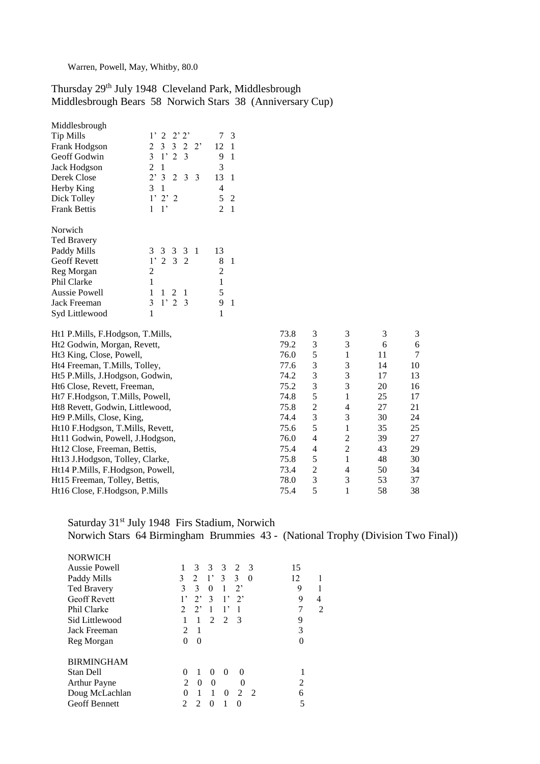Warren, Powell, May, Whitby, 80.0

Thursday 29th July 1948 Cleveland Park, Middlesbrough
Middlesbrough Bears 58 Norwich Stars 38 (Anniversary Cup)

| Middlesbrough | | | |
|---|---|---|---|
| Tip Mills | 1' 2 2' 2' | 7 | 3 |
| Frank Hodgson | 2 3 3 2 2' | 12 | 1 |
| Geoff Godwin | 3 1' 2 3 | 9 | 1 |
| Jack Hodgson | 2 1 | 3 | |
| Derek Close | 2' 3 2 3 3 | 13 | 1 |
| Herby King | 3 1 | 4 | |
| Dick Tolley | 1' 2' 2 | 5 | 2 |
| Frank Bettis | 1 1' | 2 | 1 |

| Norwich | | | |
|---|---|---|---|
| Ted Bravery | | | |
| Paddy Mills | 3 3 3 3 1 | 13 | |
| Geoff Revett | 1' 2 3 2 | 8 | 1 |
| Reg Morgan | 2 | 2 | |
| Phil Clarke | 1 | 1 | |
| Aussie Powell | 1 1 2 1 | 5 | |
| Jack Freeman | 3 1' 2 3 | 9 | 1 |
| Syd Littlewood | 1 | 1 | |

| Heat | Time | | | | |
|---|---|---|---|---|---|
| Ht1 P.Mills, F.Hodgson, T.Mills, | 73.8 | 3 | 3 | 3 | 3 |
| Ht2 Godwin, Morgan, Revett, | 79.2 | 3 | 3 | 6 | 6 |
| Ht3 King, Close, Powell, | 76.0 | 5 | 1 | 11 | 7 |
| Ht4 Freeman, T.Mills, Tolley, | 77.6 | 3 | 3 | 14 | 10 |
| Ht5 P.Mills, J.Hodgson, Godwin, | 74.2 | 3 | 3 | 17 | 13 |
| Ht6 Close, Revett, Freeman, | 75.2 | 3 | 3 | 20 | 16 |
| Ht7 F.Hodgson, T.Mills, Powell, | 74.8 | 5 | 1 | 25 | 17 |
| Ht8 Revett, Godwin, Littlewood, | 75.8 | 2 | 4 | 27 | 21 |
| Ht9 P.Mills, Close, King, | 74.4 | 3 | 3 | 30 | 24 |
| Ht10 F.Hodgson, T.Mills, Revett, | 75.6 | 5 | 1 | 35 | 25 |
| Ht11 Godwin, Powell, J.Hodgson, | 76.0 | 4 | 2 | 39 | 27 |
| Ht12 Close, Freeman, Bettis, | 75.4 | 4 | 2 | 43 | 29 |
| Ht13 J.Hodgson, Tolley, Clarke, | 75.8 | 5 | 1 | 48 | 30 |
| Ht14 P.Mills, F.Hodgson, Powell, | 73.4 | 2 | 4 | 50 | 34 |
| Ht15 Freeman, Tolley, Bettis, | 78.0 | 3 | 3 | 53 | 37 |
| Ht16 Close, F.Hodgson, P.Mills | 75.4 | 5 | 1 | 58 | 38 |

Saturday 31st July 1948 Firs Stadium, Norwich
Norwich Stars 64 Birmingham Brummies 43 - (National Trophy (Division Two Final))

| NORWICH | | | |
|---|---|---|---|
| Aussie Powell | 1 3 3 3 2 3 | 15 | |
| Paddy Mills | 3 2 1' 3 3 0 | 12 | 1 |
| Ted Bravery | 3 3 0 1 2' | 9 | 1 |
| Geoff Revett | 1' 2' 3 1' 2' | 9 | 4 |
| Phil Clarke | 2 2' 1 1' 1 | 7 | 2 |
| Sid Littlewood | 1 1 2 2 3 | 9 | |
| Jack Freeman | 2 1 | 3 | |
| Reg Morgan | 0 0 | 0 | |

| BIRMINGHAM | | | |
|---|---|---|---|
| Stan Dell | 0 1 0 0 0 | 1 | |
| Arthur Payne | 2 0 0 0 | 2 | |
| Doug McLachlan | 0 1 1 0 2 2 | 6 | |
| Geoff Bennett | 2 2 0 1 0 | 5 | |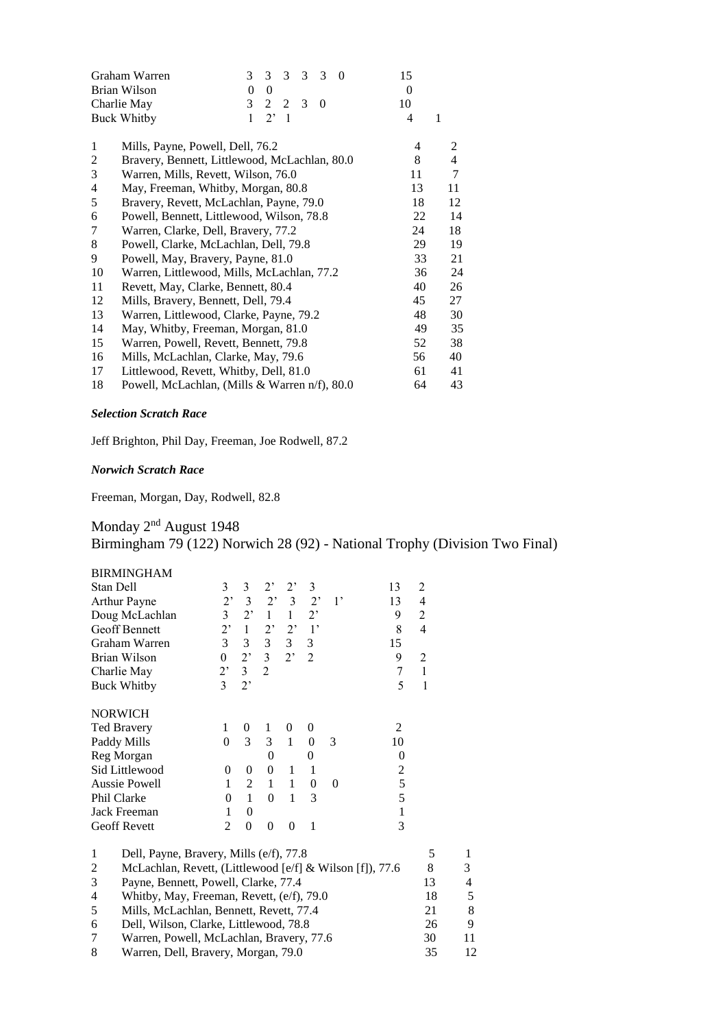| | | | | | | | | |
|---|---|---|---|---|---|---|---|---|
| Graham Warren | 3 | 3 | 3 | 3 | 3 | 0 | 15 | |
| Brian Wilson | 0 | 0 | | | | | 0 | |
| Charlie May | 3 | 2 | 2 | 3 | 0 | | 10 | |
| Buck Whitby | 1 | 2’ | 1 | | | | 4 | 1 |

| | | | |
|---|---|---|---|
| 1 | Mills, Payne, Powell, Dell, 76.2 | 4 | 2 |
| 2 | Bravery, Bennett, Littlewood, McLachlan, 80.0 | 8 | 4 |
| 3 | Warren, Mills, Revett, Wilson, 76.0 | 11 | 7 |
| 4 | May, Freeman, Whitby, Morgan, 80.8 | 13 | 11 |
| 5 | Bravery, Revett, McLachlan, Payne, 79.0 | 18 | 12 |
| 6 | Powell, Bennett, Littlewood, Wilson, 78.8 | 22 | 14 |
| 7 | Warren, Clarke, Dell, Bravery, 77.2 | 24 | 18 |
| 8 | Powell, Clarke, McLachlan, Dell, 79.8 | 29 | 19 |
| 9 | Powell, May, Bravery, Payne, 81.0 | 33 | 21 |
| 10 | Warren, Littlewood, Mills, McLachlan, 77.2 | 36 | 24 |
| 11 | Revett, May, Clarke, Bennett, 80.4 | 40 | 26 |
| 12 | Mills, Bravery, Bennett, Dell, 79.4 | 45 | 27 |
| 13 | Warren, Littlewood, Clarke, Payne, 79.2 | 48 | 30 |
| 14 | May, Whitby, Freeman, Morgan, 81.0 | 49 | 35 |
| 15 | Warren, Powell, Revett, Bennett, 79.8 | 52 | 38 |
| 16 | Mills, McLachlan, Clarke, May, 79.6 | 56 | 40 |
| 17 | Littlewood, Revett, Whitby, Dell, 81.0 | 61 | 41 |
| 18 | Powell, McLachlan, (Mills & Warren n/f), 80.0 | 64 | 43 |

***Selection Scratch Race***

Jeff Brighton, Phil Day, Freeman, Joe Rodwell, 87.2

***Norwich Scratch Race***

Freeman, Morgan, Day, Rodwell, 82.8

## Monday 2nd August 1948
## Birmingham 79 (122) Norwich 28 (92) - National Trophy (Division Two Final)

| BIRMINGHAM | | | | | | | | |
|---|---|---|---|---|---|---|---|---|
| Stan Dell | 3 | 3 | 2’ | 2’ | 3 | | 13 | 2 |
| Arthur Payne | 2’ | 3 | 2’ | 3 | 2’ | 1’ | 13 | 4 |
| Doug McLachlan | 3 | 2’ | 1 | 1 | 2’ | | 9 | 2 |
| Geoff Bennett | 2’ | 1 | 2’ | 2’ | 1’ | | 8 | 4 |
| Graham Warren | 3 | 3 | 3 | 3 | 3 | | 15 | |
| Brian Wilson | 0 | 2’ | 3 | 2’ | 2 | | 9 | 2 |
| Charlie May | 2’ | 3 | 2 | | | | 7 | 1 |
| Buck Whitby | 3 | 2’ | | | | | 5 | 1 |

| NORWICH | | | | | | | |
|---|---|---|---|---|---|---|---|
| Ted Bravery | 1 | 0 | 1 | 0 | 0 | | 2 |
| Paddy Mills | 0 | 3 | 3 | 1 | 0 | 3 | 10 |
| Reg Morgan | | | 0 | | 0 | | 0 |
| Sid Littlewood | 0 | 0 | 0 | 1 | 1 | | 2 |
| Aussie Powell | 1 | 2 | 1 | 1 | 0 | 0 | 5 |
| Phil Clarke | 0 | 1 | 0 | 1 | 3 | | 5 |
| Jack Freeman | 1 | 0 | | | | | 1 |
| Geoff Revett | 2 | 0 | 0 | 0 | 1 | | 3 |

| | | | |
|---|---|---|---|
| 1 | Dell, Payne, Bravery, Mills (e/f), 77.8 | 5 | 1 |
| 2 | McLachlan, Revett, (Littlewood [e/f] & Wilson [f]), 77.6 | 8 | 3 |
| 3 | Payne, Bennett, Powell, Clarke, 77.4 | 13 | 4 |
| 4 | Whitby, May, Freeman, Revett, (e/f), 79.0 | 18 | 5 |
| 5 | Mills, McLachlan, Bennett, Revett, 77.4 | 21 | 8 |
| 6 | Dell, Wilson, Clarke, Littlewood, 78.8 | 26 | 9 |
| 7 | Warren, Powell, McLachlan, Bravery, 77.6 | 30 | 11 |
| 8 | Warren, Dell, Bravery, Morgan, 79.0 | 35 | 12 |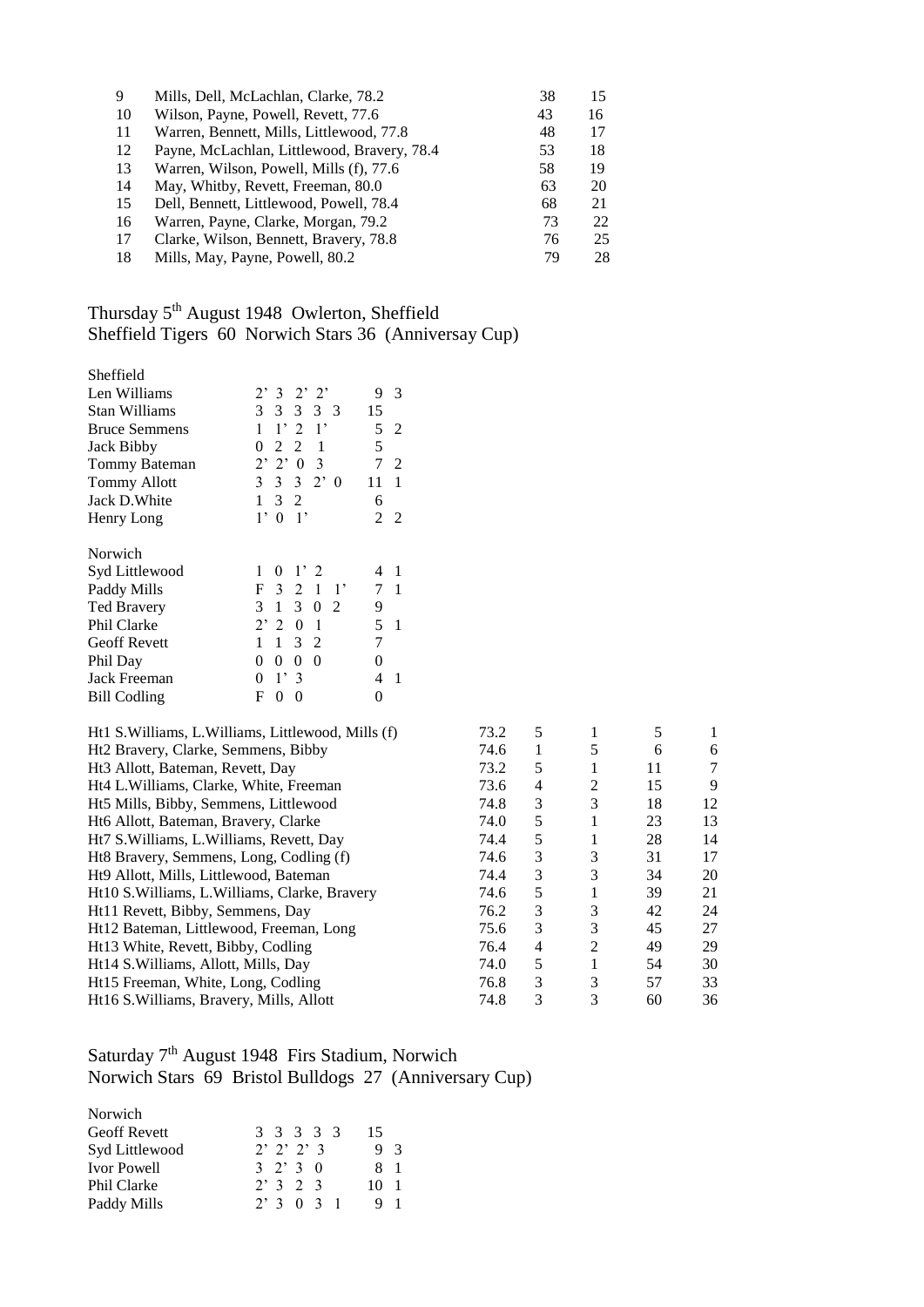| | | | |
|---|---|---|---|
| 9 | Mills, Dell, McLachlan, Clarke, 78.2 | 38 | 15 |
| 10 | Wilson, Payne, Powell, Revett, 77.6 | 43 | 16 |
| 11 | Warren, Bennett, Mills, Littlewood, 77.8 | 48 | 17 |
| 12 | Payne, McLachlan, Littlewood, Bravery, 78.4 | 53 | 18 |
| 13 | Warren, Wilson, Powell, Mills (f), 77.6 | 58 | 19 |
| 14 | May, Whitby, Revett, Freeman, 80.0 | 63 | 20 |
| 15 | Dell, Bennett, Littlewood, Powell, 78.4 | 68 | 21 |
| 16 | Warren, Payne, Clarke, Morgan, 79.2 | 73 | 22 |
| 17 | Clarke, Wilson, Bennett, Bravery, 78.8 | 76 | 25 |
| 18 | Mills, May, Payne, Powell, 80.2 | 79 | 28 |

## Thursday 5th August 1948 Owlerton, Sheffield
## Sheffield Tigers 60 Norwich Stars 36 (Anniversay Cup)

Sheffield

| | | | |
|---|---|---|---|
| Len Williams | 2' 3 2' 2' | 9 | 3 |
| Stan Williams | 3 3 3 3 3 | 15 | |
| Bruce Semmens | 1 1' 2 1' | 5 | 2 |
| Jack Bibby | 0 2 2 1 | 5 | |
| Tommy Bateman | 2' 2' 0 3 | 7 | 2 |
| Tommy Allott | 3 3 3 2' 0 | 11 | 1 |
| Jack D.White | 1 3 2 | 6 | |
| Henry Long | 1' 0 1' | 2 | 2 |

Norwich

| | | | |
|---|---|---|---|
| Syd Littlewood | 1 0 1' 2 | 4 | 1 |
| Paddy Mills | F 3 2 1 1' | 7 | 1 |
| Ted Bravery | 3 1 3 0 2 | 9 | |
| Phil Clarke | 2' 2 0 1 | 5 | 1 |
| Geoff Revett | 1 1 3 2 | 7 | |
| Phil Day | 0 0 0 0 | 0 | |
| Jack Freeman | 0 1' 3 | 4 | 1 |
| Bill Codling | F 0 0 | 0 | |

| | | | | | |
|---|---|---|---|---|---|
| Ht1 S.Williams, L.Williams, Littlewood, Mills (f) | 73.2 | 5 | 1 | 5 | 1 |
| Ht2 Bravery, Clarke, Semmens, Bibby | 74.6 | 1 | 5 | 6 | 6 |
| Ht3 Allott, Bateman, Revett, Day | 73.2 | 5 | 1 | 11 | 7 |
| Ht4 L.Williams, Clarke, White, Freeman | 73.6 | 4 | 2 | 15 | 9 |
| Ht5 Mills, Bibby, Semmens, Littlewood | 74.8 | 3 | 3 | 18 | 12 |
| Ht6 Allott, Bateman, Bravery, Clarke | 74.0 | 5 | 1 | 23 | 13 |
| Ht7 S.Williams, L.Williams, Revett, Day | 74.4 | 5 | 1 | 28 | 14 |
| Ht8 Bravery, Semmens, Long, Codling (f) | 74.6 | 3 | 3 | 31 | 17 |
| Ht9 Allott, Mills, Littlewood, Bateman | 74.4 | 3 | 3 | 34 | 20 |
| Ht10 S.Williams, L.Williams, Clarke, Bravery | 74.6 | 5 | 1 | 39 | 21 |
| Ht11 Revett, Bibby, Semmens, Day | 76.2 | 3 | 3 | 42 | 24 |
| Ht12 Bateman, Littlewood, Freeman, Long | 75.6 | 3 | 3 | 45 | 27 |
| Ht13 White, Revett, Bibby, Codling | 76.4 | 4 | 2 | 49 | 29 |
| Ht14 S.Williams, Allott, Mills, Day | 74.0 | 5 | 1 | 54 | 30 |
| Ht15 Freeman, White, Long, Codling | 76.8 | 3 | 3 | 57 | 33 |
| Ht16 S.Williams, Bravery, Mills, Allott | 74.8 | 3 | 3 | 60 | 36 |

## Saturday 7th August 1948 Firs Stadium, Norwich
## Norwich Stars 69 Bristol Bulldogs 27 (Anniversary Cup)

Norwich

| | | | |
|---|---|---|---|
| Geoff Revett | 3 3 3 3 3 | 15 | |
| Syd Littlewood | 2' 2' 2' 3 | 9 | 3 |
| Ivor Powell | 3 2' 3 0 | 8 | 1 |
| Phil Clarke | 2' 3 2 3 | 10 | 1 |
| Paddy Mills | 2' 3 0 3 1 | 9 | 1 |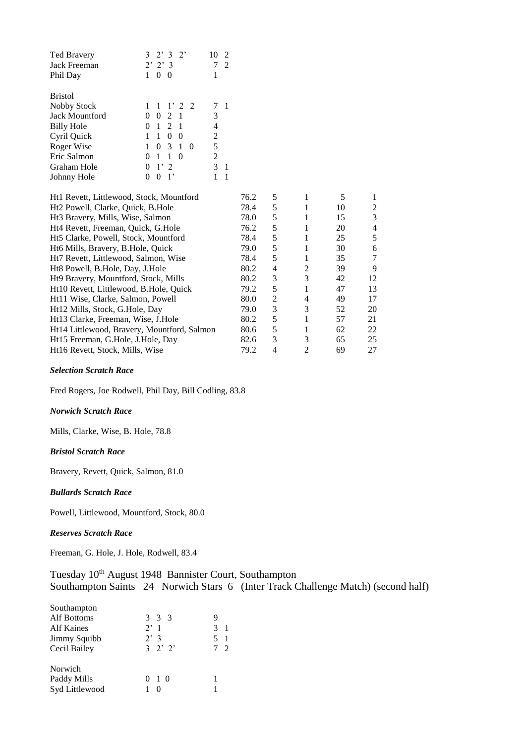| | | |
|---|---|---|
| Ted Bravery | 3 2' 3 2' | 10 2 |
| Jack Freeman | 2' 2' 3 | 7 2 |
| Phil Day | 1 0 0 | 1 |

| Bristol | | |
|---|---|---|
| Nobby Stock | 1 1 1' 2 2 | 7 1 |
| Jack Mountford | 0 0 2 1 | 3 |
| Billy Hole | 0 1 2 1 | 4 |
| Cyril Quick | 1 1 0 0 | 2 |
| Roger Wise | 1 0 3 1 0 | 5 |
| Eric Salmon | 0 1 1 0 | 2 |
| Graham Hole | 0 1' 2 | 3 1 |
| Johnny Hole | 0 0 1' | 1 1 |

| | | | | | |
|---|---|---|---|---|---|
| Ht1 Revett, Littlewood, Stock, Mountford | 76.2 | 5 | 1 | 5 | 1 |
| Ht2 Powell, Clarke, Quick, B.Hole | 78.4 | 5 | 1 | 10 | 2 |
| Ht3 Bravery, Mills, Wise, Salmon | 78.0 | 5 | 1 | 15 | 3 |
| Ht4 Revett, Freeman, Quick, G.Hole | 76.2 | 5 | 1 | 20 | 4 |
| Ht5 Clarke, Powell, Stock, Mountford | 78.4 | 5 | 1 | 25 | 5 |
| Ht6 Mills, Bravery, B.Hole, Quick | 79.0 | 5 | 1 | 30 | 6 |
| Ht7 Revett, Littlewood, Salmon, Wise | 78.4 | 5 | 1 | 35 | 7 |
| Ht8 Powell, B.Hole, Day, J.Hole | 80.2 | 4 | 2 | 39 | 9 |
| Ht9 Bravery, Mountford, Stock, Mills | 80.2 | 3 | 3 | 42 | 12 |
| Ht10 Revett, Littlewood, B.Hole, Quick | 79.2 | 5 | 1 | 47 | 13 |
| Ht11 Wise, Clarke, Salmon, Powell | 80.0 | 2 | 4 | 49 | 17 |
| Ht12 Mills, Stock, G.Hole, Day | 79.0 | 3 | 3 | 52 | 20 |
| Ht13 Clarke, Freeman, Wise, J.Hole | 80.2 | 5 | 1 | 57 | 21 |
| Ht14 Littlewood, Bravery, Mountford, Salmon | 80.6 | 5 | 1 | 62 | 22 |
| Ht15 Freeman, G.Hole, J.Hole, Day | 82.6 | 3 | 3 | 65 | 25 |
| Ht16 Revett, Stock, Mills, Wise | 79.2 | 4 | 2 | 69 | 27 |

***Selection Scratch Race***

Fred Rogers, Joe Rodwell, Phil Day, Bill Codling, 83.8

***Norwich Scratch Race***

Mills, Clarke, Wise, B. Hole, 78.8

***Bristol Scratch Race***

Bravery, Revett, Quick, Salmon, 81.0

***Bullards Scratch Race***

Powell, Littlewood, Mountford, Stock, 80.0

***Reserves Scratch Race***

Freeman, G. Hole, J. Hole, Rodwell, 83.4

Tuesday 10th August 1948 Bannister Court, Southampton
Southampton Saints 24 Norwich Stars 6 (Inter Track Challenge Match) (second half)

| Southampton | | |
|---|---|---|
| Alf Bottoms | 3 3 3 | 9 |
| Alf Kaines | 2' 1 | 3 1 |
| Jimmy Squibb | 2' 3 | 5 1 |
| Cecil Bailey | 3 2' 2' | 7 2 |

| Norwich | | |
|---|---|---|
| Paddy Mills | 0 1 0 | 1 |
| Syd Littlewood | 1 0 | 1 |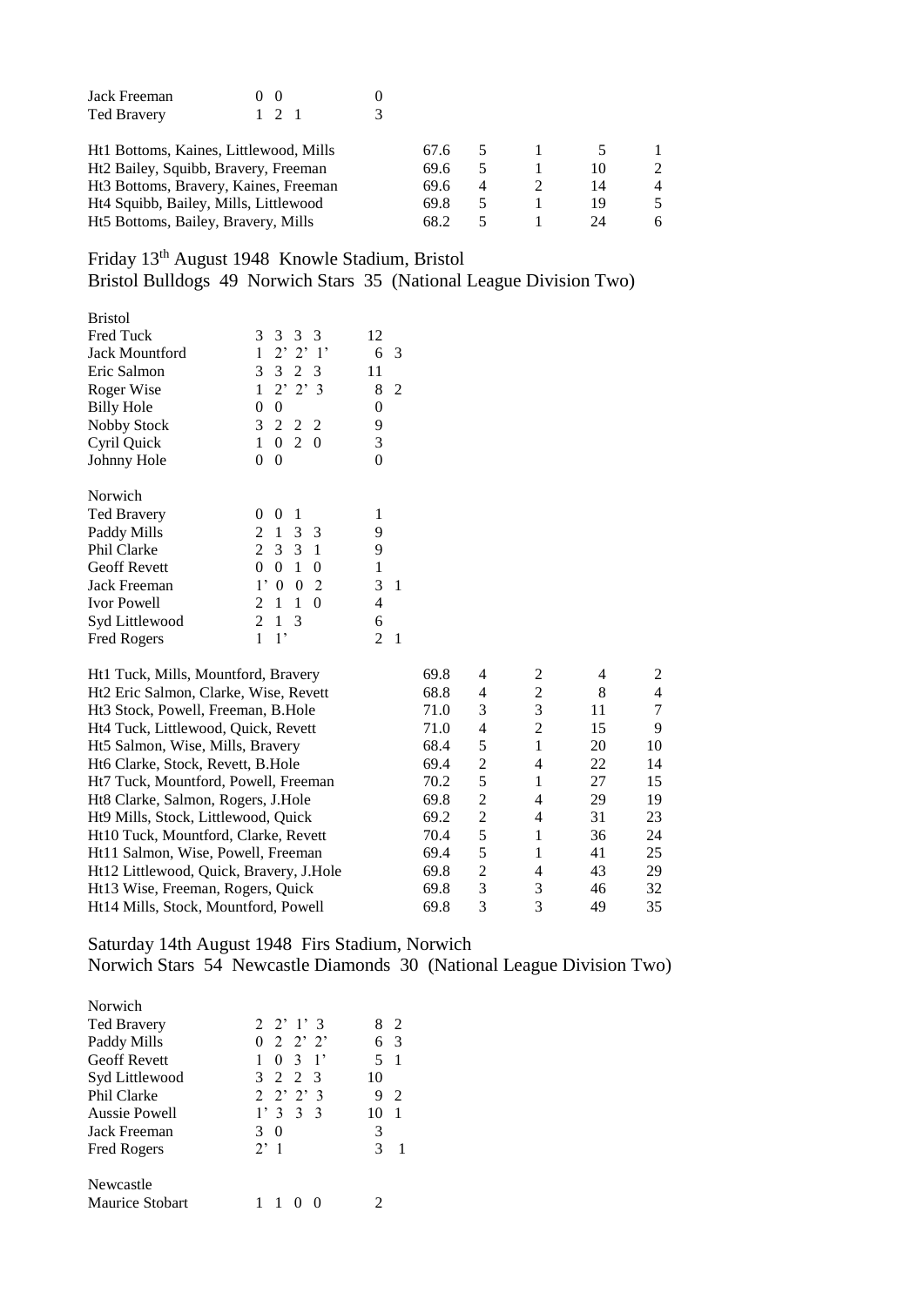| | | | |
|---|---|---|---|
| Jack Freeman | 0 0 | 0 | |
| Ted Bravery | 1 2 1 | 3 | |

| | | | | | |
|---|---|---|---|---|---|
| Ht1 Bottoms, Kaines, Littlewood, Mills | 67.6 | 5 | 1 | 5 | 1 |
| Ht2 Bailey, Squibb, Bravery, Freeman | 69.6 | 5 | 1 | 10 | 2 |
| Ht3 Bottoms, Bravery, Kaines, Freeman | 69.6 | 4 | 2 | 14 | 4 |
| Ht4 Squibb, Bailey, Mills, Littlewood | 69.8 | 5 | 1 | 19 | 5 |
| Ht5 Bottoms, Bailey, Bravery, Mills | 68.2 | 5 | 1 | 24 | 6 |

## Friday 13th August 1948 Knowle Stadium, Bristol
## Bristol Bulldogs 49 Norwich Stars 35 (National League Division Two)

| Bristol | | | |
|---|---|---|---|
| Fred Tuck | 3 3 3 3 | 12 | |
| Jack Mountford | 1 2' 2' 1' | 6 | 3 |
| Eric Salmon | 3 3 2 3 | 11 | |
| Roger Wise | 1 2' 2' 3 | 8 | 2 |
| Billy Hole | 0 0 | 0 | |
| Nobby Stock | 3 2 2 2 | 9 | |
| Cyril Quick | 1 0 2 0 | 3 | |
| Johnny Hole | 0 0 | 0 | |

| Norwich | | | |
|---|---|---|---|
| Ted Bravery | 0 0 1 | 1 | |
| Paddy Mills | 2 1 3 3 | 9 | |
| Phil Clarke | 2 3 3 1 | 9 | |
| Geoff Revett | 0 0 1 0 | 1 | |
| Jack Freeman | 1' 0 0 2 | 3 | 1 |
| Ivor Powell | 2 1 1 0 | 4 | |
| Syd Littlewood | 2 1 3 | 6 | |
| Fred Rogers | 1 1' | 2 | 1 |

| | | | | | |
|---|---|---|---|---|---|
| Ht1 Tuck, Mills, Mountford, Bravery | 69.8 | 4 | 2 | 4 | 2 |
| Ht2 Eric Salmon, Clarke, Wise, Revett | 68.8 | 4 | 2 | 8 | 4 |
| Ht3 Stock, Powell, Freeman, B.Hole | 71.0 | 3 | 3 | 11 | 7 |
| Ht4 Tuck, Littlewood, Quick, Revett | 71.0 | 4 | 2 | 15 | 9 |
| Ht5 Salmon, Wise, Mills, Bravery | 68.4 | 5 | 1 | 20 | 10 |
| Ht6 Clarke, Stock, Revett, B.Hole | 69.4 | 2 | 4 | 22 | 14 |
| Ht7 Tuck, Mountford, Powell, Freeman | 70.2 | 5 | 1 | 27 | 15 |
| Ht8 Clarke, Salmon, Rogers, J.Hole | 69.8 | 2 | 4 | 29 | 19 |
| Ht9 Mills, Stock, Littlewood, Quick | 69.2 | 2 | 4 | 31 | 23 |
| Ht10 Tuck, Mountford, Clarke, Revett | 70.4 | 5 | 1 | 36 | 24 |
| Ht11 Salmon, Wise, Powell, Freeman | 69.4 | 5 | 1 | 41 | 25 |
| Ht12 Littlewood, Quick, Bravery, J.Hole | 69.8 | 2 | 4 | 43 | 29 |
| Ht13 Wise, Freeman, Rogers, Quick | 69.8 | 3 | 3 | 46 | 32 |
| Ht14 Mills, Stock, Mountford, Powell | 69.8 | 3 | 3 | 49 | 35 |

## Saturday 14th August 1948 Firs Stadium, Norwich
## Norwich Stars 54 Newcastle Diamonds 30 (National League Division Two)

| Norwich | | | |
|---|---|---|---|
| Ted Bravery | 2 2' 1' 3 | 8 | 2 |
| Paddy Mills | 0 2 2' 2' | 6 | 3 |
| Geoff Revett | 1 0 3 1' | 5 | 1 |
| Syd Littlewood | 3 2 2 3 | 10 | |
| Phil Clarke | 2 2' 2' 3 | 9 | 2 |
| Aussie Powell | 1' 3 3 3 | 10 | 1 |
| Jack Freeman | 3 0 | 3 | |
| Fred Rogers | 2' 1 | 3 | 1 |

| Newcastle | | | |
|---|---|---|---|
| Maurice Stobart | 1 1 0 0 | 2 | |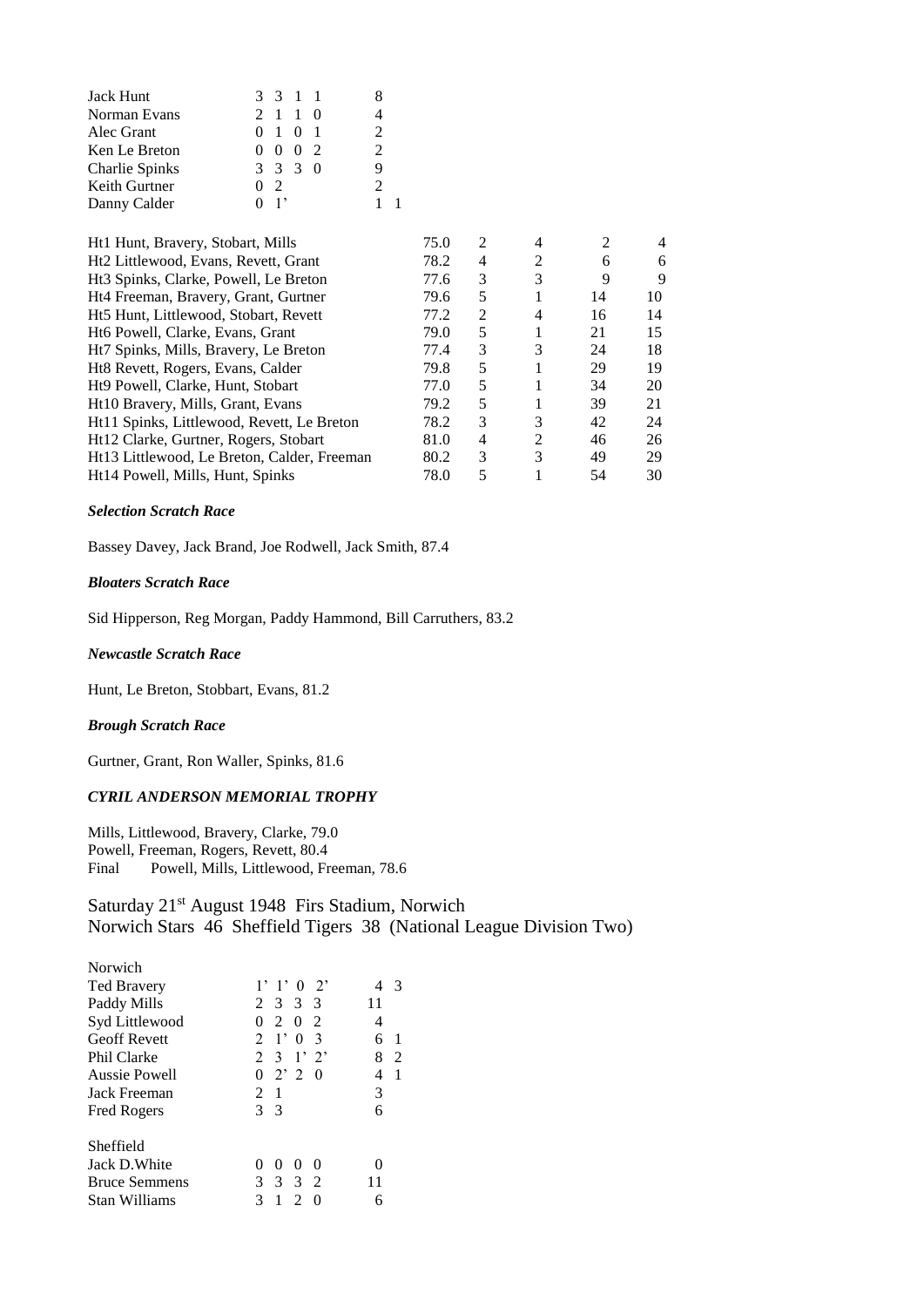| | | | |
|---|---|---|---|
| Jack Hunt | 3 3 1 1 | 8 | |
| Norman Evans | 2 1 1 0 | 4 | |
| Alec Grant | 0 1 0 1 | 2 | |
| Ken Le Breton | 0 0 0 2 | 2 | |
| Charlie Spinks | 3 3 3 0 | 9 | |
| Keith Gurtner | 0 2 | 2 | |
| Danny Calder | 0 1’ | 1 | 1 |

| | | | | | |
|---|---|---|---|---|---|
| Ht1 Hunt, Bravery, Stobart, Mills | 75.0 | 2 | 4 | 2 | 4 |
| Ht2 Littlewood, Evans, Revett, Grant | 78.2 | 4 | 2 | 6 | 6 |
| Ht3 Spinks, Clarke, Powell, Le Breton | 77.6 | 3 | 3 | 9 | 9 |
| Ht4 Freeman, Bravery, Grant, Gurtner | 79.6 | 5 | 1 | 14 | 10 |
| Ht5 Hunt, Littlewood, Stobart, Revett | 77.2 | 2 | 4 | 16 | 14 |
| Ht6 Powell, Clarke, Evans, Grant | 79.0 | 5 | 1 | 21 | 15 |
| Ht7 Spinks, Mills, Bravery, Le Breton | 77.4 | 3 | 3 | 24 | 18 |
| Ht8 Revett, Rogers, Evans, Calder | 79.8 | 5 | 1 | 29 | 19 |
| Ht9 Powell, Clarke, Hunt, Stobart | 77.0 | 5 | 1 | 34 | 20 |
| Ht10 Bravery, Mills, Grant, Evans | 79.2 | 5 | 1 | 39 | 21 |
| Ht11 Spinks, Littlewood, Revett, Le Breton | 78.2 | 3 | 3 | 42 | 24 |
| Ht12 Clarke, Gurtner, Rogers, Stobart | 81.0 | 4 | 2 | 46 | 26 |
| Ht13 Littlewood, Le Breton, Calder, Freeman | 80.2 | 3 | 3 | 49 | 29 |
| Ht14 Powell, Mills, Hunt, Spinks | 78.0 | 5 | 1 | 54 | 30 |

***Selection Scratch Race***

Bassey Davey, Jack Brand, Joe Rodwell, Jack Smith, 87.4

***Bloaters Scratch Race***

Sid Hipperson, Reg Morgan, Paddy Hammond, Bill Carruthers, 83.2

***Newcastle Scratch Race***

Hunt, Le Breton, Stobbart, Evans, 81.2

***Brough Scratch Race***

Gurtner, Grant, Ron Waller, Spinks, 81.6

***CYRIL ANDERSON MEMORIAL TROPHY***

Mills, Littlewood, Bravery, Clarke, 79.0
Powell, Freeman, Rogers, Revett, 80.4
Final Powell, Mills, Littlewood, Freeman, 78.6

## Saturday 21st August 1948 Firs Stadium, Norwich
## Norwich Stars 46 Sheffield Tigers 38 (National League Division Two)

| | | | |
|---|---|---|---|
| **Norwich** | | | |
| Ted Bravery | 1’ 1’ 0 2’ | 4 | 3 |
| Paddy Mills | 2 3 3 3 | 11 | |
| Syd Littlewood | 0 2 0 2 | 4 | |
| Geoff Revett | 2 1’ 0 3 | 6 | 1 |
| Phil Clarke | 2 3 1’ 2’ | 8 | 2 |
| Aussie Powell | 0 2’ 2 0 | 4 | 1 |
| Jack Freeman | 2 1 | 3 | |
| Fred Rogers | 3 3 | 6 | |
| **Sheffield** | | | |
| Jack D.White | 0 0 0 0 | 0 | |
| Bruce Semmens | 3 3 3 2 | 11 | |
| Stan Williams | 3 1 2 0 | 6 | |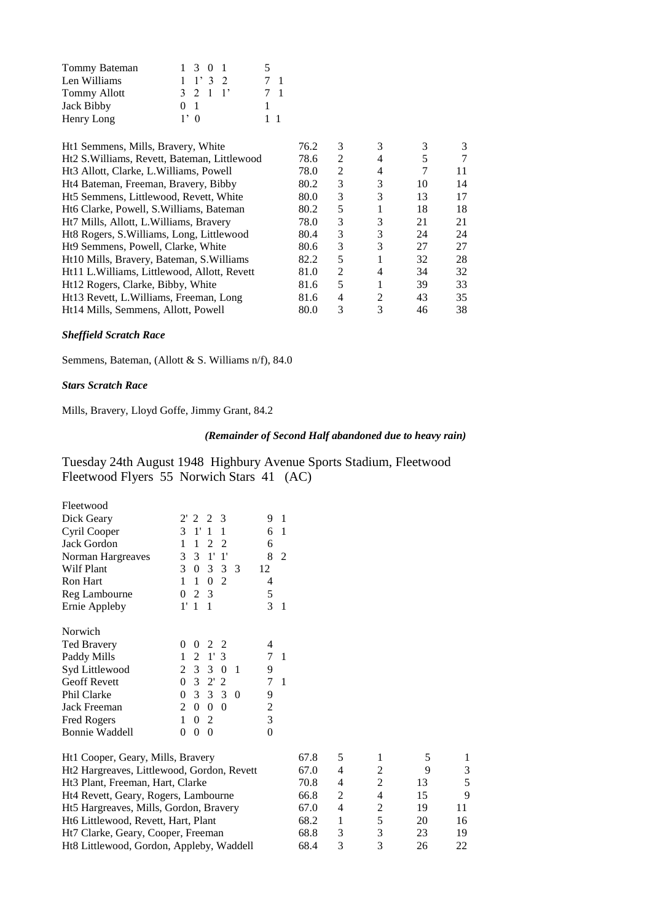| | | |
|---|---|---|
| Tommy Bateman | 1 3 0 1 | 5 |
| Len Williams | 1 1' 3 2 | 7 1 |
| Tommy Allott | 3 2 1 1' | 7 1 |
| Jack Bibby | 0 1 | 1 |
| Henry Long | 1' 0 | 1 1 |

| | | | | | |
|---|---|---|---|---|---|
| Ht1 Semmens, Mills, Bravery, White | 76.2 | 3 | 3 | 3 | 3 |
| Ht2 S.Williams, Revett, Bateman, Littlewood | 78.6 | 2 | 4 | 5 | 7 |
| Ht3 Allott, Clarke, L.Williams, Powell | 78.0 | 2 | 4 | 7 | 11 |
| Ht4 Bateman, Freeman, Bravery, Bibby | 80.2 | 3 | 3 | 10 | 14 |
| Ht5 Semmens, Littlewood, Revett, White | 80.0 | 3 | 3 | 13 | 17 |
| Ht6 Clarke, Powell, S.Williams, Bateman | 80.2 | 5 | 1 | 18 | 18 |
| Ht7 Mills, Allott, L.Williams, Bravery | 78.0 | 3 | 3 | 21 | 21 |
| Ht8 Rogers, S.Williams, Long, Littlewood | 80.4 | 3 | 3 | 24 | 24 |
| Ht9 Semmens, Powell, Clarke, White | 80.6 | 3 | 3 | 27 | 27 |
| Ht10 Mills, Bravery, Bateman, S.Williams | 82.2 | 5 | 1 | 32 | 28 |
| Ht11 L.Williams, Littlewood, Allott, Revett | 81.0 | 2 | 4 | 34 | 32 |
| Ht12 Rogers, Clarke, Bibby, White | 81.6 | 5 | 1 | 39 | 33 |
| Ht13 Revett, L.Williams, Freeman, Long | 81.6 | 4 | 2 | 43 | 35 |
| Ht14 Mills, Semmens, Allott, Powell | 80.0 | 3 | 3 | 46 | 38 |

***Sheffield Scratch Race***

Semmens, Bateman, (Allott & S. Williams n/f), 84.0

***Stars Scratch Race***

Mills, Bravery, Lloyd Goffe, Jimmy Grant, 84.2

***(Remainder of Second Half abandoned due to heavy rain)***

## Tuesday 24th August 1948 Highbury Avenue Sports Stadium, Fleetwood
## Fleetwood Flyers 55 Norwich Stars 41 (AC)

| Fleetwood | | |
|---|---|---|
| Dick Geary | 2' 2 2 3 | 9 1 |
| Cyril Cooper | 3 1' 1 1 | 6 1 |
| Jack Gordon | 1 1 2 2 | 6 |
| Norman Hargreaves | 3 3 1' 1' | 8 2 |
| Wilf Plant | 3 0 3 3 3 | 12 |
| Ron Hart | 1 1 0 2 | 4 |
| Reg Lambourne | 0 2 3 | 5 |
| Ernie Appleby | 1' 1 1 | 3 1 |

| Norwich | | |
|---|---|---|
| Ted Bravery | 0 0 2 2 | 4 |
| Paddy Mills | 1 2 1' 3 | 7 1 |
| Syd Littlewood | 2 3 3 0 1 | 9 |
| Geoff Revett | 0 3 2' 2 | 7 1 |
| Phil Clarke | 0 3 3 3 0 | 9 |
| Jack Freeman | 2 0 0 0 | 2 |
| Fred Rogers | 1 0 2 | 3 |
| Bonnie Waddell | 0 0 0 | 0 |

| | | | | | |
|---|---|---|---|---|---|
| Ht1 Cooper, Geary, Mills, Bravery | 67.8 | 5 | 1 | 5 | 1 |
| Ht2 Hargreaves, Littlewood, Gordon, Revett | 67.0 | 4 | 2 | 9 | 3 |
| Ht3 Plant, Freeman, Hart, Clarke | 70.8 | 4 | 2 | 13 | 5 |
| Ht4 Revett, Geary, Rogers, Lambourne | 66.8 | 2 | 4 | 15 | 9 |
| Ht5 Hargreaves, Mills, Gordon, Bravery | 67.0 | 4 | 2 | 19 | 11 |
| Ht6 Littlewood, Revett, Hart, Plant | 68.2 | 1 | 5 | 20 | 16 |
| Ht7 Clarke, Geary, Cooper, Freeman | 68.8 | 3 | 3 | 23 | 19 |
| Ht8 Littlewood, Gordon, Appleby, Waddell | 68.4 | 3 | 3 | 26 | 22 |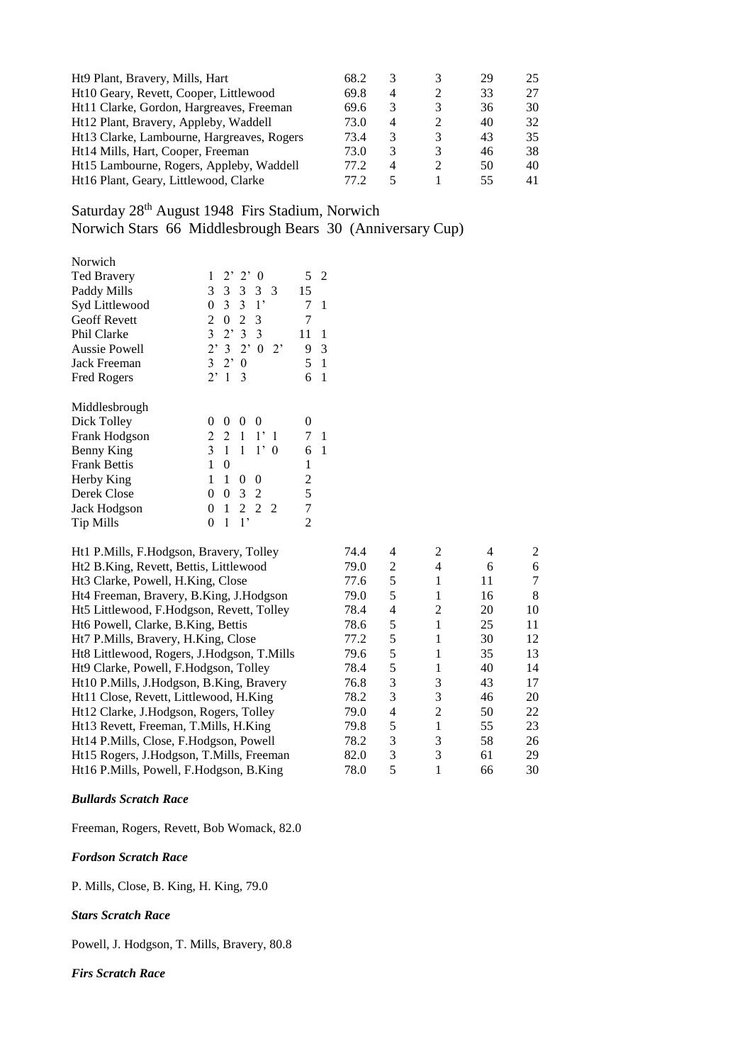| | | | | | |
|---|---|---|---|---|---|
| Ht9 Plant, Bravery, Mills, Hart | 68.2 | 3 | 3 | 29 | 25 |
| Ht10 Geary, Revett, Cooper, Littlewood | 69.8 | 4 | 2 | 33 | 27 |
| Ht11 Clarke, Gordon, Hargreaves, Freeman | 69.6 | 3 | 3 | 36 | 30 |
| Ht12 Plant, Bravery, Appleby, Waddell | 73.0 | 4 | 2 | 40 | 32 |
| Ht13 Clarke, Lambourne, Hargreaves, Rogers | 73.4 | 3 | 3 | 43 | 35 |
| Ht14 Mills, Hart, Cooper, Freeman | 73.0 | 3 | 3 | 46 | 38 |
| Ht15 Lambourne, Rogers, Appleby, Waddell | 77.2 | 4 | 2 | 50 | 40 |
| Ht16 Plant, Geary, Littlewood, Clarke | 77.2 | 5 | 1 | 55 | 41 |

## Saturday 28th August 1948 Firs Stadium, Norwich
## Norwich Stars 66 Middlesbrough Bears 30 (Anniversary Cup)

| Norwich | | | |
|---|---|---|---|
| Ted Bravery | 1 2' 2' 0 | 5 | 2 |
| Paddy Mills | 3 3 3 3 3 | 15 | |
| Syd Littlewood | 0 3 3 1' | 7 | 1 |
| Geoff Revett | 2 0 2 3 | 7 | |
| Phil Clarke | 3 2' 3 3 | 11 | 1 |
| Aussie Powell | 2' 3 2' 0 2' | 9 | 3 |
| Jack Freeman | 3 2' 0 | 5 | 1 |
| Fred Rogers | 2' 1 3 | 6 | 1 |

| Middlesbrough | | | |
|---|---|---|---|
| Dick Tolley | 0 0 0 0 | 0 | |
| Frank Hodgson | 2 2 1 1' 1 | 7 | 1 |
| Benny King | 3 1 1 1' 0 | 6 | 1 |
| Frank Bettis | 1 0 | 1 | |
| Herby King | 1 1 0 0 | 2 | |
| Derek Close | 0 0 3 2 | 5 | |
| Jack Hodgson | 0 1 2 2 2 | 7 | |
| Tip Mills | 0 1 1' | 2 | |

| | | | | | |
|---|---|---|---|---|---|
| Ht1 P.Mills, F.Hodgson, Bravery, Tolley | 74.4 | 4 | 2 | 4 | 2 |
| Ht2 B.King, Revett, Bettis, Littlewood | 79.0 | 2 | 4 | 6 | 6 |
| Ht3 Clarke, Powell, H.King, Close | 77.6 | 5 | 1 | 11 | 7 |
| Ht4 Freeman, Bravery, B.King, J.Hodgson | 79.0 | 5 | 1 | 16 | 8 |
| Ht5 Littlewood, F.Hodgson, Revett, Tolley | 78.4 | 4 | 2 | 20 | 10 |
| Ht6 Powell, Clarke, B.King, Bettis | 78.6 | 5 | 1 | 25 | 11 |
| Ht7 P.Mills, Bravery, H.King, Close | 77.2 | 5 | 1 | 30 | 12 |
| Ht8 Littlewood, Rogers, J.Hodgson, T.Mills | 79.6 | 5 | 1 | 35 | 13 |
| Ht9 Clarke, Powell, F.Hodgson, Tolley | 78.4 | 5 | 1 | 40 | 14 |
| Ht10 P.Mills, J.Hodgson, B.King, Bravery | 76.8 | 3 | 3 | 43 | 17 |
| Ht11 Close, Revett, Littlewood, H.King | 78.2 | 3 | 3 | 46 | 20 |
| Ht12 Clarke, J.Hodgson, Rogers, Tolley | 79.0 | 4 | 2 | 50 | 22 |
| Ht13 Revett, Freeman, T.Mills, H.King | 79.8 | 5 | 1 | 55 | 23 |
| Ht14 P.Mills, Close, F.Hodgson, Powell | 78.2 | 3 | 3 | 58 | 26 |
| Ht15 Rogers, J.Hodgson, T.Mills, Freeman | 82.0 | 3 | 3 | 61 | 29 |
| Ht16 P.Mills, Powell, F.Hodgson, B.King | 78.0 | 5 | 1 | 66 | 30 |

***Bullards Scratch Race***

Freeman, Rogers, Revett, Bob Womack, 82.0

***Fordson Scratch Race***

P. Mills, Close, B. King, H. King, 79.0

***Stars Scratch Race***

Powell, J. Hodgson, T. Mills, Bravery, 80.8

***Firs Scratch Race***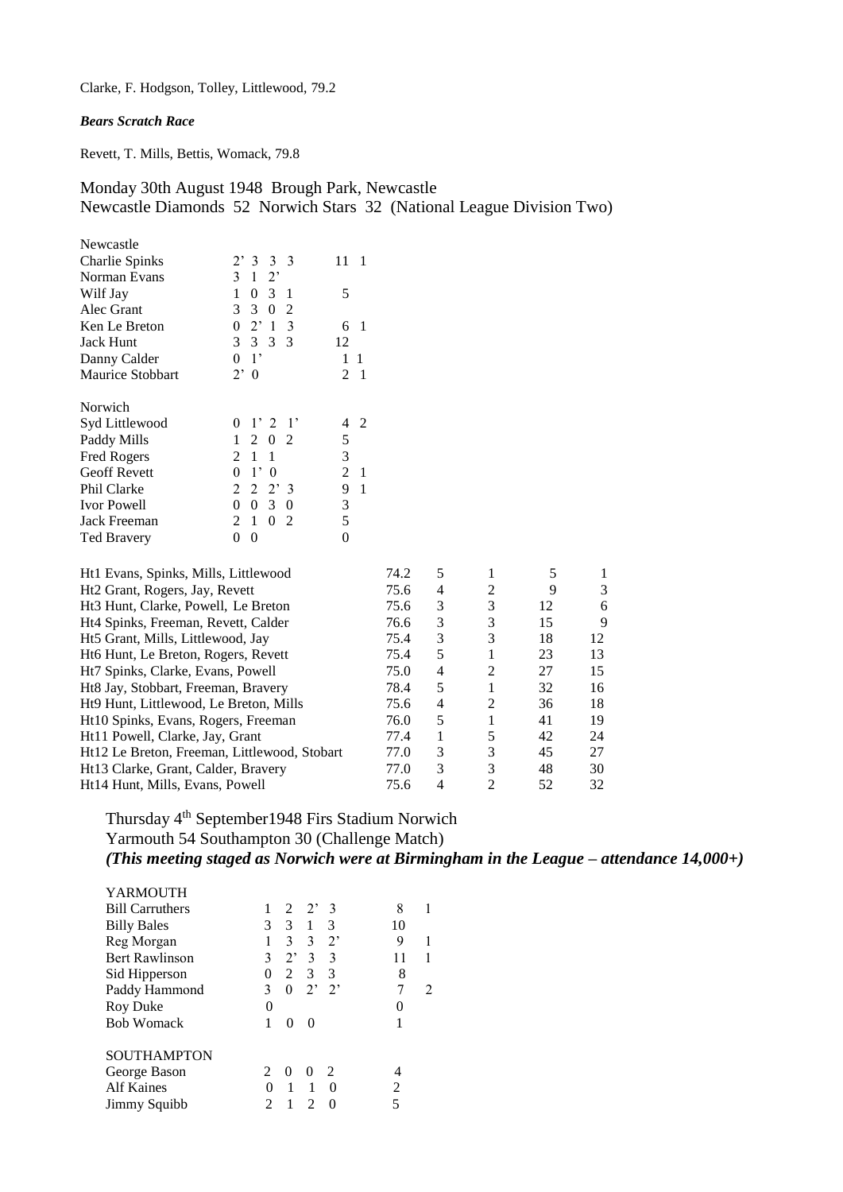Clarke, F. Hodgson, Tolley, Littlewood, 79.2

***Bears Scratch Race***

Revett, T. Mills, Bettis, Womack, 79.8

## Monday 30th August 1948 Brough Park, Newcastle
## Newcastle Diamonds 52 Norwich Stars 32 (National League Division Two)

| Newcastle | | | |
|---|---|---|---|
| Charlie Spinks | 2' 3 3 3 | 11 | 1 |
| Norman Evans | 3 1 2' | | |
| Wilf Jay | 1 0 3 1 | 5 | |
| Alec Grant | 3 3 0 2 | | |
| Ken Le Breton | 0 2' 1 3 | 6 | 1 |
| Jack Hunt | 3 3 3 3 | 12 | |
| Danny Calder | 0 1' | 1 | 1 |
| Maurice Stobbart | 2' 0 | 2 | 1 |

| Norwich | | | |
|---|---|---|---|
| Syd Littlewood | 0 1' 2 1' | 4 | 2 |
| Paddy Mills | 1 2 0 2 | 5 | |
| Fred Rogers | 2 1 1 | 3 | |
| Geoff Revett | 0 1' 0 | 2 | 1 |
| Phil Clarke | 2 2 2' 3 | 9 | 1 |
| Ivor Powell | 0 0 3 0 | 3 | |
| Jack Freeman | 2 1 0 2 | 5 | |
| Ted Bravery | 0 0 | 0 | |

| Heat | Time | | | | |
|---|---|---|---|---|---|
| Ht1 Evans, Spinks, Mills, Littlewood | 74.2 | 5 | 1 | 5 | 1 |
| Ht2 Grant, Rogers, Jay, Revett | 75.6 | 4 | 2 | 9 | 3 |
| Ht3 Hunt, Clarke, Powell, Le Breton | 75.6 | 3 | 3 | 12 | 6 |
| Ht4 Spinks, Freeman, Revett, Calder | 76.6 | 3 | 3 | 15 | 9 |
| Ht5 Grant, Mills, Littlewood, Jay | 75.4 | 3 | 3 | 18 | 12 |
| Ht6 Hunt, Le Breton, Rogers, Revett | 75.4 | 5 | 1 | 23 | 13 |
| Ht7 Spinks, Clarke, Evans, Powell | 75.0 | 4 | 2 | 27 | 15 |
| Ht8 Jay, Stobbart, Freeman, Bravery | 78.4 | 5 | 1 | 32 | 16 |
| Ht9 Hunt, Littlewood, Le Breton, Mills | 75.6 | 4 | 2 | 36 | 18 |
| Ht10 Spinks, Evans, Rogers, Freeman | 76.0 | 5 | 1 | 41 | 19 |
| Ht11 Powell, Clarke, Jay, Grant | 77.4 | 1 | 5 | 42 | 24 |
| Ht12 Le Breton, Freeman, Littlewood, Stobart | 77.0 | 3 | 3 | 45 | 27 |
| Ht13 Clarke, Grant, Calder, Bravery | 77.0 | 3 | 3 | 48 | 30 |
| Ht14 Hunt, Mills, Evans, Powell | 75.6 | 4 | 2 | 52 | 32 |

## Thursday 4th September1948 Firs Stadium Norwich
## Yarmouth 54 Southampton 30 (Challenge Match)
## *(This meeting staged as Norwich were at Birmingham in the League – attendance 14,000+)*

| YARMOUTH | | | |
|---|---|---|---|
| Bill Carruthers | 1 2 2' 3 | 8 | 1 |
| Billy Bales | 3 3 1 3 | 10 | |
| Reg Morgan | 1 3 3 2' | 9 | 1 |
| Bert Rawlinson | 3 2' 3 3 | 11 | 1 |
| Sid Hipperson | 0 2 3 3 | 8 | |
| Paddy Hammond | 3 0 2' 2' | 7 | 2 |
| Roy Duke | 0 | 0 | |
| Bob Womack | 1 0 0 | 1 | |

| SOUTHAMPTON | | |
|---|---|---|
| George Bason | 2 0 0 2 | 4 |
| Alf Kaines | 0 1 1 0 | 2 |
| Jimmy Squibb | 2 1 2 0 | 5 |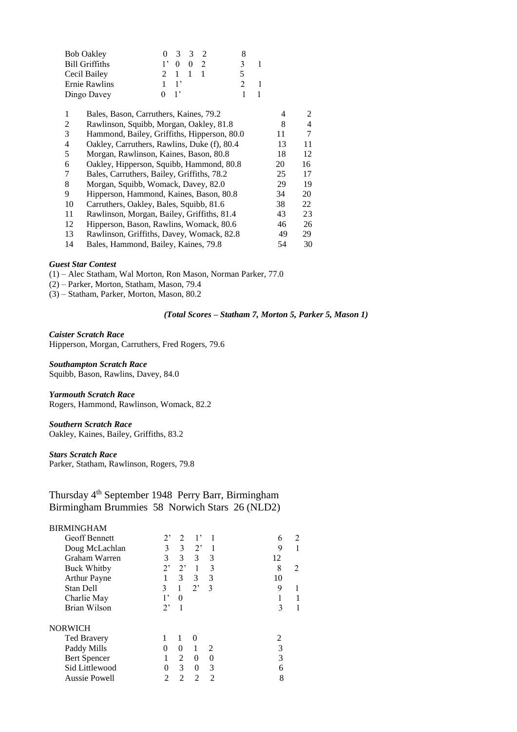| | | | | | | |
|---|---|---|---|---|---|---|
| Bob Oakley | 0 | 3 | 3 | 2 | 8 | |
| Bill Griffiths | 1’ | 0 | 0 | 2 | 3 | 1 |
| Cecil Bailey | 2 | 1 | 1 | 1 | 5 | |
| Ernie Rawlins | 1 | 1’ | | | 2 | 1 |
| Dingo Davey | 0 | 1’ | | | 1 | 1 |

| | | | |
|---|---|---|---|
| 1 | Bales, Bason, Carruthers, Kaines, 79.2 | 4 | 2 |
| 2 | Rawlinson, Squibb, Morgan, Oakley, 81.8 | 8 | 4 |
| 3 | Hammond, Bailey, Griffiths, Hipperson, 80.0 | 11 | 7 |
| 4 | Oakley, Carruthers, Rawlins, Duke (f), 80.4 | 13 | 11 |
| 5 | Morgan, Rawlinson, Kaines, Bason, 80.8 | 18 | 12 |
| 6 | Oakley, Hipperson, Squibb, Hammond, 80.8 | 20 | 16 |
| 7 | Bales, Carruthers, Bailey, Griffiths, 78.2 | 25 | 17 |
| 8 | Morgan, Squibb, Womack, Davey, 82.0 | 29 | 19 |
| 9 | Hipperson, Hammond, Kaines, Bason, 80.8 | 34 | 20 |
| 10 | Carruthers, Oakley, Bales, Squibb, 81.6 | 38 | 22 |
| 11 | Rawlinson, Morgan, Bailey, Griffiths, 81.4 | 43 | 23 |
| 12 | Hipperson, Bason, Rawlins, Womack, 80.6 | 46 | 26 |
| 13 | Rawlinson, Griffiths, Davey, Womack, 82.8 | 49 | 29 |
| 14 | Bales, Hammond, Bailey, Kaines, 79.8 | 54 | 30 |

***Guest Star Contest***

(1) – Alec Statham, Wal Morton, Ron Mason, Norman Parker, 77.0
(2) – Parker, Morton, Statham, Mason, 79.4
(3) – Statham, Parker, Morton, Mason, 80.2

***(Total Scores – Statham 7, Morton 5, Parker 5, Mason 1)***

***Caister Scratch Race***
Hipperson, Morgan, Carruthers, Fred Rogers, 79.6

***Southampton Scratch Race***
Squibb, Bason, Rawlins, Davey, 84.0

***Yarmouth Scratch Race***
Rogers, Hammond, Rawlinson, Womack, 82.2

***Southern Scratch Race***
Oakley, Kaines, Bailey, Griffiths, 83.2

***Stars Scratch Race***
Parker, Statham, Rawlinson, Rogers, 79.8

## Thursday 4th September 1948 Perry Barr, Birmingham
## Birmingham Brummies 58 Norwich Stars 26 (NLD2)

| BIRMINGHAM | | | | | | |
|---|---|---|---|---|---|---|
| Geoff Bennett | 2’ | 2 | 1’ | 1 | 6 | 2 |
| Doug McLachlan | 3 | 3 | 2’ | 1 | 9 | 1 |
| Graham Warren | 3 | 3 | 3 | 3 | 12 | |
| Buck Whitby | 2’ | 2’ | 1 | 3 | 8 | 2 |
| Arthur Payne | 1 | 3 | 3 | 3 | 10 | |
| Stan Dell | 3 | 1 | 2’ | 3 | 9 | 1 |
| Charlie May | 1’ | 0 | | | 1 | 1 |
| Brian Wilson | 2’ | 1 | | | 3 | 1 |

| NORWICH | | | | | | |
|---|---|---|---|---|---|---|
| Ted Bravery | 1 | 1 | 0 | | 2 | |
| Paddy Mills | 0 | 0 | 1 | 2 | 3 | |
| Bert Spencer | 1 | 2 | 0 | 0 | 3 | |
| Sid Littlewood | 0 | 3 | 0 | 3 | 6 | |
| Aussie Powell | 2 | 2 | 2 | 2 | 8 | |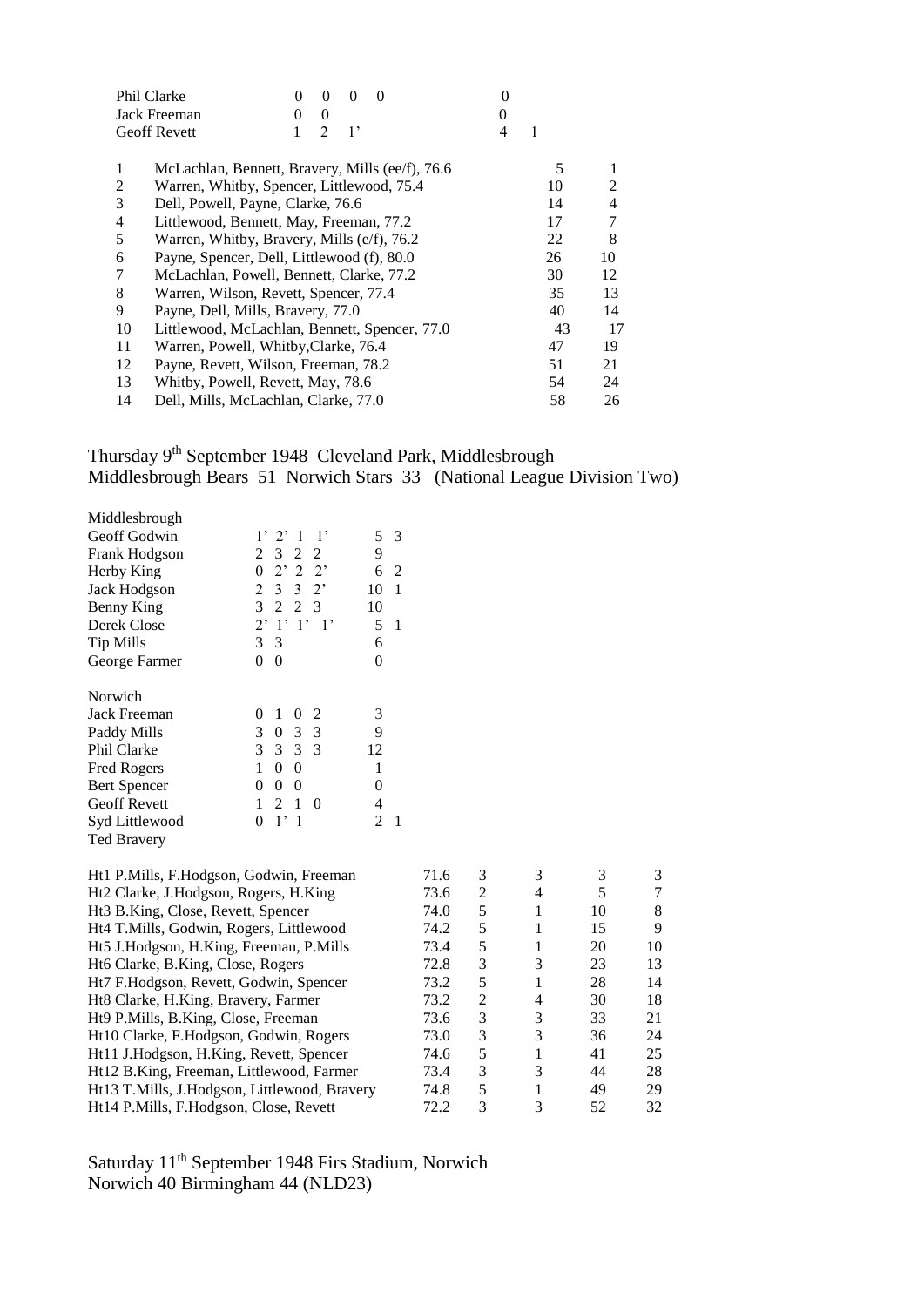| | | | |
|---|---|---|---|
| Phil Clarke | 0 0 0 0 | 0 | |
| Jack Freeman | 0 0 | 0 | |
| Geoff Revett | 1 2 1’ | 4 | 1 |

| | | | |
|---|---|---|---|
| 1 | McLachlan, Bennett, Bravery, Mills (ee/f), 76.6 | 5 | 1 |
| 2 | Warren, Whitby, Spencer, Littlewood, 75.4 | 10 | 2 |
| 3 | Dell, Powell, Payne, Clarke, 76.6 | 14 | 4 |
| 4 | Littlewood, Bennett, May, Freeman, 77.2 | 17 | 7 |
| 5 | Warren, Whitby, Bravery, Mills (e/f), 76.2 | 22 | 8 |
| 6 | Payne, Spencer, Dell, Littlewood (f), 80.0 | 26 | 10 |
| 7 | McLachlan, Powell, Bennett, Clarke, 77.2 | 30 | 12 |
| 8 | Warren, Wilson, Revett, Spencer, 77.4 | 35 | 13 |
| 9 | Payne, Dell, Mills, Bravery, 77.0 | 40 | 14 |
| 10 | Littlewood, McLachlan, Bennett, Spencer, 77.0 | 43 | 17 |
| 11 | Warren, Powell, Whitby,Clarke, 76.4 | 47 | 19 |
| 12 | Payne, Revett, Wilson, Freeman, 78.2 | 51 | 21 |
| 13 | Whitby, Powell, Revett, May, 78.6 | 54 | 24 |
| 14 | Dell, Mills, McLachlan, Clarke, 77.0 | 58 | 26 |

## Thursday 9th September 1948 Cleveland Park, Middlesbrough
## Middlesbrough Bears 51 Norwich Stars 33 (National League Division Two)

| Middlesbrough | | | |
|---|---|---|---|
| Geoff Godwin | 1’ 2’ 1 1’ | 5 | 3 |
| Frank Hodgson | 2 3 2 2 | 9 | |
| Herby King | 0 2’ 2 2’ | 6 | 2 |
| Jack Hodgson | 2 3 3 2’ | 10 | 1 |
| Benny King | 3 2 2 3 | 10 | |
| Derek Close | 2’ 1’ 1’ 1’ | 5 | 1 |
| Tip Mills | 3 3 | 6 | |
| George Farmer | 0 0 | 0 | |

| Norwich | | | |
|---|---|---|---|
| Jack Freeman | 0 1 0 2 | 3 | |
| Paddy Mills | 3 0 3 3 | 9 | |
| Phil Clarke | 3 3 3 3 | 12 | |
| Fred Rogers | 1 0 0 | 1 | |
| Bert Spencer | 0 0 0 | 0 | |
| Geoff Revett | 1 2 1 0 | 4 | |
| Syd Littlewood | 0 1’ 1 | 2 | 1 |
| Ted Bravery | | | |

| | | | | | |
|---|---|---|---|---|---|
| Ht1 P.Mills, F.Hodgson, Godwin, Freeman | 71.6 | 3 | 3 | 3 | 3 |
| Ht2 Clarke, J.Hodgson, Rogers, H.King | 73.6 | 2 | 4 | 5 | 7 |
| Ht3 B.King, Close, Revett, Spencer | 74.0 | 5 | 1 | 10 | 8 |
| Ht4 T.Mills, Godwin, Rogers, Littlewood | 74.2 | 5 | 1 | 15 | 9 |
| Ht5 J.Hodgson, H.King, Freeman, P.Mills | 73.4 | 5 | 1 | 20 | 10 |
| Ht6 Clarke, B.King, Close, Rogers | 72.8 | 3 | 3 | 23 | 13 |
| Ht7 F.Hodgson, Revett, Godwin, Spencer | 73.2 | 5 | 1 | 28 | 14 |
| Ht8 Clarke, H.King, Bravery, Farmer | 73.2 | 2 | 4 | 30 | 18 |
| Ht9 P.Mills, B.King, Close, Freeman | 73.6 | 3 | 3 | 33 | 21 |
| Ht10 Clarke, F.Hodgson, Godwin, Rogers | 73.0 | 3 | 3 | 36 | 24 |
| Ht11 J.Hodgson, H.King, Revett, Spencer | 74.6 | 5 | 1 | 41 | 25 |
| Ht12 B.King, Freeman, Littlewood, Farmer | 73.4 | 3 | 3 | 44 | 28 |
| Ht13 T.Mills, J.Hodgson, Littlewood, Bravery | 74.8 | 5 | 1 | 49 | 29 |
| Ht14 P.Mills, F.Hodgson, Close, Revett | 72.2 | 3 | 3 | 52 | 32 |

## Saturday 11th September 1948 Firs Stadium, Norwich
## Norwich 40 Birmingham 44 (NLD23)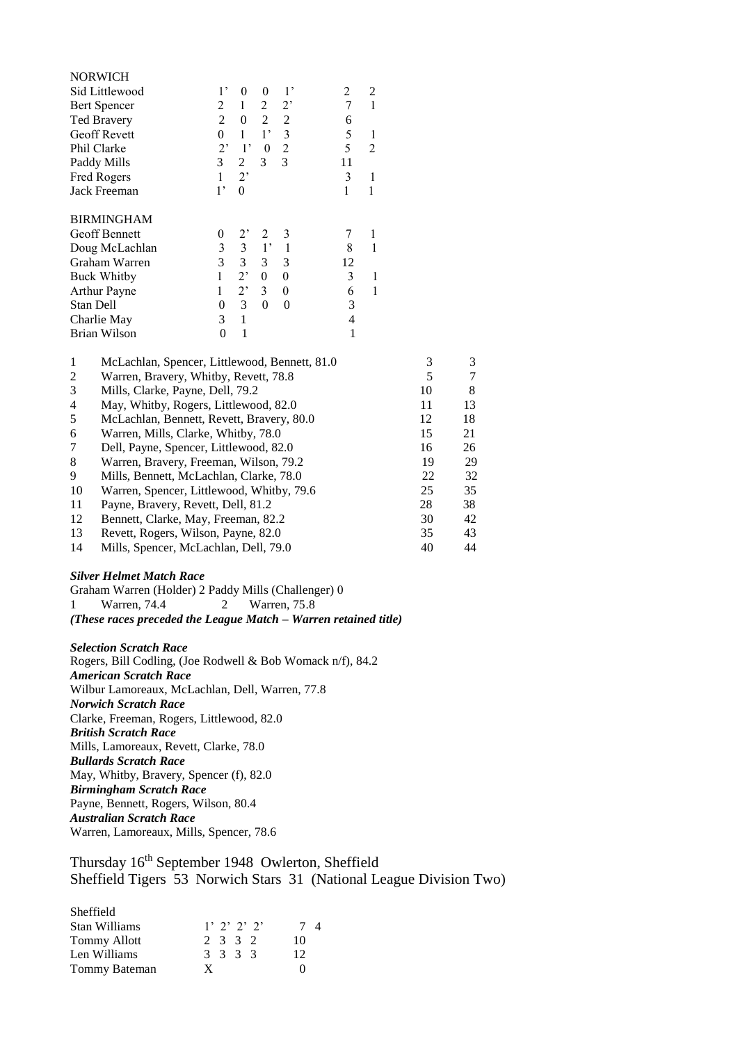NORWICH

| | | | | | | |
|---|---|---|---|---|---|---|
| Sid Littlewood | 1' | 0 | 0 | 1' | 2 | 2 |
| Bert Spencer | 2 | 1 | 2 | 2' | 7 | 1 |
| Ted Bravery | 2 | 0 | 2 | 2 | 6 | |
| Geoff Revett | 0 | 1 | 1' | 3 | 5 | 1 |
| Phil Clarke | 2' | 1' | 0 | 2 | 5 | 2 |
| Paddy Mills | 3 | 2 | 3 | 3 | 11 | |
| Fred Rogers | 1 | 2' | | | 3 | 1 |
| Jack Freeman | 1' | 0 | | | 1 | 1 |

BIRMINGHAM

| | | | | | | |
|---|---|---|---|---|---|---|
| Geoff Bennett | 0 | 2' | 2 | 3 | 7 | 1 |
| Doug McLachlan | 3 | 3 | 1' | 1 | 8 | 1 |
| Graham Warren | 3 | 3 | 3 | 3 | 12 | |
| Buck Whitby | 1 | 2' | 0 | 0 | 3 | 1 |
| Arthur Payne | 1 | 2' | 3 | 0 | 6 | 1 |
| Stan Dell | 0 | 3 | 0 | 0 | 3 | |
| Charlie May | 3 | 1 | | | 4 | |
| Brian Wilson | 0 | 1 | | | 1 | |

| | | | |
|---|---|---|---|
| 1 | McLachlan, Spencer, Littlewood, Bennett, 81.0 | 3 | 3 |
| 2 | Warren, Bravery, Whitby, Revett, 78.8 | 5 | 7 |
| 3 | Mills, Clarke, Payne, Dell, 79.2 | 10 | 8 |
| 4 | May, Whitby, Rogers, Littlewood, 82.0 | 11 | 13 |
| 5 | McLachlan, Bennett, Revett, Bravery, 80.0 | 12 | 18 |
| 6 | Warren, Mills, Clarke, Whitby, 78.0 | 15 | 21 |
| 7 | Dell, Payne, Spencer, Littlewood, 82.0 | 16 | 26 |
| 8 | Warren, Bravery, Freeman, Wilson, 79.2 | 19 | 29 |
| 9 | Mills, Bennett, McLachlan, Clarke, 78.0 | 22 | 32 |
| 10 | Warren, Spencer, Littlewood, Whitby, 79.6 | 25 | 35 |
| 11 | Payne, Bravery, Revett, Dell, 81.2 | 28 | 38 |
| 12 | Bennett, Clarke, May, Freeman, 82.2 | 30 | 42 |
| 13 | Revett, Rogers, Wilson, Payne, 82.0 | 35 | 43 |
| 14 | Mills, Spencer, McLachlan, Dell, 79.0 | 40 | 44 |

***Silver Helmet Match Race***
Graham Warren (Holder) 2 Paddy Mills (Challenger) 0
1 Warren, 74.4 2 Warren, 75.8
***(These races preceded the League Match – Warren retained title)***

***Selection Scratch Race***
Rogers, Bill Codling, (Joe Rodwell & Bob Womack n/f), 84.2
***American Scratch Race***
Wilbur Lamoreaux, McLachlan, Dell, Warren, 77.8
***Norwich Scratch Race***
Clarke, Freeman, Rogers, Littlewood, 82.0
***British Scratch Race***
Mills, Lamoreaux, Revett, Clarke, 78.0
***Bullards Scratch Race***
May, Whitby, Bravery, Spencer (f), 82.0
***Birmingham Scratch Race***
Payne, Bennett, Rogers, Wilson, 80.4
***Australian Scratch Race***
Warren, Lamoreaux, Mills, Spencer, 78.6

## Thursday 16th September 1948 Owlerton, Sheffield
## Sheffield Tigers 53 Norwich Stars 31 (National League Division Two)

Sheffield

| | | | | | | |
|---|---|---|---|---|---|---|
| Stan Williams | 1' | 2' | 2' | 2' | 7 | 4 |
| Tommy Allott | 2 | 3 | 3 | 2 | 10 | |
| Len Williams | 3 | 3 | 3 | 3 | 12 | |
| Tommy Bateman | X | | | | 0 | |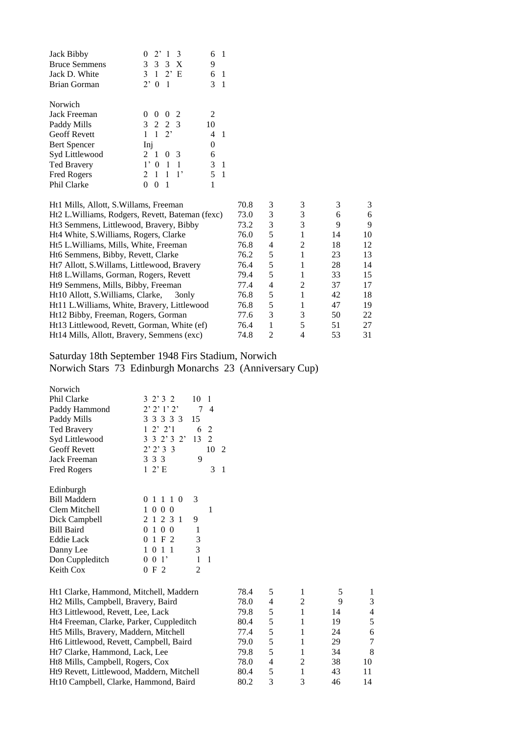| | | | |
|---|---|---|---|
| Jack Bibby | 0 2’ 1 3 | 6 | 1 |
| Bruce Semmens | 3 3 3 X | 9 | |
| Jack D. White | 3 1 2’ E | 6 | 1 |
| Brian Gorman | 2’ 0 1 | 3 | 1 |

Norwich

| | | | |
|---|---|---|---|
| Jack Freeman | 0 0 0 2 | 2 | |
| Paddy Mills | 3 2 2 3 | 10 | |
| Geoff Revett | 1 1 2’ | 4 | 1 |
| Bert Spencer | Inj | 0 | |
| Syd Littlewood | 2 1 0 3 | 6 | |
| Ted Bravery | 1’ 0 1 1 | 3 | 1 |
| Fred Rogers | 2 1 1 1’ | 5 | 1 |
| Phil Clarke | 0 0 1 | 1 | |

| | | | | | |
|---|---|---|---|---|---|
| Ht1 Mills, Allott, S.Willams, Freeman | 70.8 | 3 | 3 | 3 | 3 |
| Ht2 L.Williams, Rodgers, Revett, Bateman (fexc) | 73.0 | 3 | 3 | 6 | 6 |
| Ht3 Semmens, Littlewood, Bravery, Bibby | 73.2 | 3 | 3 | 9 | 9 |
| Ht4 White, S.Williams, Rogers, Clarke | 76.0 | 5 | 1 | 14 | 10 |
| Ht5 L.Williams, Mills, White, Freeman | 76.8 | 4 | 2 | 18 | 12 |
| Ht6 Semmens, Bibby, Revett, Clarke | 76.2 | 5 | 1 | 23 | 13 |
| Ht7 Allott, S.Willams, Littlewood, Bravery | 76.4 | 5 | 1 | 28 | 14 |
| Ht8 L.Willams, Gorman, Rogers, Revett | 79.4 | 5 | 1 | 33 | 15 |
| Ht9 Semmens, Mills, Bibby, Freeman | 77.4 | 4 | 2 | 37 | 17 |
| Ht10 Allott, S.Williams, Clarke, 3only | 76.8 | 5 | 1 | 42 | 18 |
| Ht11 L.Williams, White, Bravery, Littlewood | 76.8 | 5 | 1 | 47 | 19 |
| Ht12 Bibby, Freeman, Rogers, Gorman | 77.6 | 3 | 3 | 50 | 22 |
| Ht13 Littlewood, Revett, Gorman, White (ef) | 76.4 | 1 | 5 | 51 | 27 |
| Ht14 Mills, Allott, Bravery, Semmens (exc) | 74.8 | 2 | 4 | 53 | 31 |

## Saturday 18th September 1948 Firs Stadium, Norwich
## Norwich Stars 73 Edinburgh Monarchs 23 (Anniversary Cup)

Norwich

| | | | |
|---|---|---|---|
| Phil Clarke | 3 2’ 3 2 | 10 | 1 |
| Paddy Hammond | 2’ 2’ 1’ 2’ | 7 | 4 |
| Paddy Mills | 3 3 3 3 3 | 15 | |
| Ted Bravery | 1 2’ 2’1 | 6 | 2 |
| Syd Littlewood | 3 3 2’ 3 2’ | 13 | 2 |
| Geoff Revett | 2’ 2’ 3 3 | 10 | 2 |
| Jack Freeman | 3 3 3 | 9 | |
| Fred Rogers | 1 2’ E | 3 | 1 |

Edinburgh

| | | | |
|---|---|---|---|
| Bill Maddern | 0 1 1 1 0 | 3 | |
| Clem Mitchell | 1 0 0 0 | 1 | |
| Dick Campbell | 2 1 2 3 1 | 9 | |
| Bill Baird | 0 1 0 0 | 1 | |
| Eddie Lack | 0 1 F 2 | 3 | |
| Danny Lee | 1 0 1 1 | 3 | |
| Don Cuppleditch | 0 0 1’ | 1 | 1 |
| Keith Cox | 0 F 2 | 2 | |

| | | | | | |
|---|---|---|---|---|---|
| Ht1 Clarke, Hammond, Mitchell, Maddern | 78.4 | 5 | 1 | 5 | 1 |
| Ht2 Mills, Campbell, Bravery, Baird | 78.0 | 4 | 2 | 9 | 3 |
| Ht3 Littlewood, Revett, Lee, Lack | 79.8 | 5 | 1 | 14 | 4 |
| Ht4 Freeman, Clarke, Parker, Cuppleditch | 80.4 | 5 | 1 | 19 | 5 |
| Ht5 Mills, Bravery, Maddern, Mitchell | 77.4 | 5 | 1 | 24 | 6 |
| Ht6 Littlewood, Revett, Campbell, Baird | 79.0 | 5 | 1 | 29 | 7 |
| Ht7 Clarke, Hammond, Lack, Lee | 79.8 | 5 | 1 | 34 | 8 |
| Ht8 Mills, Campbell, Rogers, Cox | 78.0 | 4 | 2 | 38 | 10 |
| Ht9 Revett, Littlewood, Maddern, Mitchell | 80.4 | 5 | 1 | 43 | 11 |
| Ht10 Campbell, Clarke, Hammond, Baird | 80.2 | 3 | 3 | 46 | 14 |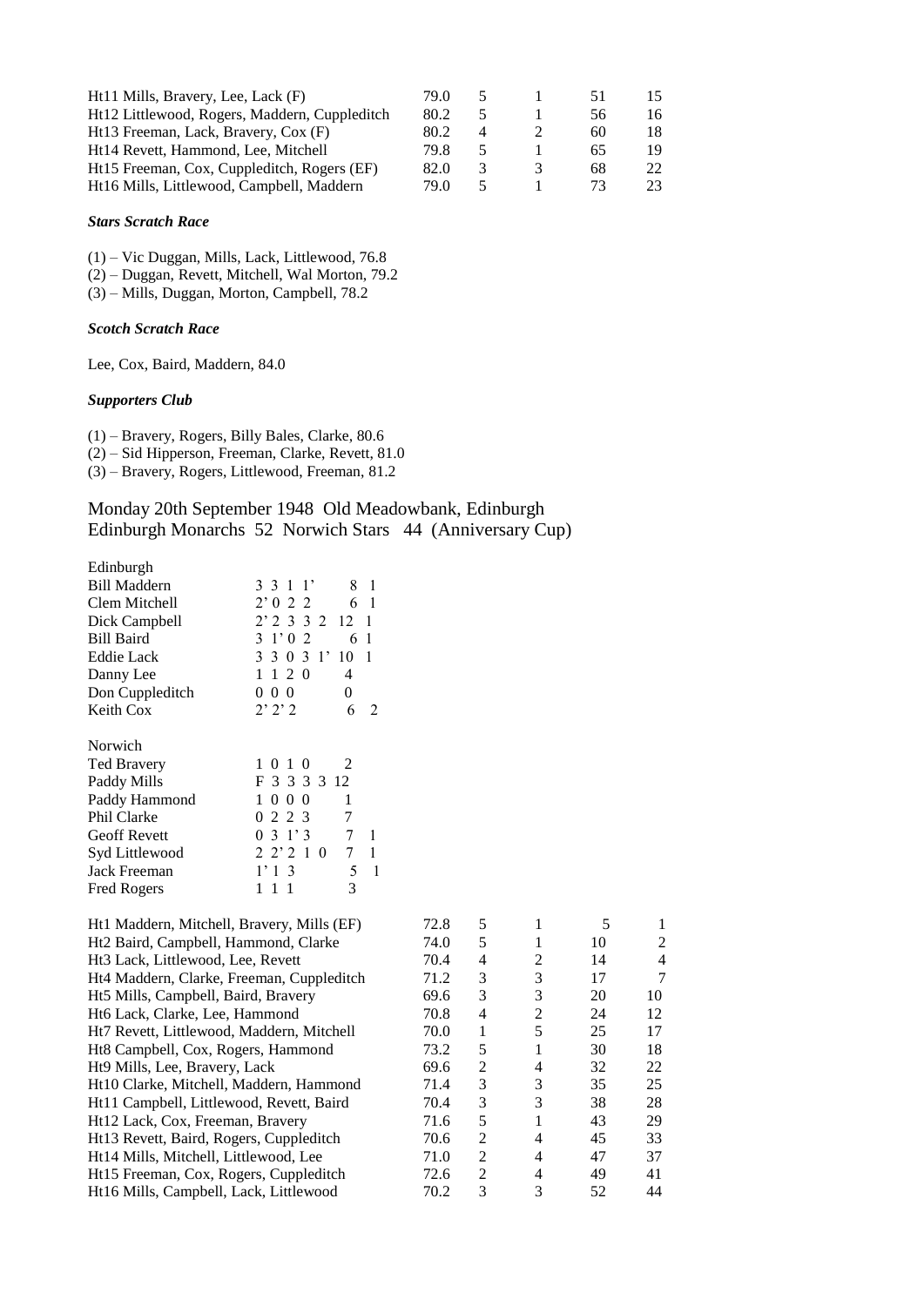| | | | | | |
|---|---|---|---|---|---|
| Ht11 Mills, Bravery, Lee, Lack (F) | 79.0 | 5 | 1 | 51 | 15 |
| Ht12 Littlewood, Rogers, Maddern, Cuppleditch | 80.2 | 5 | 1 | 56 | 16 |
| Ht13 Freeman, Lack, Bravery, Cox (F) | 80.2 | 4 | 2 | 60 | 18 |
| Ht14 Revett, Hammond, Lee, Mitchell | 79.8 | 5 | 1 | 65 | 19 |
| Ht15 Freeman, Cox, Cuppleditch, Rogers (EF) | 82.0 | 3 | 3 | 68 | 22 |
| Ht16 Mills, Littlewood, Campbell, Maddern | 79.0 | 5 | 1 | 73 | 23 |

***Stars Scratch Race***

(1) – Vic Duggan, Mills, Lack, Littlewood, 76.8
(2) – Duggan, Revett, Mitchell, Wal Morton, 79.2
(3) – Mills, Duggan, Morton, Campbell, 78.2

***Scotch Scratch Race***

Lee, Cox, Baird, Maddern, 84.0

***Supporters Club***

(1) – Bravery, Rogers, Billy Bales, Clarke, 80.6
(2) – Sid Hipperson, Freeman, Clarke, Revett, 81.0
(3) – Bravery, Rogers, Littlewood, Freeman, 81.2

## Monday 20th September 1948 Old Meadowbank, Edinburgh
## Edinburgh Monarchs 52 Norwich Stars 44 (Anniversary Cup)

| Edinburgh | | | |
|---|---|---|---|
| Bill Maddern | 3 3 1 1' | 8 | 1 |
| Clem Mitchell | 2' 0 2 2 | 6 | 1 |
| Dick Campbell | 2' 2 3 3 2 | 12 | 1 |
| Bill Baird | 3 1' 0 2 | 6 | 1 |
| Eddie Lack | 3 3 0 3 1' | 10 | 1 |
| Danny Lee | 1 1 2 0 | 4 | |
| Don Cuppleditch | 0 0 0 | 0 | |
| Keith Cox | 2' 2' 2 | 6 | 2 |

| Norwich | | | |
|---|---|---|---|
| Ted Bravery | 1 0 1 0 | 2 | |
| Paddy Mills | F 3 3 3 3 | 12 | |
| Paddy Hammond | 1 0 0 0 | 1 | |
| Phil Clarke | 0 2 2 3 | 7 | |
| Geoff Revett | 0 3 1' 3 | 7 | 1 |
| Syd Littlewood | 2 2' 2 1 0 | 7 | 1 |
| Jack Freeman | 1' 1 3 | 5 | 1 |
| Fred Rogers | 1 1 1 | 3 | |

| | | | | | |
|---|---|---|---|---|---|
| Ht1 Maddern, Mitchell, Bravery, Mills (EF) | 72.8 | 5 | 1 | 5 | 1 |
| Ht2 Baird, Campbell, Hammond, Clarke | 74.0 | 5 | 1 | 10 | 2 |
| Ht3 Lack, Littlewood, Lee, Revett | 70.4 | 4 | 2 | 14 | 4 |
| Ht4 Maddern, Clarke, Freeman, Cuppleditch | 71.2 | 3 | 3 | 17 | 7 |
| Ht5 Mills, Campbell, Baird, Bravery | 69.6 | 3 | 3 | 20 | 10 |
| Ht6 Lack, Clarke, Lee, Hammond | 70.8 | 4 | 2 | 24 | 12 |
| Ht7 Revett, Littlewood, Maddern, Mitchell | 70.0 | 1 | 5 | 25 | 17 |
| Ht8 Campbell, Cox, Rogers, Hammond | 73.2 | 5 | 1 | 30 | 18 |
| Ht9 Mills, Lee, Bravery, Lack | 69.6 | 2 | 4 | 32 | 22 |
| Ht10 Clarke, Mitchell, Maddern, Hammond | 71.4 | 3 | 3 | 35 | 25 |
| Ht11 Campbell, Littlewood, Revett, Baird | 70.4 | 3 | 3 | 38 | 28 |
| Ht12 Lack, Cox, Freeman, Bravery | 71.6 | 5 | 1 | 43 | 29 |
| Ht13 Revett, Baird, Rogers, Cuppleditch | 70.6 | 2 | 4 | 45 | 33 |
| Ht14 Mills, Mitchell, Littlewood, Lee | 71.0 | 2 | 4 | 47 | 37 |
| Ht15 Freeman, Cox, Rogers, Cuppleditch | 72.6 | 2 | 4 | 49 | 41 |
| Ht16 Mills, Campbell, Lack, Littlewood | 70.2 | 3 | 3 | 52 | 44 |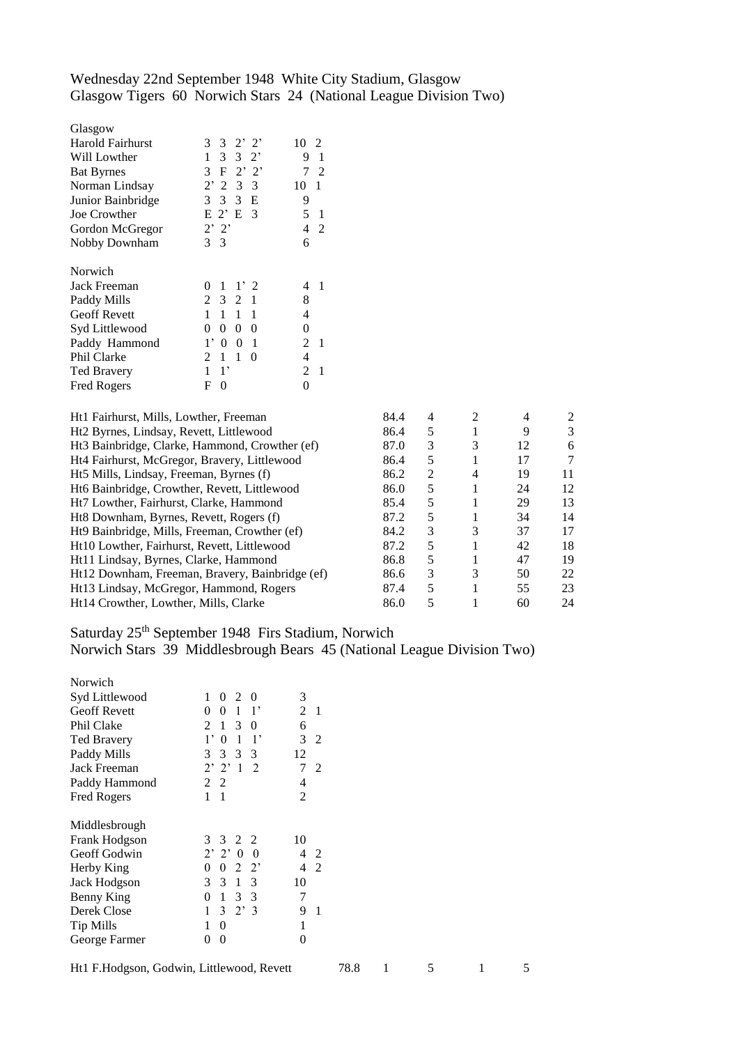Wednesday 22nd September 1948 White City Stadium, Glasgow
Glasgow Tigers 60 Norwich Stars 24 (National League Division Two)

| Glasgow | | | |
|---|---|---|---|
| Harold Fairhurst | 3 3 2' 2' | 10 | 2 |
| Will Lowther | 1 3 3 2' | 9 | 1 |
| Bat Byrnes | 3 F 2' 2' | 7 | 2 |
| Norman Lindsay | 2' 2 3 3 | 10 | 1 |
| Junior Bainbridge | 3 3 3 E | 9 | |
| Joe Crowther | E 2' E 3 | 5 | 1 |
| Gordon McGregor | 2' 2' | 4 | 2 |
| Nobby Downham | 3 3 | 6 | |

| Norwich | | | |
|---|---|---|---|
| Jack Freeman | 0 1 1' 2 | 4 | 1 |
| Paddy Mills | 2 3 2 1 | 8 | |
| Geoff Revett | 1 1 1 1 | 4 | |
| Syd Littlewood | 0 0 0 0 | 0 | |
| Paddy Hammond | 1' 0 0 1 | 2 | 1 |
| Phil Clarke | 2 1 1 0 | 4 | |
| Ted Bravery | 1 1' | 2 | 1 |
| Fred Rogers | F 0 | 0 | |

| Heat | Time | | | | |
|---|---|---|---|---|---|
| Ht1 Fairhurst, Mills, Lowther, Freeman | 84.4 | 4 | 2 | 4 | 2 |
| Ht2 Byrnes, Lindsay, Revett, Littlewood | 86.4 | 5 | 1 | 9 | 3 |
| Ht3 Bainbridge, Clarke, Hammond, Crowther (ef) | 87.0 | 3 | 3 | 12 | 6 |
| Ht4 Fairhurst, McGregor, Bravery, Littlewood | 86.4 | 5 | 1 | 17 | 7 |
| Ht5 Mills, Lindsay, Freeman, Byrnes (f) | 86.2 | 2 | 4 | 19 | 11 |
| Ht6 Bainbridge, Crowther, Revett, Littlewood | 86.0 | 5 | 1 | 24 | 12 |
| Ht7 Lowther, Fairhurst, Clarke, Hammond | 85.4 | 5 | 1 | 29 | 13 |
| Ht8 Downham, Byrnes, Revett, Rogers (f) | 87.2 | 5 | 1 | 34 | 14 |
| Ht9 Bainbridge, Mills, Freeman, Crowther (ef) | 84.2 | 3 | 3 | 37 | 17 |
| Ht10 Lowther, Fairhurst, Revett, Littlewood | 87.2 | 5 | 1 | 42 | 18 |
| Ht11 Lindsay, Byrnes, Clarke, Hammond | 86.8 | 5 | 1 | 47 | 19 |
| Ht12 Downham, Freeman, Bravery, Bainbridge (ef) | 86.6 | 3 | 3 | 50 | 22 |
| Ht13 Lindsay, McGregor, Hammond, Rogers | 87.4 | 5 | 1 | 55 | 23 |
| Ht14 Crowther, Lowther, Mills, Clarke | 86.0 | 5 | 1 | 60 | 24 |

Saturday 25th September 1948 Firs Stadium, Norwich
Norwich Stars 39 Middlesbrough Bears 45 (National League Division Two)

| Norwich | | | |
|---|---|---|---|
| Syd Littlewood | 1 0 2 0 | 3 | |
| Geoff Revett | 0 0 1 1' | 2 | 1 |
| Phil Clake | 2 1 3 0 | 6 | |
| Ted Bravery | 1' 0 1 1' | 3 | 2 |
| Paddy Mills | 3 3 3 3 | 12 | |
| Jack Freeman | 2' 2' 1 2 | 7 | 2 |
| Paddy Hammond | 2 2 | 4 | |
| Fred Rogers | 1 1 | 2 | |

| Middlesbrough | | | |
|---|---|---|---|
| Frank Hodgson | 3 3 2 2 | 10 | |
| Geoff Godwin | 2' 2' 0 0 | 4 | 2 |
| Herby King | 0 0 2 2' | 4 | 2 |
| Jack Hodgson | 3 3 1 3 | 10 | |
| Benny King | 0 1 3 3 | 7 | |
| Derek Close | 1 3 2' 3 | 9 | 1 |
| Tip Mills | 1 0 | 1 | |
| George Farmer | 0 0 | 0 | |

| Heat | Time | | | | |
|---|---|---|---|---|---|
| Ht1 F.Hodgson, Godwin, Littlewood, Revett | 78.8 | 1 | 5 | 1 | 5 |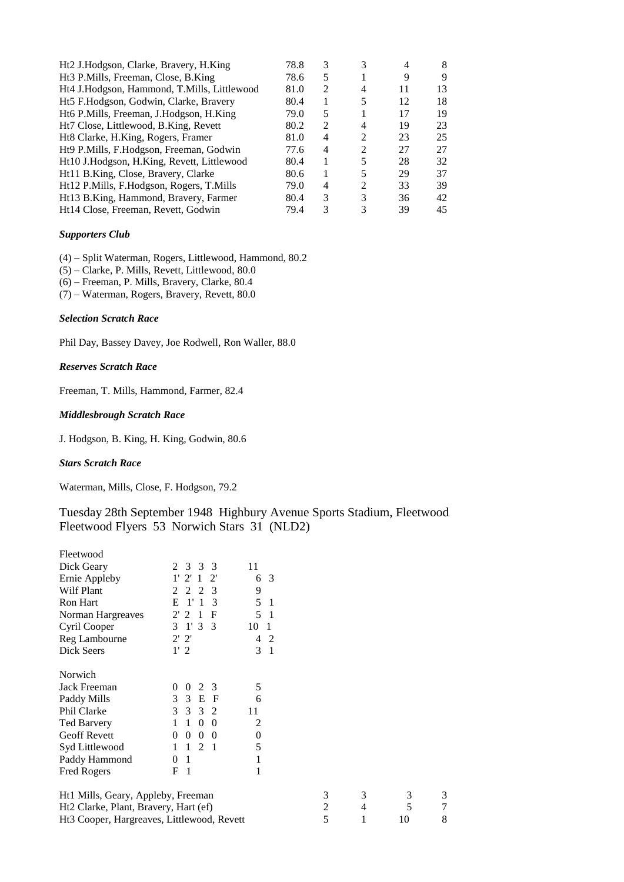| | | | | | |
|---|---|---|---|---|---|
| Ht2 J.Hodgson, Clarke, Bravery, H.King | 78.8 | 3 | 3 | 4 | 8 |
| Ht3 P.Mills, Freeman, Close, B.King | 78.6 | 5 | 1 | 9 | 9 |
| Ht4 J.Hodgson, Hammond, T.Mills, Littlewood | 81.0 | 2 | 4 | 11 | 13 |
| Ht5 F.Hodgson, Godwin, Clarke, Bravery | 80.4 | 1 | 5 | 12 | 18 |
| Ht6 P.Mills, Freeman, J.Hodgson, H.King | 79.0 | 5 | 1 | 17 | 19 |
| Ht7 Close, Littlewood, B.King, Revett | 80.2 | 2 | 4 | 19 | 23 |
| Ht8 Clarke, H.King, Rogers, Framer | 81.0 | 4 | 2 | 23 | 25 |
| Ht9 P.Mills, F.Hodgson, Freeman, Godwin | 77.6 | 4 | 2 | 27 | 27 |
| Ht10 J.Hodgson, H.King, Revett, Littlewood | 80.4 | 1 | 5 | 28 | 32 |
| Ht11 B.King, Close, Bravery, Clarke | 80.6 | 1 | 5 | 29 | 37 |
| Ht12 P.Mills, F.Hodgson, Rogers, T.Mills | 79.0 | 4 | 2 | 33 | 39 |
| Ht13 B.King, Hammond, Bravery, Farmer | 80.4 | 3 | 3 | 36 | 42 |
| Ht14 Close, Freeman, Revett, Godwin | 79.4 | 3 | 3 | 39 | 45 |

***Supporters Club***

(4) – Split Waterman, Rogers, Littlewood, Hammond, 80.2
(5) – Clarke, P. Mills, Revett, Littlewood, 80.0
(6) – Freeman, P. Mills, Bravery, Clarke, 80.4
(7) – Waterman, Rogers, Bravery, Revett, 80.0

***Selection Scratch Race***

Phil Day, Bassey Davey, Joe Rodwell, Ron Waller, 88.0

***Reserves Scratch Race***

Freeman, T. Mills, Hammond, Farmer, 82.4

***Middlesbrough Scratch Race***

J. Hodgson, B. King, H. King, Godwin, 80.6

***Stars Scratch Race***

Waterman, Mills, Close, F. Hodgson, 79.2

## Tuesday 28th September 1948 Highbury Avenue Sports Stadium, Fleetwood
## Fleetwood Flyers 53 Norwich Stars 31 (NLD2)

| Fleetwood | | | |
|---|---|---|---|
| Dick Geary | 2 3 3 3 | 11 | |
| Ernie Appleby | 1' 2' 1 2' | 6 | 3 |
| Wilf Plant | 2 2 2 3 | 9 | |
| Ron Hart | E 1' 1 3 | 5 | 1 |
| Norman Hargreaves | 2' 2 1 F | 5 | 1 |
| Cyril Cooper | 3 1' 3 3 | 10 | 1 |
| Reg Lambourne | 2' 2' | 4 | 2 |
| Dick Seers | 1' 2 | 3 | 1 |

| Norwich | | |
|---|---|---|
| Jack Freeman | 0 0 2 3 | 5 |
| Paddy Mills | 3 3 E F | 6 |
| Phil Clarke | 3 3 3 2 | 11 |
| Ted Barvery | 1 1 0 0 | 2 |
| Geoff Revett | 0 0 0 0 | 0 |
| Syd Littlewood | 1 1 2 1 | 5 |
| Paddy Hammond | 0 1 | 1 |
| Fred Rogers | F 1 | 1 |

| | | | | |
|---|---|---|---|---|
| Ht1 Mills, Geary, Appleby, Freeman | 3 | 3 | 3 | 3 |
| Ht2 Clarke, Plant, Bravery, Hart (ef) | 2 | 4 | 5 | 7 |
| Ht3 Cooper, Hargreaves, Littlewood, Revett | 5 | 1 | 10 | 8 |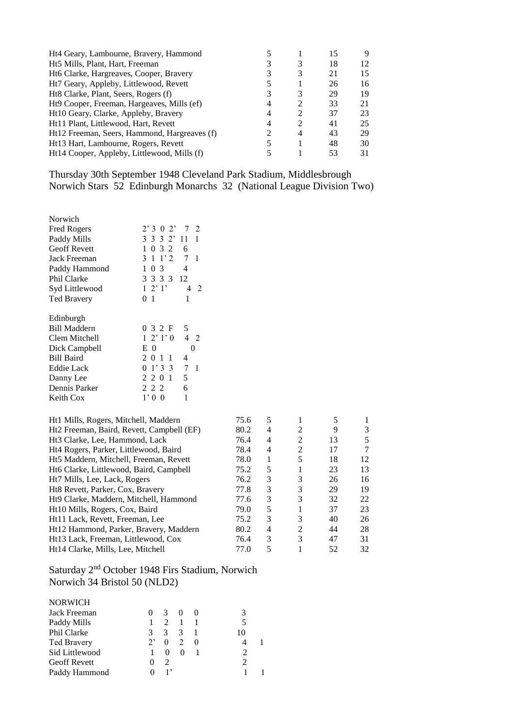| | | | | |
|---|---|---|---|---|
| Ht4 Geary, Lambourne, Bravery, Hammond | 5 | 1 | 15 | 9 |
| Ht5 Mills, Plant, Hart, Freeman | 3 | 3 | 18 | 12 |
| Ht6 Clarke, Hargreaves, Cooper, Bravery | 3 | 3 | 21 | 15 |
| Ht7 Geary, Appleby, Littlewood, Revett | 5 | 1 | 26 | 16 |
| Ht8 Clarke, Plant, Seers, Rogers (f) | 3 | 3 | 29 | 19 |
| Ht9 Cooper, Freeman, Hargeaves, Mills (ef) | 4 | 2 | 33 | 21 |
| Ht10 Geary, Clarke, Appleby, Bravery | 4 | 2 | 37 | 23 |
| Ht11 Plant, Littlewood, Hart, Revett | 4 | 2 | 41 | 25 |
| Ht12 Freeman, Seers, Hammond, Hargreaves (f) | 2 | 4 | 43 | 29 |
| Ht13 Hart, Lambourne, Rogers, Revett | 5 | 1 | 48 | 30 |
| Ht14 Cooper, Appleby, Littlewood, Mills (f) | 5 | 1 | 53 | 31 |

Thursday 30th September 1948 Cleveland Park Stadium, Middlesbrough
Norwich Stars 52 Edinburgh Monarchs 32 (National League Division Two)

| Norwich | | | |
|---|---|---|---|
| Fred Rogers | 2' 3 0 2' | 7 | 2 |
| Paddy Mills | 3 3 3 2' | 11 | 1 |
| Geoff Revett | 1 0 3 2 | 6 | |
| Jack Freeman | 3 1 1' 2 | 7 | 1 |
| Paddy Hammond | 1 0 3 | 4 | |
| Phil Clarke | 3 3 3 3 | 12 | |
| Syd Littlewood | 1 2' 1' | 4 | 2 |
| Ted Bravery | 0 1 | 1 | |

| Edinburgh | | | |
|---|---|---|---|
| Bill Maddern | 0 3 2 F | 5 | |
| Clem Mitchell | 1 2' 1' 0 | 4 | 2 |
| Dick Campbell | E 0 | 0 | |
| Bill Baird | 2 0 1 1 | 4 | |
| Eddie Lack | 0 1' 3 3 | 7 | 1 |
| Danny Lee | 2 2 0 1 | 5 | |
| Dennis Parker | 2 2 2 | 6 | |
| Keith Cox | 1' 0 0 | 1 | |

| | | | | | |
|---|---|---|---|---|---|
| Ht1 Mills, Rogers, Mitchell, Maddern | 75.6 | 5 | 1 | 5 | 1 |
| Ht2 Freeman, Baird, Revett, Campbell (EF) | 80.2 | 4 | 2 | 9 | 3 |
| Ht3 Clarke, Lee, Hammond, Lack | 76.4 | 4 | 2 | 13 | 5 |
| Ht4 Rogers, Parker, Littlewood, Baird | 78.4 | 4 | 2 | 17 | 7 |
| Ht5 Maddern, Mitchell, Freeman, Revett | 78.0 | 1 | 5 | 18 | 12 |
| Ht6 Clarke, Littlewood, Baird, Campbell | 75.2 | 5 | 1 | 23 | 13 |
| Ht7 Mills, Lee, Lack, Rogers | 76.2 | 3 | 3 | 26 | 16 |
| Ht8 Revett, Parker, Cox, Bravery | 77.8 | 3 | 3 | 29 | 19 |
| Ht9 Clarke, Maddern, Mitchell, Hammond | 77.6 | 3 | 3 | 32 | 22 |
| Ht10 Mills, Rogers, Cox, Baird | 79.0 | 5 | 1 | 37 | 23 |
| Ht11 Lack, Revett, Freeman, Lee | 75.2 | 3 | 3 | 40 | 26 |
| Ht12 Hammond, Parker, Bravery, Maddern | 80.2 | 4 | 2 | 44 | 28 |
| Ht13 Lack, Freeman, Littlewood, Cox | 76.4 | 3 | 3 | 47 | 31 |
| Ht14 Clarke, Mills, Lee, Mitchell | 77.0 | 5 | 1 | 52 | 32 |

Saturday 2nd October 1948 Firs Stadium, Norwich
Norwich 34 Bristol 50 (NLD2)

| NORWICH | | | | | | |
|---|---|---|---|---|---|---|
| Jack Freeman | 0 | 3 | 0 | 0 | 3 | |
| Paddy Mills | 1 | 2 | 1 | 1 | 5 | |
| Phil Clarke | 3 | 3 | 3 | 1 | 10 | |
| Ted Bravery | 2' | 0 | 2 | 0 | 4 | 1 |
| Sid Littlewood | 1 | 0 | 0 | 1 | 2 | |
| Geoff Revett | 0 | 2 | | | 2 | |
| Paddy Hammond | 0 | 1' | | | 1 | 1 |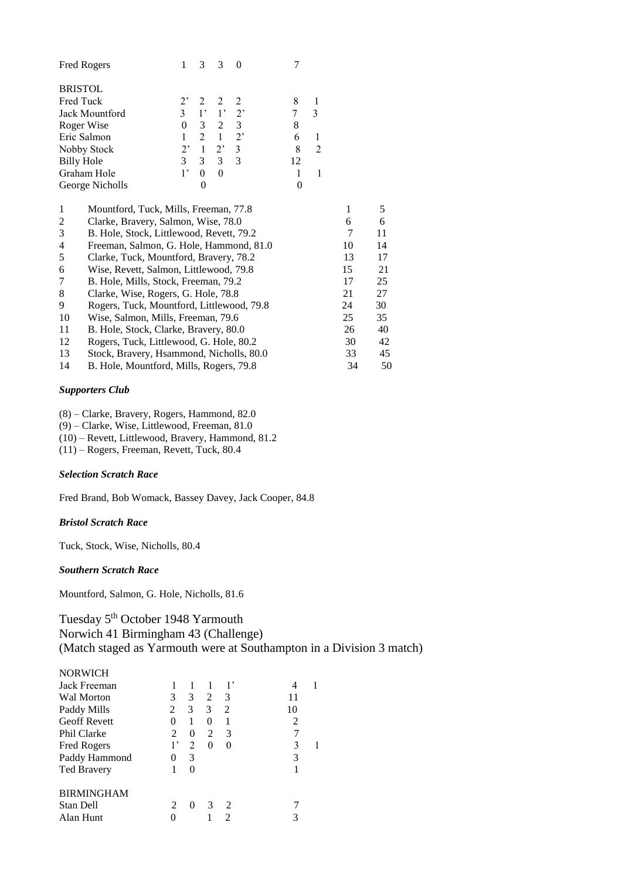| | | | | | | |
|---|---|---|---|---|---|---|
| Fred Rogers | 1 | 3 | 3 | 0 | 7 | |
| **BRISTOL** | | | | | | |
| Fred Tuck | 2’ | 2 | 2 | 2 | 8 | 1 |
| Jack Mountford | 3 | 1’ | 1’ | 2’ | 7 | 3 |
| Roger Wise | 0 | 3 | 2 | 3 | 8 | |
| Eric Salmon | 1 | 2 | 1 | 2’ | 6 | 1 |
| Nobby Stock | 2’ | 1 | 2’ | 3 | 8 | 2 |
| Billy Hole | 3 | 3 | 3 | 3 | 12 | |
| Graham Hole | 1’ | 0 | 0 | | 1 | 1 |
| George Nicholls | | 0 | | | 0 | |

| | | | |
|---|---|---|---|
| 1 | Mountford, Tuck, Mills, Freeman, 77.8 | 1 | 5 |
| 2 | Clarke, Bravery, Salmon, Wise, 78.0 | 6 | 6 |
| 3 | B. Hole, Stock, Littlewood, Revett, 79.2 | 7 | 11 |
| 4 | Freeman, Salmon, G. Hole, Hammond, 81.0 | 10 | 14 |
| 5 | Clarke, Tuck, Mountford, Bravery, 78.2 | 13 | 17 |
| 6 | Wise, Revett, Salmon, Littlewood, 79.8 | 15 | 21 |
| 7 | B. Hole, Mills, Stock, Freeman, 79.2 | 17 | 25 |
| 8 | Clarke, Wise, Rogers, G. Hole, 78.8 | 21 | 27 |
| 9 | Rogers, Tuck, Mountford, Littlewood, 79.8 | 24 | 30 |
| 10 | Wise, Salmon, Mills, Freeman, 79.6 | 25 | 35 |
| 11 | B. Hole, Stock, Clarke, Bravery, 80.0 | 26 | 40 |
| 12 | Rogers, Tuck, Littlewood, G. Hole, 80.2 | 30 | 42 |
| 13 | Stock, Bravery, Hsammond, Nicholls, 80.0 | 33 | 45 |
| 14 | B. Hole, Mountford, Mills, Rogers, 79.8 | 34 | 50 |

***Supporters Club***

(8) – Clarke, Bravery, Rogers, Hammond, 82.0
(9) – Clarke, Wise, Littlewood, Freeman, 81.0
(10) – Revett, Littlewood, Bravery, Hammond, 81.2
(11) – Rogers, Freeman, Revett, Tuck, 80.4

***Selection Scratch Race***

Fred Brand, Bob Womack, Bassey Davey, Jack Cooper, 84.8

***Bristol Scratch Race***

Tuck, Stock, Wise, Nicholls, 80.4

***Southern Scratch Race***

Mountford, Salmon, G. Hole, Nicholls, 81.6

## Tuesday 5th October 1948 Yarmouth
## Norwich 41 Birmingham 43 (Challenge)
## (Match staged as Yarmouth were at Southampton in a Division 3 match)

| | | | | | | |
|---|---|---|---|---|---|---|
| **NORWICH** | | | | | | |
| Jack Freeman | 1 | 1 | 1 | 1’ | 4 | 1 |
| Wal Morton | 3 | 3 | 2 | 3 | 11 | |
| Paddy Mills | 2 | 3 | 3 | 2 | 10 | |
| Geoff Revett | 0 | 1 | 0 | 1 | 2 | |
| Phil Clarke | 2 | 0 | 2 | 3 | 7 | |
| Fred Rogers | 1’ | 2 | 0 | 0 | 3 | 1 |
| Paddy Hammond | 0 | 3 | | | 3 | |
| Ted Bravery | 1 | 0 | | | 1 | |
| **BIRMINGHAM** | | | | | | |
| Stan Dell | 2 | 0 | 3 | 2 | 7 | |
| Alan Hunt | 0 | | 1 | 2 | 3 | |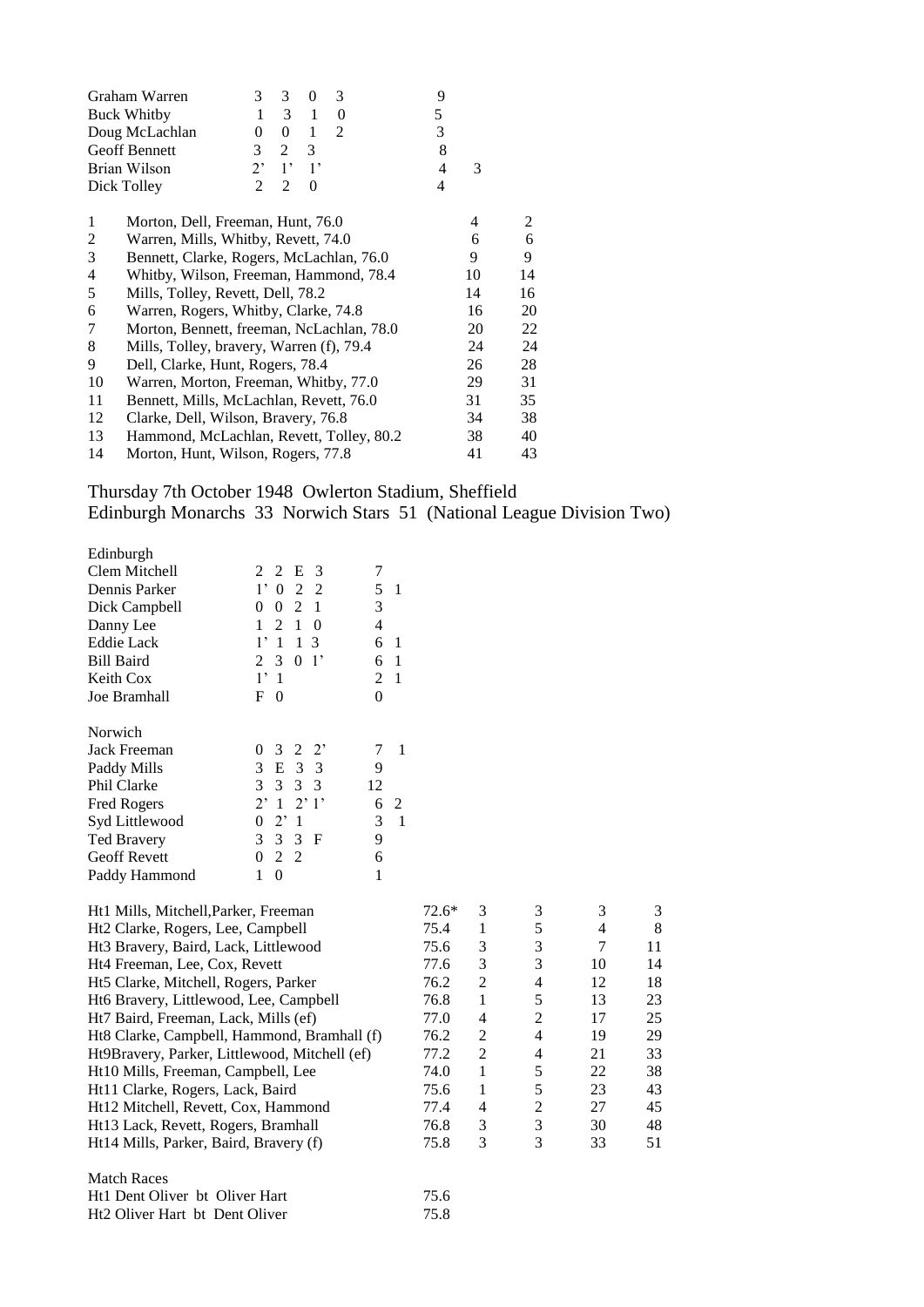| | | | | | | |
|---|---|---|---|---|---|---|
| Graham Warren | 3 | 3 | 0 | 3 | 9 | |
| Buck Whitby | 1 | 3 | 1 | 0 | 5 | |
| Doug McLachlan | 0 | 0 | 1 | 2 | 3 | |
| Geoff Bennett | 3 | 2 | 3 | | 8 | |
| Brian Wilson | 2' | 1' | 1' | | 4 | 3 |
| Dick Tolley | 2 | 2 | 0 | | 4 | |

| | | | |
|---|---|---|---|
| 1 | Morton, Dell, Freeman, Hunt, 76.0 | 4 | 2 |
| 2 | Warren, Mills, Whitby, Revett, 74.0 | 6 | 6 |
| 3 | Bennett, Clarke, Rogers, McLachlan, 76.0 | 9 | 9 |
| 4 | Whitby, Wilson, Freeman, Hammond, 78.4 | 10 | 14 |
| 5 | Mills, Tolley, Revett, Dell, 78.2 | 14 | 16 |
| 6 | Warren, Rogers, Whitby, Clarke, 74.8 | 16 | 20 |
| 7 | Morton, Bennett, freeman, NcLachlan, 78.0 | 20 | 22 |
| 8 | Mills, Tolley, bravery, Warren (f), 79.4 | 24 | 24 |
| 9 | Dell, Clarke, Hunt, Rogers, 78.4 | 26 | 28 |
| 10 | Warren, Morton, Freeman, Whitby, 77.0 | 29 | 31 |
| 11 | Bennett, Mills, McLachlan, Revett, 76.0 | 31 | 35 |
| 12 | Clarke, Dell, Wilson, Bravery, 76.8 | 34 | 38 |
| 13 | Hammond, McLachlan, Revett, Tolley, 80.2 | 38 | 40 |
| 14 | Morton, Hunt, Wilson, Rogers, 77.8 | 41 | 43 |

## Thursday 7th October 1948 Owlerton Stadium, Sheffield
## Edinburgh Monarchs 33 Norwich Stars 51 (National League Division Two)

| Edinburgh | | | | | | |
|---|---|---|---|---|---|---|
| Clem Mitchell | 2 | 2 | E | 3 | 7 | |
| Dennis Parker | 1' | 0 | 2 | 2 | 5 | 1 |
| Dick Campbell | 0 | 0 | 2 | 1 | 3 | |
| Danny Lee | 1 | 2 | 1 | 0 | 4 | |
| Eddie Lack | 1' | 1 | 1 | 3 | 6 | 1 |
| Bill Baird | 2 | 3 | 0 | 1' | 6 | 1 |
| Keith Cox | 1' | 1 | | | 2 | 1 |
| Joe Bramhall | F | 0 | | | 0 | |

| Norwich | | | | | | |
|---|---|---|---|---|---|---|
| Jack Freeman | 0 | 3 | 2 | 2' | 7 | 1 |
| Paddy Mills | 3 | E | 3 | 3 | 9 | |
| Phil Clarke | 3 | 3 | 3 | 3 | 12 | |
| Fred Rogers | 2' | 1 | 2' | 1' | 6 | 2 |
| Syd Littlewood | 0 | 2' | 1 | | 3 | 1 |
| Ted Bravery | 3 | 3 | 3 | F | 9 | |
| Geoff Revett | 0 | 2 | 2 | | 6 | |
| Paddy Hammond | 1 | 0 | | | 1 | |

| | | | | | |
|---|---|---|---|---|---|
| Ht1 Mills, Mitchell,Parker, Freeman | 72.6* | 3 | 3 | 3 | 3 |
| Ht2 Clarke, Rogers, Lee, Campbell | 75.4 | 1 | 5 | 4 | 8 |
| Ht3 Bravery, Baird, Lack, Littlewood | 75.6 | 3 | 3 | 7 | 11 |
| Ht4 Freeman, Lee, Cox, Revett | 77.6 | 3 | 3 | 10 | 14 |
| Ht5 Clarke, Mitchell, Rogers, Parker | 76.2 | 2 | 4 | 12 | 18 |
| Ht6 Bravery, Littlewood, Lee, Campbell | 76.8 | 1 | 5 | 13 | 23 |
| Ht7 Baird, Freeman, Lack, Mills (ef) | 77.0 | 4 | 2 | 17 | 25 |
| Ht8 Clarke, Campbell, Hammond, Bramhall (f) | 76.2 | 2 | 4 | 19 | 29 |
| Ht9Bravery, Parker, Littlewood, Mitchell (ef) | 77.2 | 2 | 4 | 21 | 33 |
| Ht10 Mills, Freeman, Campbell, Lee | 74.0 | 1 | 5 | 22 | 38 |
| Ht11 Clarke, Rogers, Lack, Baird | 75.6 | 1 | 5 | 23 | 43 |
| Ht12 Mitchell, Revett, Cox, Hammond | 77.4 | 4 | 2 | 27 | 45 |
| Ht13 Lack, Revett, Rogers, Bramhall | 76.8 | 3 | 3 | 30 | 48 |
| Ht14 Mills, Parker, Baird, Bravery (f) | 75.8 | 3 | 3 | 33 | 51 |

Match Races

| | |
|---|---|
| Ht1 Dent Oliver bt Oliver Hart | 75.6 |
| Ht2 Oliver Hart bt Dent Oliver | 75.8 |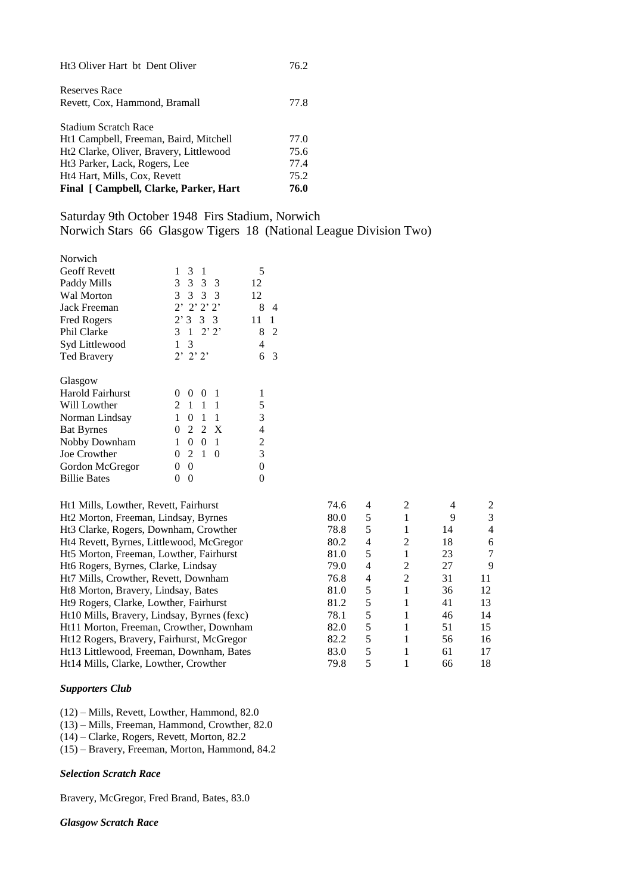| | |
|---|---|
| Ht3 Oliver Hart bt Dent Oliver | 76.2 |

Reserves Race

| | |
|---|---|
| Revett, Cox, Hammond, Bramall | 77.8 |

Stadium Scratch Race

| | |
|---|---|
| Ht1 Campbell, Freeman, Baird, Mitchell | 77.0 |
| Ht2 Clarke, Oliver, Bravery, Littlewood | 75.6 |
| Ht3 Parker, Lack, Rogers, Lee | 77.4 |
| Ht4 Hart, Mills, Cox, Revett | 75.2 |
| **Final [ Campbell, Clarke, Parker, Hart** | **76.0** |

## Saturday 9th October 1948 Firs Stadium, Norwich
## Norwich Stars 66 Glasgow Tigers 18 (National League Division Two)

| Norwich | | | |
|---|---|---|---|
| Geoff Revett | 1 3 1 | 5 | |
| Paddy Mills | 3 3 3 3 | 12 | |
| Wal Morton | 3 3 3 3 | 12 | |
| Jack Freeman | 2' 2' 2' 2' | 8 | 4 |
| Fred Rogers | 2' 3 3 3 | 11 | 1 |
| Phil Clarke | 3 1 2' 2' | 8 | 2 |
| Syd Littlewood | 1 3 | 4 | |
| Ted Bravery | 2' 2' 2' | 6 | 3 |

| Glasgow | | |
|---|---|---|
| Harold Fairhurst | 0 0 0 1 | 1 |
| Will Lowther | 2 1 1 1 | 5 |
| Norman Lindsay | 1 0 1 1 | 3 |
| Bat Byrnes | 0 2 2 X | 4 |
| Nobby Downham | 1 0 0 1 | 2 |
| Joe Crowther | 0 2 1 0 | 3 |
| Gordon McGregor | 0 0 | 0 |
| Billie Bates | 0 0 | 0 |

| | | | | | |
|---|---|---|---|---|---|
| Ht1 Mills, Lowther, Revett, Fairhurst | 74.6 | 4 | 2 | 4 | 2 |
| Ht2 Morton, Freeman, Lindsay, Byrnes | 80.0 | 5 | 1 | 9 | 3 |
| Ht3 Clarke, Rogers, Downham, Crowther | 78.8 | 5 | 1 | 14 | 4 |
| Ht4 Revett, Byrnes, Littlewood, McGregor | 80.2 | 4 | 2 | 18 | 6 |
| Ht5 Morton, Freeman, Lowther, Fairhurst | 81.0 | 5 | 1 | 23 | 7 |
| Ht6 Rogers, Byrnes, Clarke, Lindsay | 79.0 | 4 | 2 | 27 | 9 |
| Ht7 Mills, Crowther, Revett, Downham | 76.8 | 4 | 2 | 31 | 11 |
| Ht8 Morton, Bravery, Lindsay, Bates | 81.0 | 5 | 1 | 36 | 12 |
| Ht9 Rogers, Clarke, Lowther, Fairhurst | 81.2 | 5 | 1 | 41 | 13 |
| Ht10 Mills, Bravery, Lindsay, Byrnes (fexc) | 78.1 | 5 | 1 | 46 | 14 |
| Ht11 Morton, Freeman, Crowther, Downham | 82.0 | 5 | 1 | 51 | 15 |
| Ht12 Rogers, Bravery, Fairhurst, McGregor | 82.2 | 5 | 1 | 56 | 16 |
| Ht13 Littlewood, Freeman, Downham, Bates | 83.0 | 5 | 1 | 61 | 17 |
| Ht14 Mills, Clarke, Lowther, Crowther | 79.8 | 5 | 1 | 66 | 18 |

***Supporters Club***

(12) – Mills, Revett, Lowther, Hammond, 82.0
(13) – Mills, Freeman, Hammond, Crowther, 82.0
(14) – Clarke, Rogers, Revett, Morton, 82.2
(15) – Bravery, Freeman, Morton, Hammond, 84.2

***Selection Scratch Race***

Bravery, McGregor, Fred Brand, Bates, 83.0

***Glasgow Scratch Race***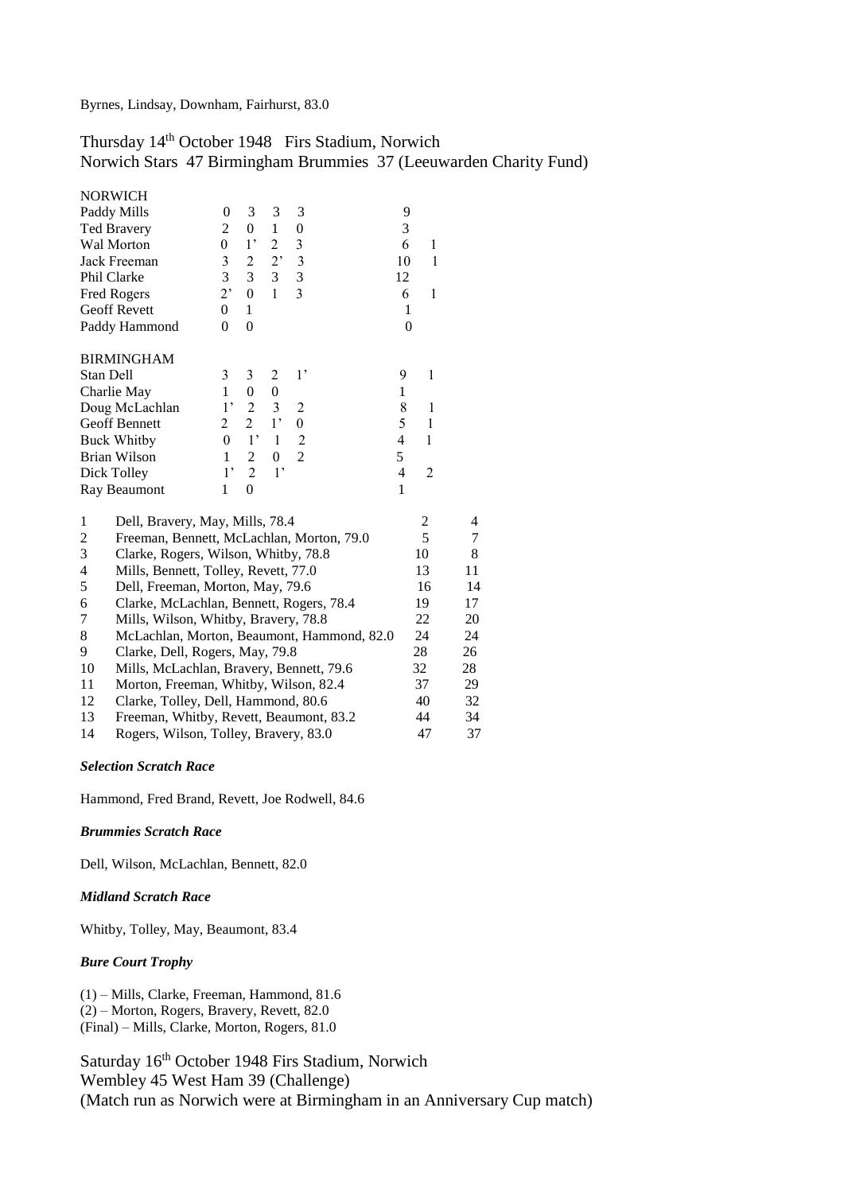Byrnes, Lindsay, Downham, Fairhurst, 83.0

## Thursday 14th October 1948 Firs Stadium, Norwich
## Norwich Stars 47 Birmingham Brummies 37 (Leeuwarden Charity Fund)

| NORWICH | | | | | | |
|---|---|---|---|---|---|---|
| Paddy Mills | 0 | 3 | 3 | 3 | 9 | |
| Ted Bravery | 2 | 0 | 1 | 0 | 3 | |
| Wal Morton | 0 | 1' | 2 | 3 | 6 | 1 |
| Jack Freeman | 3 | 2 | 2' | 3 | 10 | 1 |
| Phil Clarke | 3 | 3 | 3 | 3 | 12 | |
| Fred Rogers | 2' | 0 | 1 | 3 | 6 | 1 |
| Geoff Revett | 0 | 1 | | | 1 | |
| Paddy Hammond | 0 | 0 | | | 0 | |

| BIRMINGHAM | | | | | | |
|---|---|---|---|---|---|---|
| Stan Dell | 3 | 3 | 2 | 1' | 9 | 1 |
| Charlie May | 1 | 0 | 0 | | 1 | |
| Doug McLachlan | 1' | 2 | 3 | 2 | 8 | 1 |
| Geoff Bennett | 2 | 2 | 1' | 0 | 5 | 1 |
| Buck Whitby | 0 | 1' | 1 | 2 | 4 | 1 |
| Brian Wilson | 1 | 2 | 0 | 2 | 5 | |
| Dick Tolley | 1' | 2 | 1' | | 4 | 2 |
| Ray Beaumont | 1 | 0 | | | 1 | |

| | | | |
|---|---|---|---|
| 1 | Dell, Bravery, May, Mills, 78.4 | 2 | 4 |
| 2 | Freeman, Bennett, McLachlan, Morton, 79.0 | 5 | 7 |
| 3 | Clarke, Rogers, Wilson, Whitby, 78.8 | 10 | 8 |
| 4 | Mills, Bennett, Tolley, Revett, 77.0 | 13 | 11 |
| 5 | Dell, Freeman, Morton, May, 79.6 | 16 | 14 |
| 6 | Clarke, McLachlan, Bennett, Rogers, 78.4 | 19 | 17 |
| 7 | Mills, Wilson, Whitby, Bravery, 78.8 | 22 | 20 |
| 8 | McLachlan, Morton, Beaumont, Hammond, 82.0 | 24 | 24 |
| 9 | Clarke, Dell, Rogers, May, 79.8 | 28 | 26 |
| 10 | Mills, McLachlan, Bravery, Bennett, 79.6 | 32 | 28 |
| 11 | Morton, Freeman, Whitby, Wilson, 82.4 | 37 | 29 |
| 12 | Clarke, Tolley, Dell, Hammond, 80.6 | 40 | 32 |
| 13 | Freeman, Whitby, Revett, Beaumont, 83.2 | 44 | 34 |
| 14 | Rogers, Wilson, Tolley, Bravery, 83.0 | 47 | 37 |

***Selection Scratch Race***

Hammond, Fred Brand, Revett, Joe Rodwell, 84.6

***Brummies Scratch Race***

Dell, Wilson, McLachlan, Bennett, 82.0

***Midland Scratch Race***

Whitby, Tolley, May, Beaumont, 83.4

***Bure Court Trophy***

(1) – Mills, Clarke, Freeman, Hammond, 81.6
(2) – Morton, Rogers, Bravery, Revett, 82.0
(Final) – Mills, Clarke, Morton, Rogers, 81.0

## Saturday 16th October 1948 Firs Stadium, Norwich
## Wembley 45 West Ham 39 (Challenge)
(Match run as Norwich were at Birmingham in an Anniversary Cup match)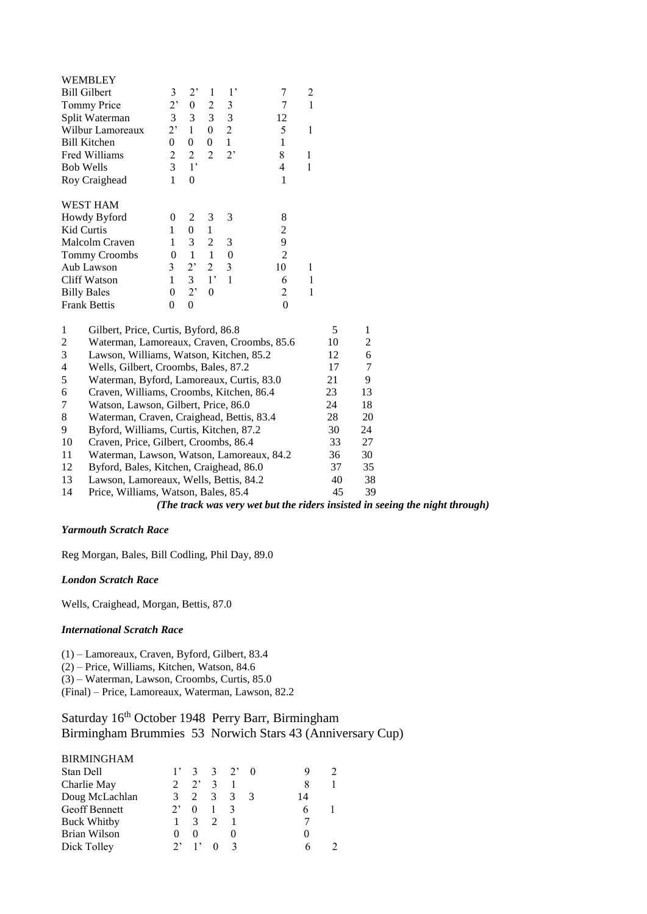WEMBLEY

| | | | | | | |
|---|---|---|---|---|---|---|
| Bill Gilbert | 3 | 2' | 1 | 1' | 7 | 2 |
| Tommy Price | 2' | 0 | 2 | 3 | 7 | 1 |
| Split Waterman | 3 | 3 | 3 | 3 | 12 | |
| Wilbur Lamoreaux | 2' | 1 | 0 | 2 | 5 | 1 |
| Bill Kitchen | 0 | 0 | 0 | 1 | 1 | |
| Fred Williams | 2 | 2 | 2 | 2' | 8 | 1 |
| Bob Wells | 3 | 1' | | | 4 | 1 |
| Roy Craighead | 1 | 0 | | | 1 | |

WEST HAM

| | | | | | | |
|---|---|---|---|---|---|---|
| Howdy Byford | 0 | 2 | 3 | 3 | 8 | |
| Kid Curtis | 1 | 0 | 1 | | 2 | |
| Malcolm Craven | 1 | 3 | 2 | 3 | 9 | |
| Tommy Croombs | 0 | 1 | 1 | 0 | 2 | |
| Aub Lawson | 3 | 2' | 2 | 3 | 10 | 1 |
| Cliff Watson | 1 | 3 | 1' | 1 | 6 | 1 |
| Billy Bales | 0 | 2' | 0 | | 2 | 1 |
| Frank Bettis | 0 | 0 | | | 0 | |

| | | | |
|---|---|---|---|
| 1 | Gilbert, Price, Curtis, Byford, 86.8 | 5 | 1 |
| 2 | Waterman, Lamoreaux, Craven, Croombs, 85.6 | 10 | 2 |
| 3 | Lawson, Williams, Watson, Kitchen, 85.2 | 12 | 6 |
| 4 | Wells, Gilbert, Croombs, Bales, 87.2 | 17 | 7 |
| 5 | Waterman, Byford, Lamoreaux, Curtis, 83.0 | 21 | 9 |
| 6 | Craven, Williams, Croombs, Kitchen, 86.4 | 23 | 13 |
| 7 | Watson, Lawson, Gilbert, Price, 86.0 | 24 | 18 |
| 8 | Waterman, Craven, Craighead, Bettis, 83.4 | 28 | 20 |
| 9 | Byford, Williams, Curtis, Kitchen, 87.2 | 30 | 24 |
| 10 | Craven, Price, Gilbert, Croombs, 86.4 | 33 | 27 |
| 11 | Waterman, Lawson, Watson, Lamoreaux, 84.2 | 36 | 30 |
| 12 | Byford, Bales, Kitchen, Craighead, 86.0 | 37 | 35 |
| 13 | Lawson, Lamoreaux, Wells, Bettis, 84.2 | 40 | 38 |
| 14 | Price, Williams, Watson, Bales, 85.4 | 45 | 39 |

***(The track was very wet but the riders insisted in seeing the night through)***

***Yarmouth Scratch Race***

Reg Morgan, Bales, Bill Codling, Phil Day, 89.0

***London Scratch Race***

Wells, Craighead, Morgan, Bettis, 87.0

***International Scratch Race***

(1) – Lamoreaux, Craven, Byford, Gilbert, 83.4
(2) – Price, Williams, Kitchen, Watson, 84.6
(3) – Waterman, Lawson, Croombs, Curtis, 85.0
(Final) – Price, Lamoreaux, Waterman, Lawson, 82.2

## Saturday 16th October 1948 Perry Barr, Birmingham
## Birmingham Brummies 53 Norwich Stars 43 (Anniversary Cup)

BIRMINGHAM

| | | | | | | | |
|---|---|---|---|---|---|---|---|
| Stan Dell | 1' | 3 | 3 | 2' | 0 | 9 | 2 |
| Charlie May | 2 | 2' | 3 | 1 | | 8 | 1 |
| Doug McLachlan | 3 | 2 | 3 | 3 | 3 | 14 | |
| Geoff Bennett | 2' | 0 | 1 | 3 | | 6 | 1 |
| Buck Whitby | 1 | 3 | 2 | 1 | | 7 | |
| Brian Wilson | 0 | 0 | | 0 | | 0 | |
| Dick Tolley | 2' | 1' | 0 | 3 | | 6 | 2 |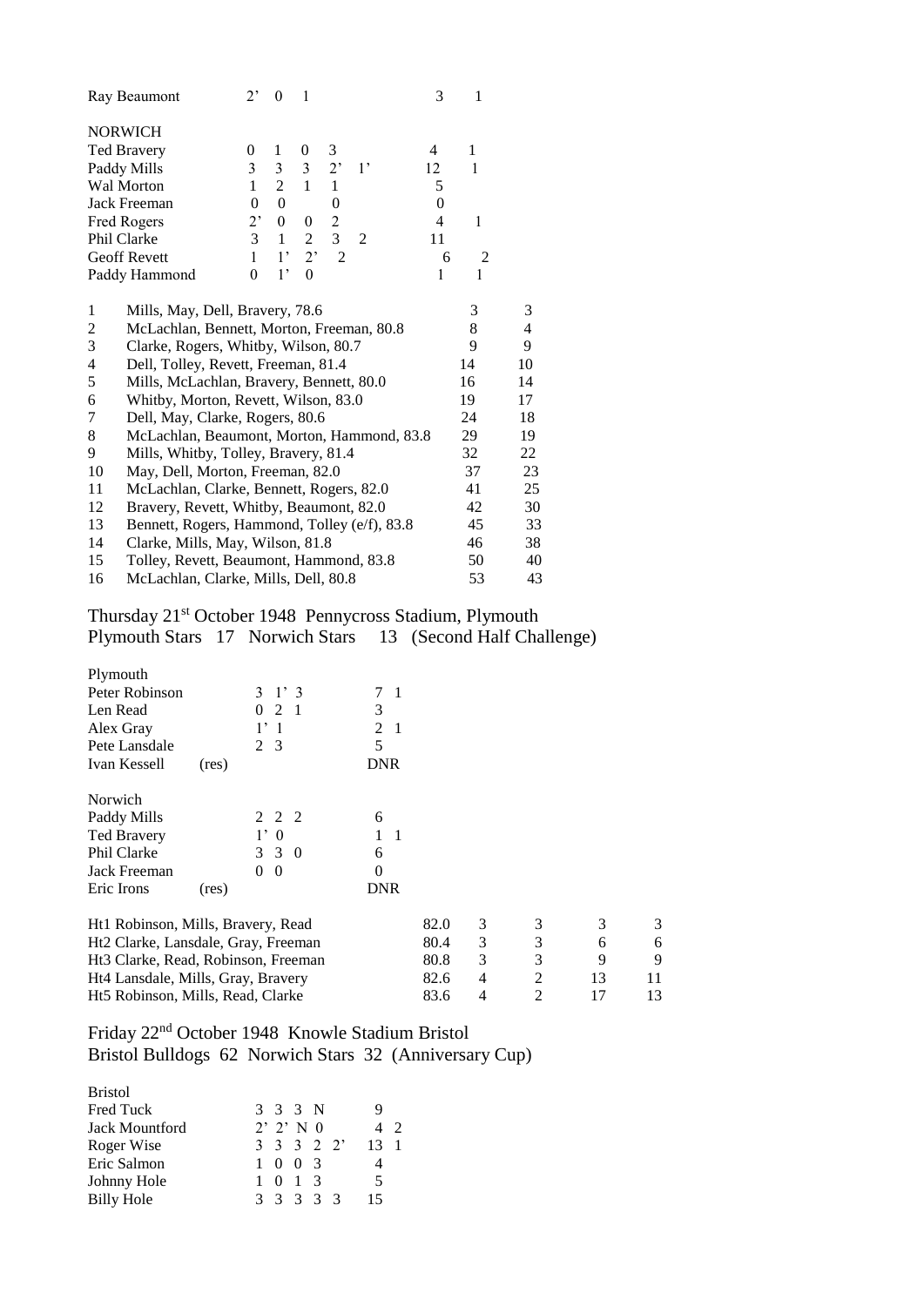| | | | | | | | |
|---|---|---|---|---|---|---|---|
| Ray Beaumont | 2' | 0 | 1 | | | 3 | 1 |

| NORWICH | | | | | | | |
|---|---|---|---|---|---|---|---|
| Ted Bravery | 0 | 1 | 0 | 3 | | 4 | 1 |
| Paddy Mills | 3 | 3 | 3 | 2' | 1' | 12 | 1 |
| Wal Morton | 1 | 2 | 1 | 1 | | 5 | |
| Jack Freeman | 0 | 0 | | 0 | | 0 | |
| Fred Rogers | 2' | 0 | 0 | 2 | | 4 | 1 |
| Phil Clarke | 3 | 1 | 2 | 3 | 2 | 11 | |
| Geoff Revett | 1 | 1' | 2' | 2 | | 6 | 2 |
| Paddy Hammond | 0 | 1' | 0 | | | 1 | 1 |

| | | | |
|---|---|---|---|
| 1 | Mills, May, Dell, Bravery, 78.6 | 3 | 3 |
| 2 | McLachlan, Bennett, Morton, Freeman, 80.8 | 8 | 4 |
| 3 | Clarke, Rogers, Whitby, Wilson, 80.7 | 9 | 9 |
| 4 | Dell, Tolley, Revett, Freeman, 81.4 | 14 | 10 |
| 5 | Mills, McLachlan, Bravery, Bennett, 80.0 | 16 | 14 |
| 6 | Whitby, Morton, Revett, Wilson, 83.0 | 19 | 17 |
| 7 | Dell, May, Clarke, Rogers, 80.6 | 24 | 18 |
| 8 | McLachlan, Beaumont, Morton, Hammond, 83.8 | 29 | 19 |
| 9 | Mills, Whitby, Tolley, Bravery, 81.4 | 32 | 22 |
| 10 | May, Dell, Morton, Freeman, 82.0 | 37 | 23 |
| 11 | McLachlan, Clarke, Bennett, Rogers, 82.0 | 41 | 25 |
| 12 | Bravery, Revett, Whitby, Beaumont, 82.0 | 42 | 30 |
| 13 | Bennett, Rogers, Hammond, Tolley (e/f), 83.8 | 45 | 33 |
| 14 | Clarke, Mills, May, Wilson, 81.8 | 46 | 38 |
| 15 | Tolley, Revett, Beaumont, Hammond, 83.8 | 50 | 40 |
| 16 | McLachlan, Clarke, Mills, Dell, 80.8 | 53 | 43 |

## Thursday 21st October 1948 Pennycross Stadium, Plymouth
## Plymouth Stars 17 Norwich Stars 13 (Second Half Challenge)

| Plymouth | | | | | | |
|---|---|---|---|---|---|---|
| Peter Robinson | | 3 | 1' | 3 | 7 | 1 |
| Len Read | | 0 | 2 | 1 | 3 | |
| Alex Gray | | 1' | 1 | | 2 | 1 |
| Pete Lansdale | | 2 | 3 | | 5 | |
| Ivan Kessell | (res) | | | | DNR | |

| Norwich | | | | | | |
|---|---|---|---|---|---|---|
| Paddy Mills | | 2 | 2 | 2 | 6 | |
| Ted Bravery | | 1' | 0 | | 1 | 1 |
| Phil Clarke | | 3 | 3 | 0 | 6 | |
| Jack Freeman | | 0 | 0 | | 0 | |
| Eric Irons | (res) | | | | DNR | |

| | | | | | |
|---|---|---|---|---|---|
| Ht1 Robinson, Mills, Bravery, Read | 82.0 | 3 | 3 | 3 | 3 |
| Ht2 Clarke, Lansdale, Gray, Freeman | 80.4 | 3 | 3 | 6 | 6 |
| Ht3 Clarke, Read, Robinson, Freeman | 80.8 | 3 | 3 | 9 | 9 |
| Ht4 Lansdale, Mills, Gray, Bravery | 82.6 | 4 | 2 | 13 | 11 |
| Ht5 Robinson, Mills, Read, Clarke | 83.6 | 4 | 2 | 17 | 13 |

## Friday 22nd October 1948 Knowle Stadium Bristol
## Bristol Bulldogs 62 Norwich Stars 32 (Anniversary Cup)

| Bristol | | | | | | | |
|---|---|---|---|---|---|---|---|
| Fred Tuck | 3 | 3 | 3 | N | | 9 | |
| Jack Mountford | 2' | 2' | N | 0 | | 4 | 2 |
| Roger Wise | 3 | 3 | 3 | 2 | 2' | 13 | 1 |
| Eric Salmon | 1 | 0 | 0 | 3 | | 4 | |
| Johnny Hole | 1 | 0 | 1 | 3 | | 5 | |
| Billy Hole | 3 | 3 | 3 | 3 | 3 | 15 | |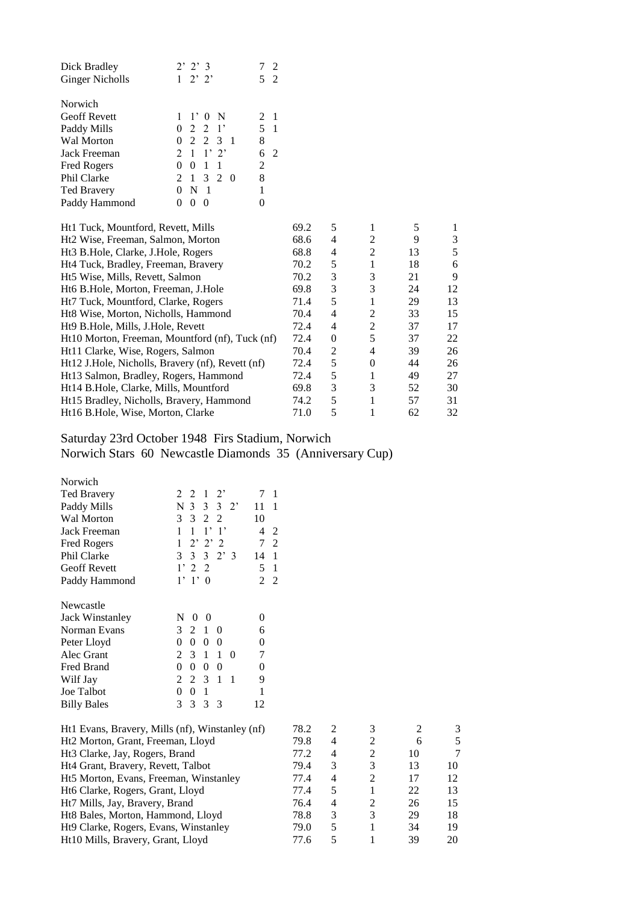| | | | |
|---|---|---|---|
| Dick Bradley | 2' 2' 3 | 7 | 2 |
| Ginger Nicholls | 1 2' 2' | 5 | 2 |

Norwich

| | | | |
|---|---|---|---|
| Geoff Revett | 1 1' 0 N | 2 | 1 |
| Paddy Mills | 0 2 2 1' | 5 | 1 |
| Wal Morton | 0 2 2 3 1 | 8 | |
| Jack Freeman | 2 1 1' 2' | 6 | 2 |
| Fred Rogers | 0 0 1 1 | 2 | |
| Phil Clarke | 2 1 3 2 0 | 8 | |
| Ted Bravery | 0 N 1 | 1 | |
| Paddy Hammond | 0 0 0 | 0 | |

| | | | | | |
|---|---|---|---|---|---|
| Ht1 Tuck, Mountford, Revett, Mills | 69.2 | 5 | 1 | 5 | 1 |
| Ht2 Wise, Freeman, Salmon, Morton | 68.6 | 4 | 2 | 9 | 3 |
| Ht3 B.Hole, Clarke, J.Hole, Rogers | 68.8 | 4 | 2 | 13 | 5 |
| Ht4 Tuck, Bradley, Freeman, Bravery | 70.2 | 5 | 1 | 18 | 6 |
| Ht5 Wise, Mills, Revett, Salmon | 70.2 | 3 | 3 | 21 | 9 |
| Ht6 B.Hole, Morton, Freeman, J.Hole | 69.8 | 3 | 3 | 24 | 12 |
| Ht7 Tuck, Mountford, Clarke, Rogers | 71.4 | 5 | 1 | 29 | 13 |
| Ht8 Wise, Morton, Nicholls, Hammond | 70.4 | 4 | 2 | 33 | 15 |
| Ht9 B.Hole, Mills, J.Hole, Revett | 72.4 | 4 | 2 | 37 | 17 |
| Ht10 Morton, Freeman, Mountford (nf), Tuck (nf) | 72.4 | 0 | 5 | 37 | 22 |
| Ht11 Clarke, Wise, Rogers, Salmon | 70.4 | 2 | 4 | 39 | 26 |
| Ht12 J.Hole, Nicholls, Bravery (nf), Revett (nf) | 72.4 | 5 | 0 | 44 | 26 |
| Ht13 Salmon, Bradley, Rogers, Hammond | 72.4 | 5 | 1 | 49 | 27 |
| Ht14 B.Hole, Clarke, Mills, Mountford | 69.8 | 3 | 3 | 52 | 30 |
| Ht15 Bradley, Nicholls, Bravery, Hammond | 74.2 | 5 | 1 | 57 | 31 |
| Ht16 B.Hole, Wise, Morton, Clarke | 71.0 | 5 | 1 | 62 | 32 |

## Saturday 23rd October 1948 Firs Stadium, Norwich
## Norwich Stars 60 Newcastle Diamonds 35 (Anniversary Cup)

Norwich

| | | | |
|---|---|---|---|
| Ted Bravery | 2 2 1 2' | 7 | 1 |
| Paddy Mills | N 3 3 3 2' | 11 | 1 |
| Wal Morton | 3 3 2 2 | 10 | |
| Jack Freeman | 1 1 1' 1' | 4 | 2 |
| Fred Rogers | 1 2' 2' 2 | 7 | 2 |
| Phil Clarke | 3 3 3 2' 3 | 14 | 1 |
| Geoff Revett | 1' 2 2 | 5 | 1 |
| Paddy Hammond | 1' 1' 0 | 2 | 2 |

Newcastle

| | | |
|---|---|---|
| Jack Winstanley | N 0 0 | 0 |
| Norman Evans | 3 2 1 0 | 6 |
| Peter Lloyd | 0 0 0 0 | 0 |
| Alec Grant | 2 3 1 1 0 | 7 |
| Fred Brand | 0 0 0 0 | 0 |
| Wilf Jay | 2 2 3 1 1 | 9 |
| Joe Talbot | 0 0 1 | 1 |
| Billy Bales | 3 3 3 3 | 12 |

| | | | | | |
|---|---|---|---|---|---|
| Ht1 Evans, Bravery, Mills (nf), Winstanley (nf) | 78.2 | 2 | 3 | 2 | 3 |
| Ht2 Morton, Grant, Freeman, Lloyd | 79.8 | 4 | 2 | 6 | 5 |
| Ht3 Clarke, Jay, Rogers, Brand | 77.2 | 4 | 2 | 10 | 7 |
| Ht4 Grant, Bravery, Revett, Talbot | 79.4 | 3 | 3 | 13 | 10 |
| Ht5 Morton, Evans, Freeman, Winstanley | 77.4 | 4 | 2 | 17 | 12 |
| Ht6 Clarke, Rogers, Grant, Lloyd | 77.4 | 5 | 1 | 22 | 13 |
| Ht7 Mills, Jay, Bravery, Brand | 76.4 | 4 | 2 | 26 | 15 |
| Ht8 Bales, Morton, Hammond, Lloyd | 78.8 | 3 | 3 | 29 | 18 |
| Ht9 Clarke, Rogers, Evans, Winstanley | 79.0 | 5 | 1 | 34 | 19 |
| Ht10 Mills, Bravery, Grant, Lloyd | 77.6 | 5 | 1 | 39 | 20 |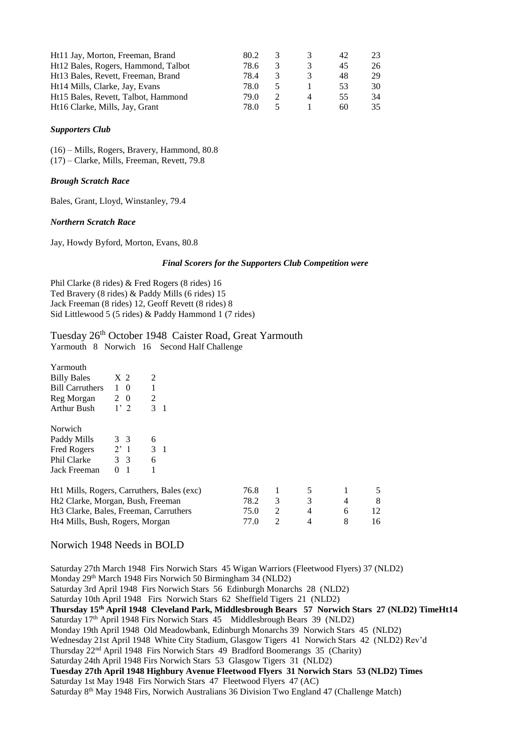| | | | | | |
|---|---|---|---|---|---|
| Ht11 Jay, Morton, Freeman, Brand | 80.2 | 3 | 3 | 42 | 23 |
| Ht12 Bales, Rogers, Hammond, Talbot | 78.6 | 3 | 3 | 45 | 26 |
| Ht13 Bales, Revett, Freeman, Brand | 78.4 | 3 | 3 | 48 | 29 |
| Ht14 Mills, Clarke, Jay, Evans | 78.0 | 5 | 1 | 53 | 30 |
| Ht15 Bales, Revett, Talbot, Hammond | 79.0 | 2 | 4 | 55 | 34 |
| Ht16 Clarke, Mills, Jay, Grant | 78.0 | 5 | 1 | 60 | 35 |

***Supporters Club***

(16) – Mills, Rogers, Bravery, Hammond, 80.8
(17) – Clarke, Mills, Freeman, Revett, 79.8

***Brough Scratch Race***

Bales, Grant, Lloyd, Winstanley, 79.4

***Northern Scratch Race***

Jay, Howdy Byford, Morton, Evans, 80.8

***Final Scorers for the Supporters Club Competition were***

Phil Clarke (8 rides) & Fred Rogers (8 rides) 16
Ted Bravery (8 rides) & Paddy Mills (6 rides) 15
Jack Freeman (8 rides) 12, Geoff Revett (8 rides) 8
Sid Littlewood 5 (5 rides) & Paddy Hammond 1 (7 rides)

Tuesday 26th October 1948 Caister Road, Great Yarmouth
Yarmouth 8 Norwich 16 Second Half Challenge

| Yarmouth | | | | |
|---|---|---|---|---|
| Billy Bales | X 2 | | 2 | |
| Bill Carruthers | 1 0 | | 1 | |
| Reg Morgan | 2 0 | | 2 | |
| Arthur Bush | 1' 2 | | 3 | 1 |

| Norwich | | | | |
|---|---|---|---|---|
| Paddy Mills | 3 3 | | 6 | |
| Fred Rogers | 2' 1 | | 3 | 1 |
| Phil Clarke | 3 3 | | 6 | |
| Jack Freeman | 0 1 | | 1 | |

| | | | | | |
|---|---|---|---|---|---|
| Ht1 Mills, Rogers, Carruthers, Bales (exc) | 76.8 | 1 | 5 | 1 | 5 |
| Ht2 Clarke, Morgan, Bush, Freeman | 78.2 | 3 | 3 | 4 | 8 |
| Ht3 Clarke, Bales, Freeman, Carruthers | 75.0 | 2 | 4 | 6 | 12 |
| Ht4 Mills, Bush, Rogers, Morgan | 77.0 | 2 | 4 | 8 | 16 |

## Norwich 1948 Needs in BOLD

Saturday 27th March 1948 Firs Norwich Stars 45 Wigan Warriors (Fleetwood Flyers) 37 (NLD2)
Monday 29th March 1948 Firs Norwich 50 Birmingham 34 (NLD2)
Saturday 3rd April 1948 Firs Norwich Stars 56 Edinburgh Monarchs 28 (NLD2)
Saturday 10th April 1948 Firs Norwich Stars 62 Sheffield Tigers 21 (NLD2)
**Thursday 15th April 1948 Cleveland Park, Middlesbrough Bears 57 Norwich Stars 27 (NLD2) TimeHt14**
Saturday 17th April 1948 Firs Norwich Stars 45 Middlesbrough Bears 39 (NLD2)
Monday 19th April 1948 Old Meadowbank, Edinburgh Monarchs 39 Norwich Stars 45 (NLD2)
Wednesday 21st April 1948 White City Stadium, Glasgow Tigers 41 Norwich Stars 42 (NLD2) Rev'd
Thursday 22nd April 1948 Firs Norwich Stars 49 Bradford Boomerangs 35 (Charity)
Saturday 24th April 1948 Firs Norwich Stars 53 Glasgow Tigers 31 (NLD2)
**Tuesday 27th April 1948 Highbury Avenue Fleetwood Flyers 31 Norwich Stars 53 (NLD2) Times**
Saturday 1st May 1948 Firs Norwich Stars 47 Fleetwood Flyers 47 (AC)
Saturday 8th May 1948 Firs, Norwich Australians 36 Division Two England 47 (Challenge Match)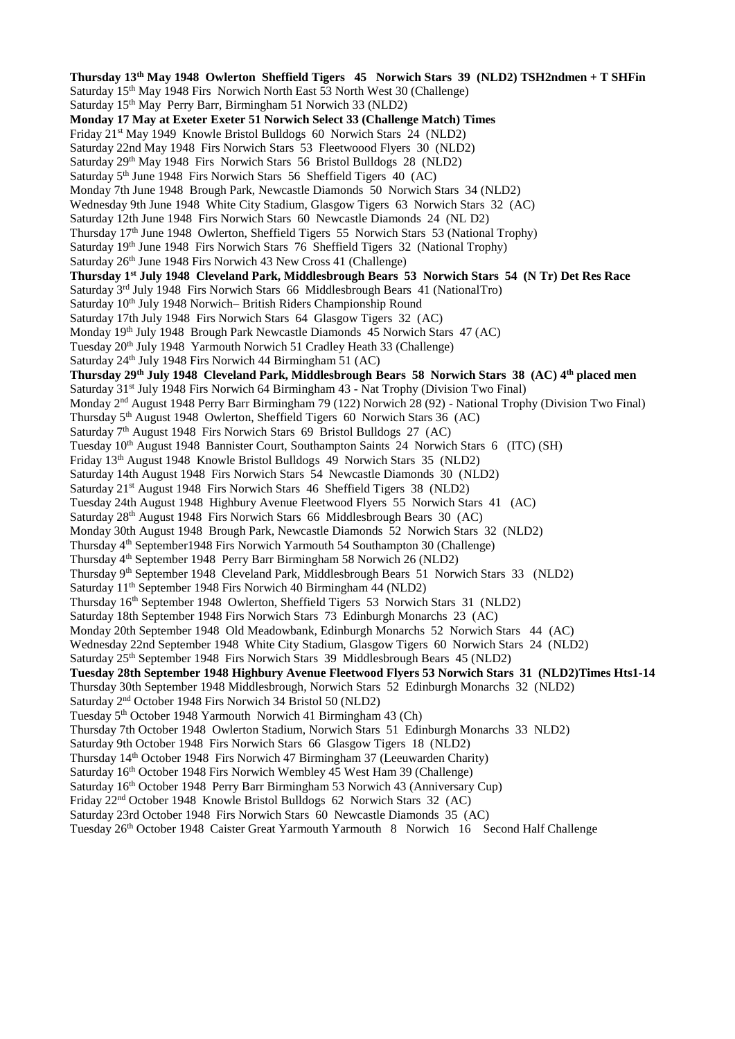**Thursday 13th May 1948 Owlerton Sheffield Tigers 45 Norwich Stars 39 (NLD2) TSH2ndmen + T SHFin**
Saturday 15th May 1948 Firs Norwich North East 53 North West 30 (Challenge)
Saturday 15th May Perry Barr, Birmingham 51 Norwich 33 (NLD2)
**Monday 17 May at Exeter Exeter 51 Norwich Select 33 (Challenge Match) Times**
Friday 21st May 1949 Knowle Bristol Bulldogs 60 Norwich Stars 24 (NLD2)
Saturday 22nd May 1948 Firs Norwich Stars 53 Fleetwoood Flyers 30 (NLD2)
Saturday 29th May 1948 Firs Norwich Stars 56 Bristol Bulldogs 28 (NLD2)
Saturday 5th June 1948 Firs Norwich Stars 56 Sheffield Tigers 40 (AC)
Monday 7th June 1948 Brough Park, Newcastle Diamonds 50 Norwich Stars 34 (NLD2)
Wednesday 9th June 1948 White City Stadium, Glasgow Tigers 63 Norwich Stars 32 (AC)
Saturday 12th June 1948 Firs Norwich Stars 60 Newcastle Diamonds 24 (NL D2)
Thursday 17th June 1948 Owlerton, Sheffield Tigers 55 Norwich Stars 53 (National Trophy)
Saturday 19th June 1948 Firs Norwich Stars 76 Sheffield Tigers 32 (National Trophy)
Saturday 26th June 1948 Firs Norwich 43 New Cross 41 (Challenge)
**Thursday 1st July 1948 Cleveland Park, Middlesbrough Bears 53 Norwich Stars 54 (N Tr) Det Res Race**
Saturday 3rd July 1948 Firs Norwich Stars 66 Middlesbrough Bears 41 (NationalTro)
Saturday 10th July 1948 Norwich– British Riders Championship Round
Saturday 17th July 1948 Firs Norwich Stars 64 Glasgow Tigers 32 (AC)
Monday 19th July 1948 Brough Park Newcastle Diamonds 45 Norwich Stars 47 (AC)
Tuesday 20th July 1948 Yarmouth Norwich 51 Cradley Heath 33 (Challenge)
Saturday 24th July 1948 Firs Norwich 44 Birmingham 51 (AC)
**Thursday 29th July 1948 Cleveland Park, Middlesbrough Bears 58 Norwich Stars 38 (AC) 4th placed men**
Saturday 31st July 1948 Firs Norwich 64 Birmingham 43 - Nat Trophy (Division Two Final)
Monday 2nd August 1948 Perry Barr Birmingham 79 (122) Norwich 28 (92) - National Trophy (Division Two Final)
Thursday 5th August 1948 Owlerton, Sheffield Tigers 60 Norwich Stars 36 (AC)
Saturday 7th August 1948 Firs Norwich Stars 69 Bristol Bulldogs 27 (AC)
Tuesday 10th August 1948 Bannister Court, Southampton Saints 24 Norwich Stars 6 (ITC) (SH)
Friday 13th August 1948 Knowle Bristol Bulldogs 49 Norwich Stars 35 (NLD2)
Saturday 14th August 1948 Firs Norwich Stars 54 Newcastle Diamonds 30 (NLD2)
Saturday 21st August 1948 Firs Norwich Stars 46 Sheffield Tigers 38 (NLD2)
Tuesday 24th August 1948 Highbury Avenue Fleetwood Flyers 55 Norwich Stars 41 (AC)
Saturday 28th August 1948 Firs Norwich Stars 66 Middlesbrough Bears 30 (AC)
Monday 30th August 1948 Brough Park, Newcastle Diamonds 52 Norwich Stars 32 (NLD2)
Thursday 4th September1948 Firs Norwich Yarmouth 54 Southampton 30 (Challenge)
Thursday 4th September 1948 Perry Barr Birmingham 58 Norwich 26 (NLD2)
Thursday 9th September 1948 Cleveland Park, Middlesbrough Bears 51 Norwich Stars 33 (NLD2)
Saturday 11th September 1948 Firs Norwich 40 Birmingham 44 (NLD2)
Thursday 16th September 1948 Owlerton, Sheffield Tigers 53 Norwich Stars 31 (NLD2)
Saturday 18th September 1948 Firs Norwich Stars 73 Edinburgh Monarchs 23 (AC)
Monday 20th September 1948 Old Meadowbank, Edinburgh Monarchs 52 Norwich Stars 44 (AC)
Wednesday 22nd September 1948 White City Stadium, Glasgow Tigers 60 Norwich Stars 24 (NLD2)
Saturday 25th September 1948 Firs Norwich Stars 39 Middlesbrough Bears 45 (NLD2)
**Tuesday 28th September 1948 Highbury Avenue Fleetwood Flyers 53 Norwich Stars 31 (NLD2)Times Hts1-14**
Thursday 30th September 1948 Middlesbrough, Norwich Stars 52 Edinburgh Monarchs 32 (NLD2)
Saturday 2nd October 1948 Firs Norwich 34 Bristol 50 (NLD2)
Tuesday 5th October 1948 Yarmouth Norwich 41 Birmingham 43 (Ch)
Thursday 7th October 1948 Owlerton Stadium, Norwich Stars 51 Edinburgh Monarchs 33 NLD2)
Saturday 9th October 1948 Firs Norwich Stars 66 Glasgow Tigers 18 (NLD2)
Thursday 14th October 1948 Firs Norwich 47 Birmingham 37 (Leeuwarden Charity)
Saturday 16th October 1948 Firs Norwich Wembley 45 West Ham 39 (Challenge)
Saturday 16th October 1948 Perry Barr Birmingham 53 Norwich 43 (Anniversary Cup)
Friday 22nd October 1948 Knowle Bristol Bulldogs 62 Norwich Stars 32 (AC)
Saturday 23rd October 1948 Firs Norwich Stars 60 Newcastle Diamonds 35 (AC)
Tuesday 26th October 1948 Caister Great Yarmouth Yarmouth 8 Norwich 16 Second Half Challenge